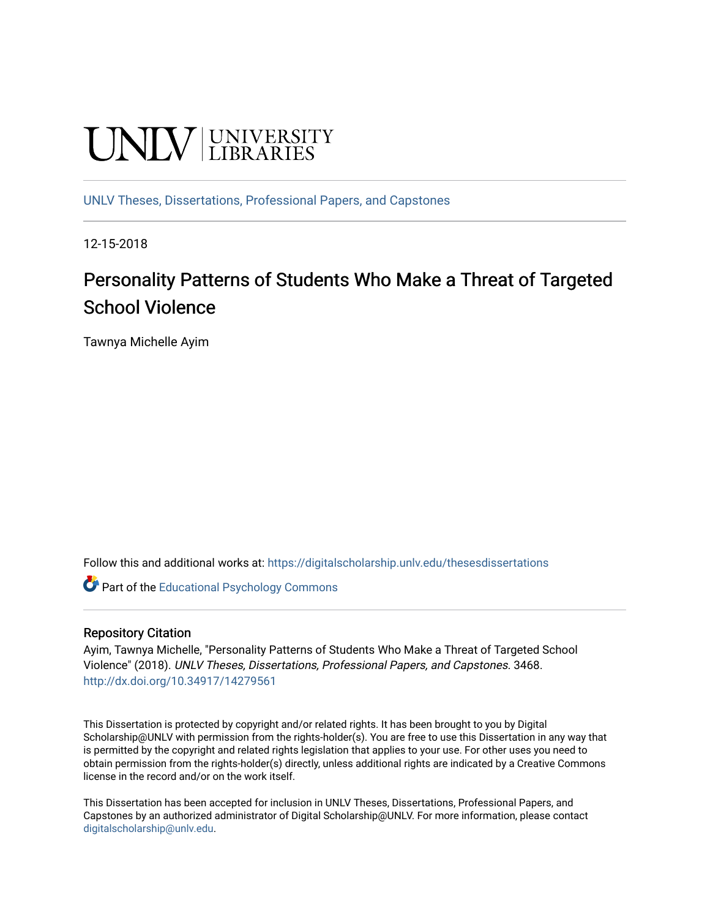UNLV | UNIVERSITY LIBRARIES

UNLV Theses, Dissertations, Professional Papers, and Capstones

12-15-2018

# Personality Patterns of Students Who Make a Threat of Targeted School Violence

Tawnya Michelle Ayim

Follow this and additional works at: https://digitalscholarship.unlv.edu/thesesdissertations

Part of the Educational Psychology Commons

## Repository Citation

Ayim, Tawnya Michelle, "Personality Patterns of Students Who Make a Threat of Targeted School Violence" (2018). *UNLV Theses, Dissertations, Professional Papers, and Capstones*. 3468.
http://dx.doi.org/10.34917/14279561

This Dissertation is protected by copyright and/or related rights. It has been brought to you by Digital Scholarship@UNLV with permission from the rights-holder(s). You are free to use this Dissertation in any way that is permitted by the copyright and related rights legislation that applies to your use. For other uses you need to obtain permission from the rights-holder(s) directly, unless additional rights are indicated by a Creative Commons license in the record and/or on the work itself.

This Dissertation has been accepted for inclusion in UNLV Theses, Dissertations, Professional Papers, and Capstones by an authorized administrator of Digital Scholarship@UNLV. For more information, please contact digitalscholarship@unlv.edu.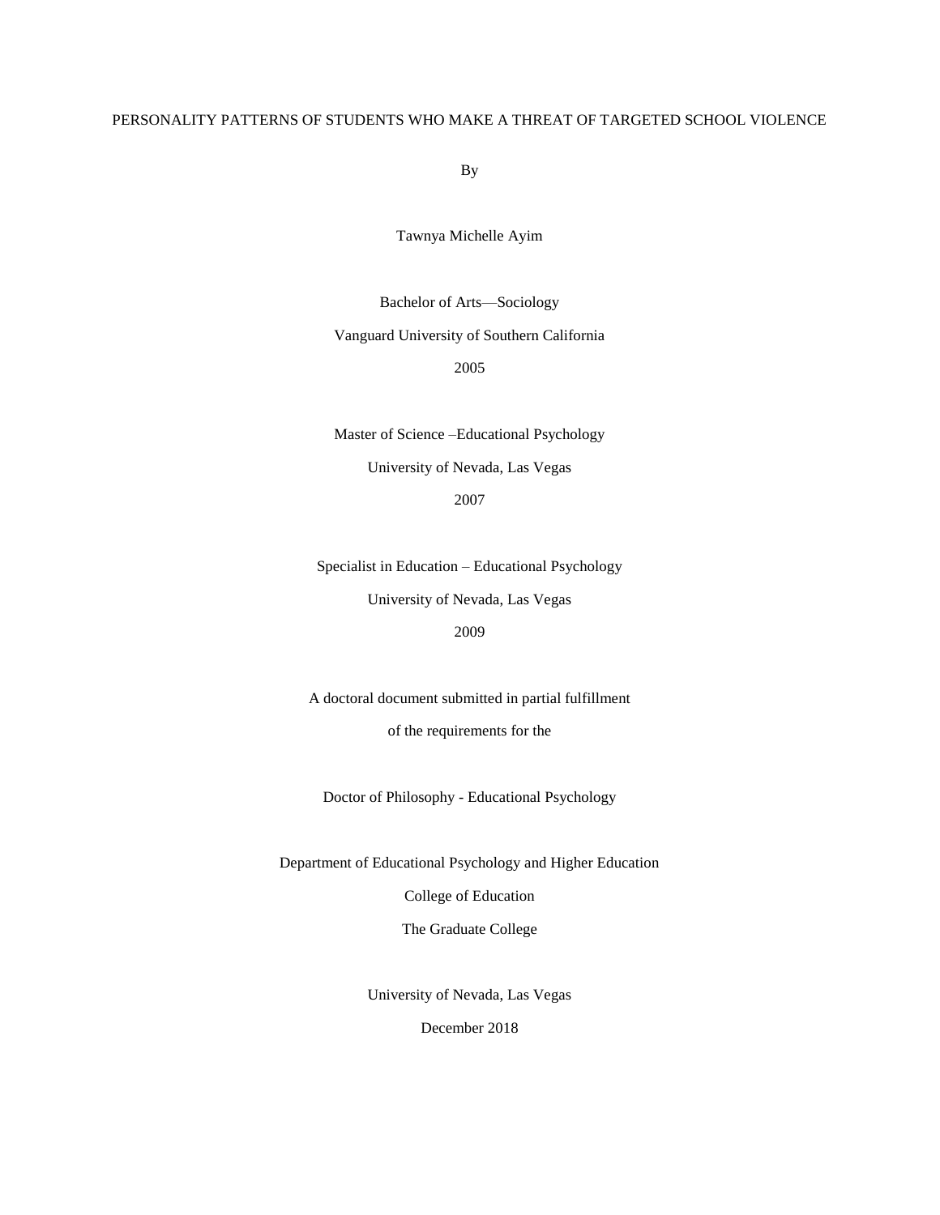# PERSONALITY PATTERNS OF STUDENTS WHO MAKE A THREAT OF TARGETED SCHOOL VIOLENCE

By

Tawnya Michelle Ayim

Bachelor of Arts—Sociology
Vanguard University of Southern California
2005

Master of Science –Educational Psychology
University of Nevada, Las Vegas
2007

Specialist in Education – Educational Psychology
University of Nevada, Las Vegas
2009

A doctoral document submitted in partial fulfillment
of the requirements for the

Doctor of Philosophy - Educational Psychology

Department of Educational Psychology and Higher Education
College of Education
The Graduate College

University of Nevada, Las Vegas
December 2018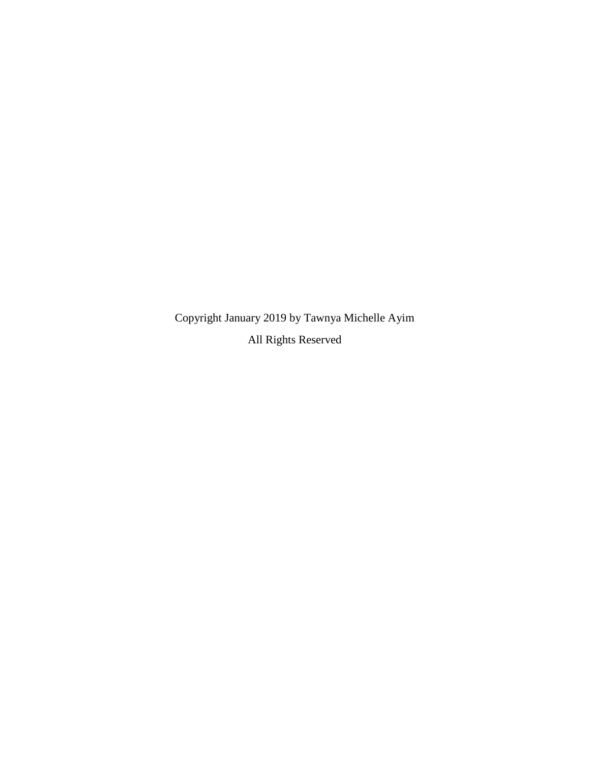Copyright January 2019 by Tawnya Michelle Ayim

All Rights Reserved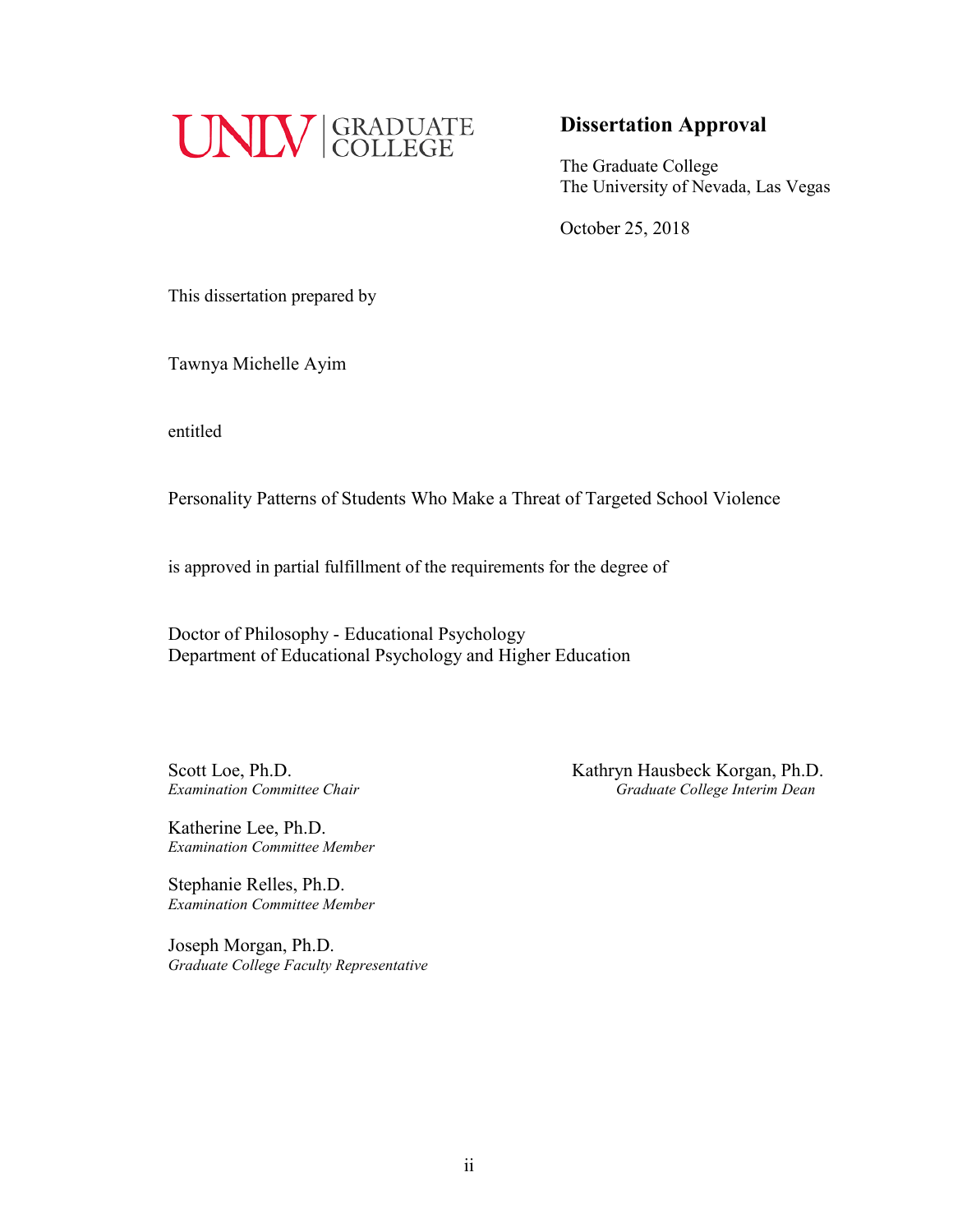UNLV | GRADUATE COLLEGE

## Dissertation Approval

The Graduate College
The University of Nevada, Las Vegas

October 25, 2018

This dissertation prepared by

Tawnya Michelle Ayim

entitled

Personality Patterns of Students Who Make a Threat of Targeted School Violence

is approved in partial fulfillment of the requirements for the degree of

Doctor of Philosophy - Educational Psychology
Department of Educational Psychology and Higher Education

Scott Loe, Ph.D.
*Examination Committee Chair*

Katherine Lee, Ph.D.
*Examination Committee Member*

Stephanie Relles, Ph.D.
*Examination Committee Member*

Joseph Morgan, Ph.D.
*Graduate College Faculty Representative*

Kathryn Hausbeck Korgan, Ph.D.
*Graduate College Interim Dean*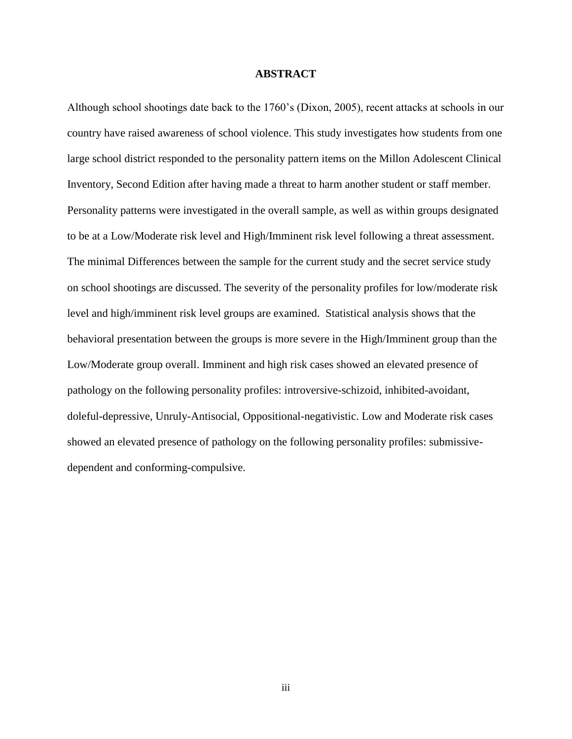# ABSTRACT

Although school shootings date back to the 1760's (Dixon, 2005), recent attacks at schools in our country have raised awareness of school violence. This study investigates how students from one large school district responded to the personality pattern items on the Millon Adolescent Clinical Inventory, Second Edition after having made a threat to harm another student or staff member. Personality patterns were investigated in the overall sample, as well as within groups designated to be at a Low/Moderate risk level and High/Imminent risk level following a threat assessment. The minimal Differences between the sample for the current study and the secret service study on school shootings are discussed. The severity of the personality profiles for low/moderate risk level and high/imminent risk level groups are examined. Statistical analysis shows that the behavioral presentation between the groups is more severe in the High/Imminent group than the Low/Moderate group overall. Imminent and high risk cases showed an elevated presence of pathology on the following personality profiles: introversive-schizoid, inhibited-avoidant, doleful-depressive, Unruly-Antisocial, Oppositional-negativistic. Low and Moderate risk cases showed an elevated presence of pathology on the following personality profiles: submissive-dependent and conforming-compulsive.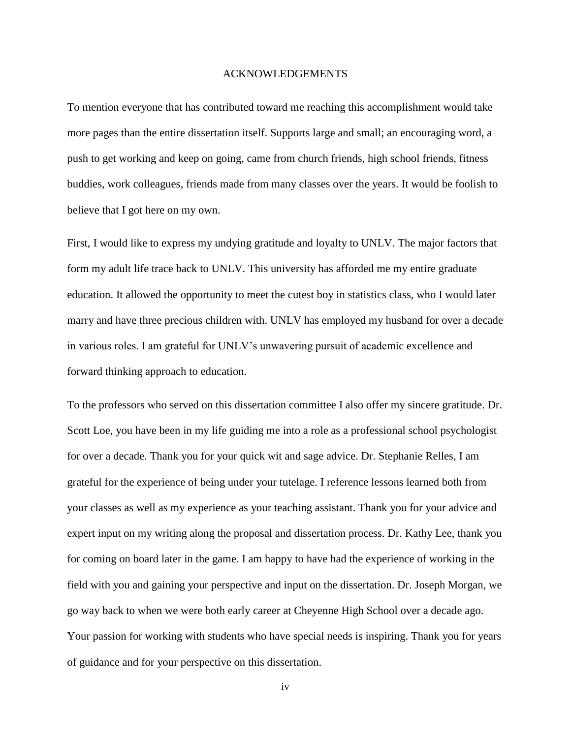# ACKNOWLEDGEMENTS

To mention everyone that has contributed toward me reaching this accomplishment would take more pages than the entire dissertation itself. Supports large and small; an encouraging word, a push to get working and keep on going, came from church friends, high school friends, fitness buddies, work colleagues, friends made from many classes over the years. It would be foolish to believe that I got here on my own.

First, I would like to express my undying gratitude and loyalty to UNLV. The major factors that form my adult life trace back to UNLV. This university has afforded me my entire graduate education. It allowed the opportunity to meet the cutest boy in statistics class, who I would later marry and have three precious children with. UNLV has employed my husband for over a decade in various roles. I am grateful for UNLV's unwavering pursuit of academic excellence and forward thinking approach to education.

To the professors who served on this dissertation committee I also offer my sincere gratitude. Dr. Scott Loe, you have been in my life guiding me into a role as a professional school psychologist for over a decade. Thank you for your quick wit and sage advice. Dr. Stephanie Relles, I am grateful for the experience of being under your tutelage. I reference lessons learned both from your classes as well as my experience as your teaching assistant. Thank you for your advice and expert input on my writing along the proposal and dissertation process. Dr. Kathy Lee, thank you for coming on board later in the game. I am happy to have had the experience of working in the field with you and gaining your perspective and input on the dissertation. Dr. Joseph Morgan, we go way back to when we were both early career at Cheyenne High School over a decade ago. Your passion for working with students who have special needs is inspiring. Thank you for years of guidance and for your perspective on this dissertation.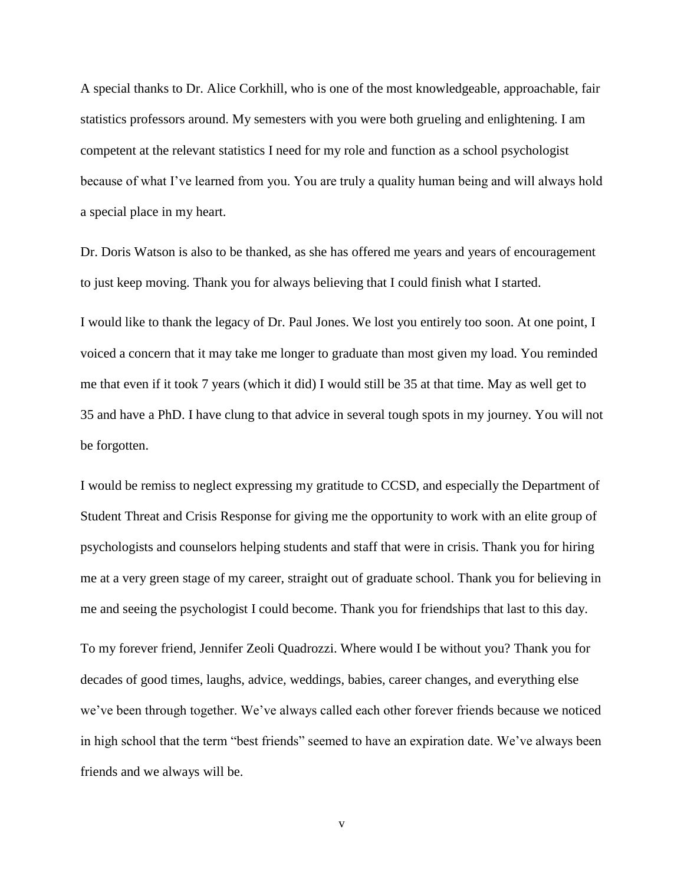A special thanks to Dr. Alice Corkhill, who is one of the most knowledgeable, approachable, fair statistics professors around. My semesters with you were both grueling and enlightening. I am competent at the relevant statistics I need for my role and function as a school psychologist because of what I've learned from you. You are truly a quality human being and will always hold a special place in my heart.

Dr. Doris Watson is also to be thanked, as she has offered me years and years of encouragement to just keep moving. Thank you for always believing that I could finish what I started.

I would like to thank the legacy of Dr. Paul Jones. We lost you entirely too soon. At one point, I voiced a concern that it may take me longer to graduate than most given my load. You reminded me that even if it took 7 years (which it did) I would still be 35 at that time. May as well get to 35 and have a PhD. I have clung to that advice in several tough spots in my journey. You will not be forgotten.

I would be remiss to neglect expressing my gratitude to CCSD, and especially the Department of Student Threat and Crisis Response for giving me the opportunity to work with an elite group of psychologists and counselors helping students and staff that were in crisis. Thank you for hiring me at a very green stage of my career, straight out of graduate school. Thank you for believing in me and seeing the psychologist I could become. Thank you for friendships that last to this day.

To my forever friend, Jennifer Zeoli Quadrozzi. Where would I be without you? Thank you for decades of good times, laughs, advice, weddings, babies, career changes, and everything else we've been through together. We've always called each other forever friends because we noticed in high school that the term "best friends" seemed to have an expiration date. We've always been friends and we always will be.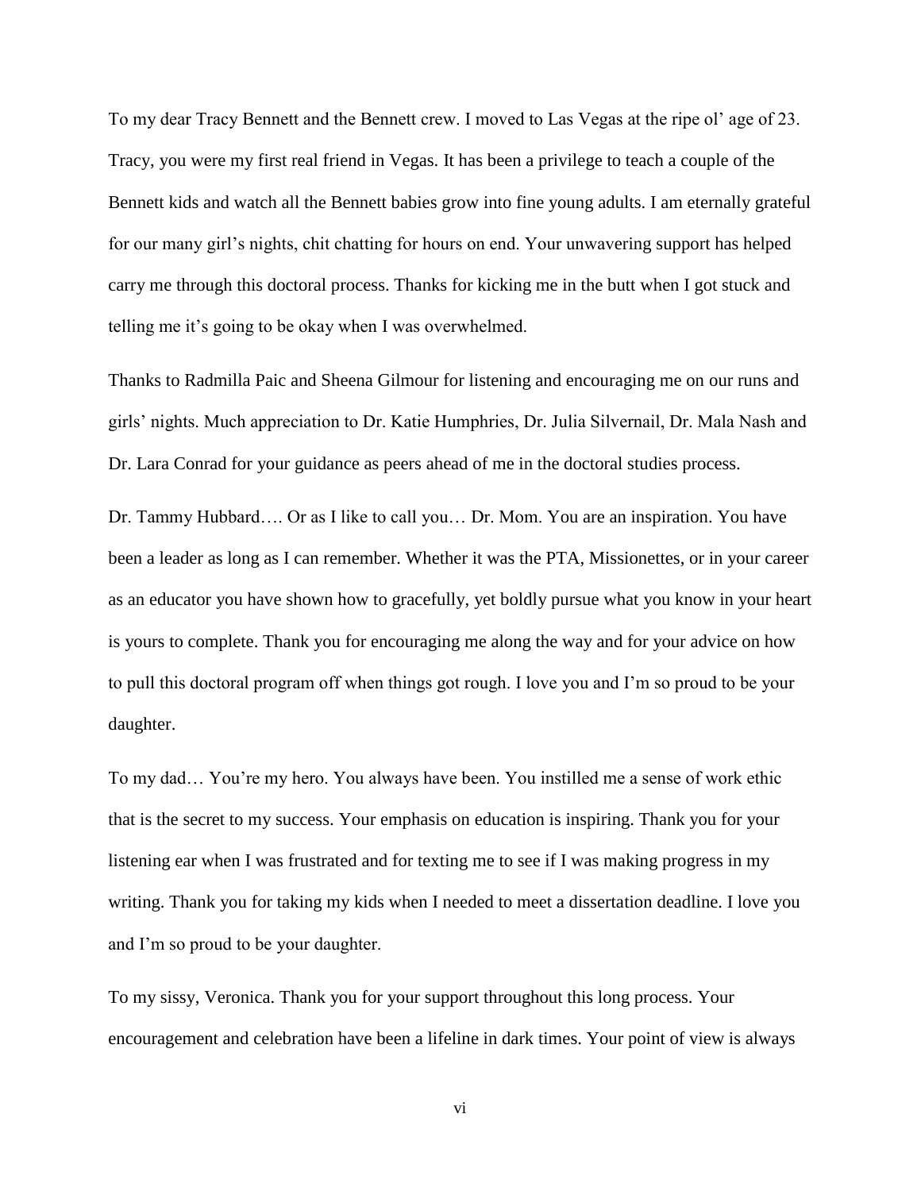To my dear Tracy Bennett and the Bennett crew. I moved to Las Vegas at the ripe ol' age of 23. Tracy, you were my first real friend in Vegas. It has been a privilege to teach a couple of the Bennett kids and watch all the Bennett babies grow into fine young adults. I am eternally grateful for our many girl's nights, chit chatting for hours on end. Your unwavering support has helped carry me through this doctoral process. Thanks for kicking me in the butt when I got stuck and telling me it's going to be okay when I was overwhelmed.

Thanks to Radmilla Paic and Sheena Gilmour for listening and encouraging me on our runs and girls' nights. Much appreciation to Dr. Katie Humphries, Dr. Julia Silvernail, Dr. Mala Nash and Dr. Lara Conrad for your guidance as peers ahead of me in the doctoral studies process.

Dr. Tammy Hubbard…. Or as I like to call you… Dr. Mom. You are an inspiration. You have been a leader as long as I can remember. Whether it was the PTA, Missionettes, or in your career as an educator you have shown how to gracefully, yet boldly pursue what you know in your heart is yours to complete. Thank you for encouraging me along the way and for your advice on how to pull this doctoral program off when things got rough. I love you and I'm so proud to be your daughter.

To my dad… You're my hero. You always have been. You instilled me a sense of work ethic that is the secret to my success. Your emphasis on education is inspiring. Thank you for your listening ear when I was frustrated and for texting me to see if I was making progress in my writing. Thank you for taking my kids when I needed to meet a dissertation deadline. I love you and I'm so proud to be your daughter.

To my sissy, Veronica. Thank you for your support throughout this long process. Your encouragement and celebration have been a lifeline in dark times. Your point of view is always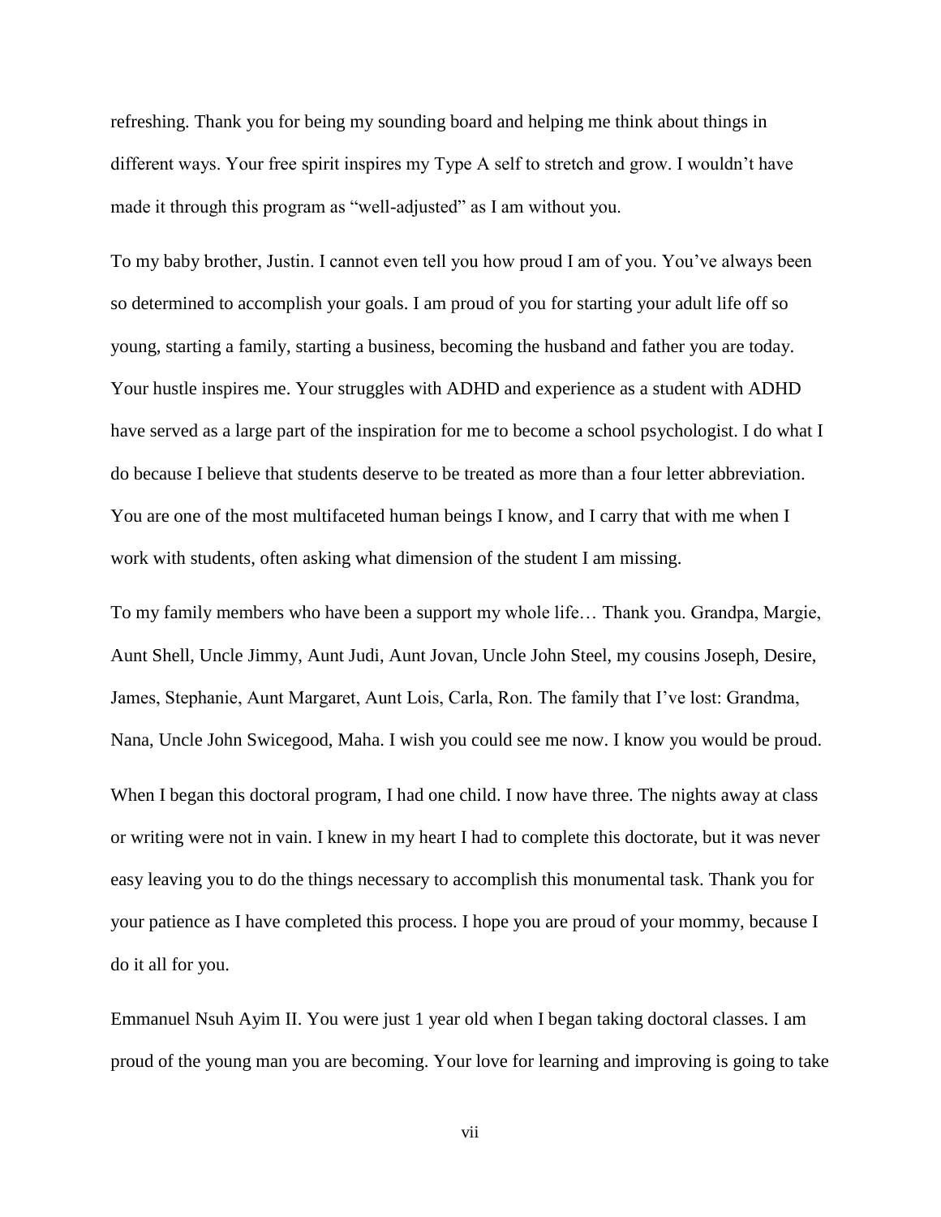refreshing. Thank you for being my sounding board and helping me think about things in different ways. Your free spirit inspires my Type A self to stretch and grow. I wouldn't have made it through this program as "well-adjusted" as I am without you.

To my baby brother, Justin. I cannot even tell you how proud I am of you. You've always been so determined to accomplish your goals. I am proud of you for starting your adult life off so young, starting a family, starting a business, becoming the husband and father you are today. Your hustle inspires me. Your struggles with ADHD and experience as a student with ADHD have served as a large part of the inspiration for me to become a school psychologist. I do what I do because I believe that students deserve to be treated as more than a four letter abbreviation. You are one of the most multifaceted human beings I know, and I carry that with me when I work with students, often asking what dimension of the student I am missing.

To my family members who have been a support my whole life… Thank you. Grandpa, Margie, Aunt Shell, Uncle Jimmy, Aunt Judi, Aunt Jovan, Uncle John Steel, my cousins Joseph, Desire, James, Stephanie, Aunt Margaret, Aunt Lois, Carla, Ron. The family that I've lost: Grandma, Nana, Uncle John Swicegood, Maha. I wish you could see me now. I know you would be proud.

When I began this doctoral program, I had one child. I now have three. The nights away at class or writing were not in vain. I knew in my heart I had to complete this doctorate, but it was never easy leaving you to do the things necessary to accomplish this monumental task. Thank you for your patience as I have completed this process. I hope you are proud of your mommy, because I do it all for you.

Emmanuel Nsuh Ayim II. You were just 1 year old when I began taking doctoral classes. I am proud of the young man you are becoming. Your love for learning and improving is going to take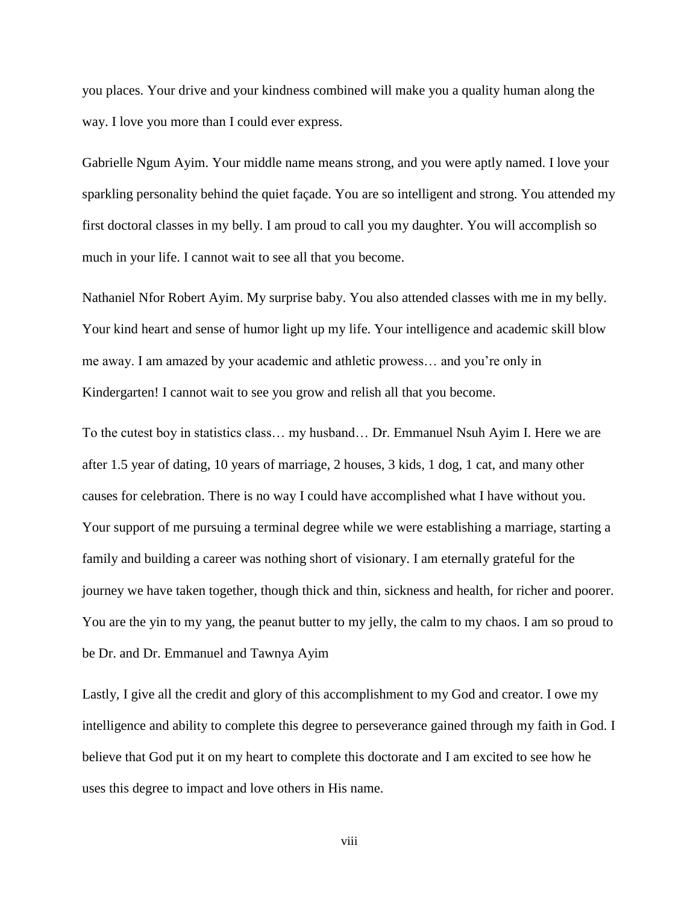you places. Your drive and your kindness combined will make you a quality human along the way. I love you more than I could ever express.

Gabrielle Ngum Ayim. Your middle name means strong, and you were aptly named. I love your sparkling personality behind the quiet façade. You are so intelligent and strong. You attended my first doctoral classes in my belly. I am proud to call you my daughter. You will accomplish so much in your life. I cannot wait to see all that you become.

Nathaniel Nfor Robert Ayim. My surprise baby. You also attended classes with me in my belly. Your kind heart and sense of humor light up my life. Your intelligence and academic skill blow me away. I am amazed by your academic and athletic prowess… and you're only in Kindergarten! I cannot wait to see you grow and relish all that you become.

To the cutest boy in statistics class… my husband… Dr. Emmanuel Nsuh Ayim I. Here we are after 1.5 year of dating, 10 years of marriage, 2 houses, 3 kids, 1 dog, 1 cat, and many other causes for celebration. There is no way I could have accomplished what I have without you. Your support of me pursuing a terminal degree while we were establishing a marriage, starting a family and building a career was nothing short of visionary. I am eternally grateful for the journey we have taken together, though thick and thin, sickness and health, for richer and poorer. You are the yin to my yang, the peanut butter to my jelly, the calm to my chaos. I am so proud to be Dr. and Dr. Emmanuel and Tawnya Ayim

Lastly, I give all the credit and glory of this accomplishment to my God and creator. I owe my intelligence and ability to complete this degree to perseverance gained through my faith in God. I believe that God put it on my heart to complete this doctorate and I am excited to see how he uses this degree to impact and love others in His name.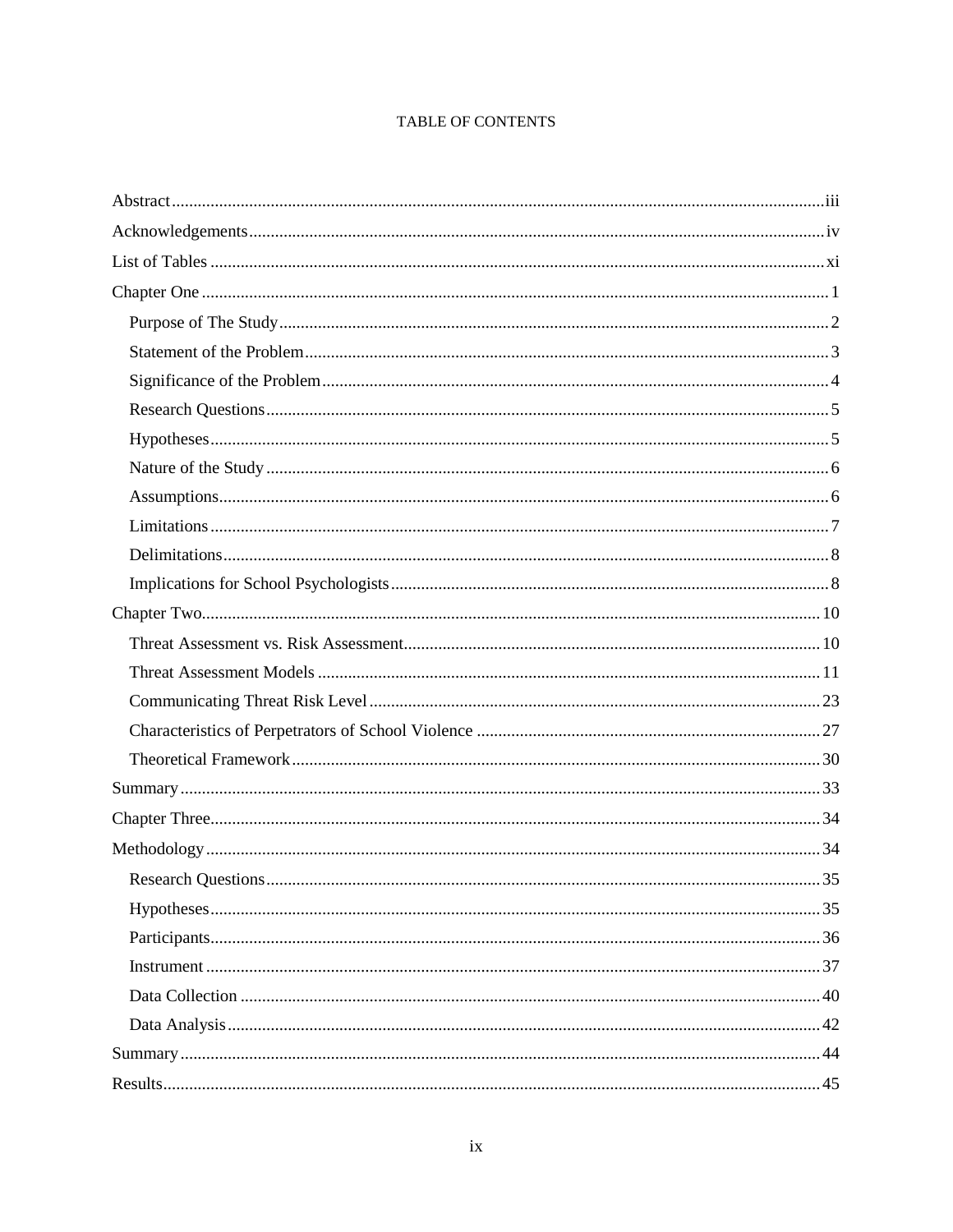# TABLE OF CONTENTS

Abstract ........ iii

Acknowledgements ........ iv

List of Tables ........ xi

Chapter One ........ 1

- Purpose of The Study ........ 2
- Statement of the Problem ........ 3
- Significance of the Problem ........ 4
- Research Questions ........ 5
- Hypotheses ........ 5
- Nature of the Study ........ 6
- Assumptions ........ 6
- Limitations ........ 7
- Delimitations ........ 8
- Implications for School Psychologists ........ 8

Chapter Two ........ 10

- Threat Assessment vs. Risk Assessment ........ 10
- Threat Assessment Models ........ 11
- Communicating Threat Risk Level ........ 23
- Characteristics of Perpetrators of School Violence ........ 27
- Theoretical Framework ........ 30

Summary ........ 33

Chapter Three ........ 34

Methodology ........ 34

- Research Questions ........ 35
- Hypotheses ........ 35
- Participants ........ 36
- Instrument ........ 37
- Data Collection ........ 40
- Data Analysis ........ 42

Summary ........ 44

Results ........ 45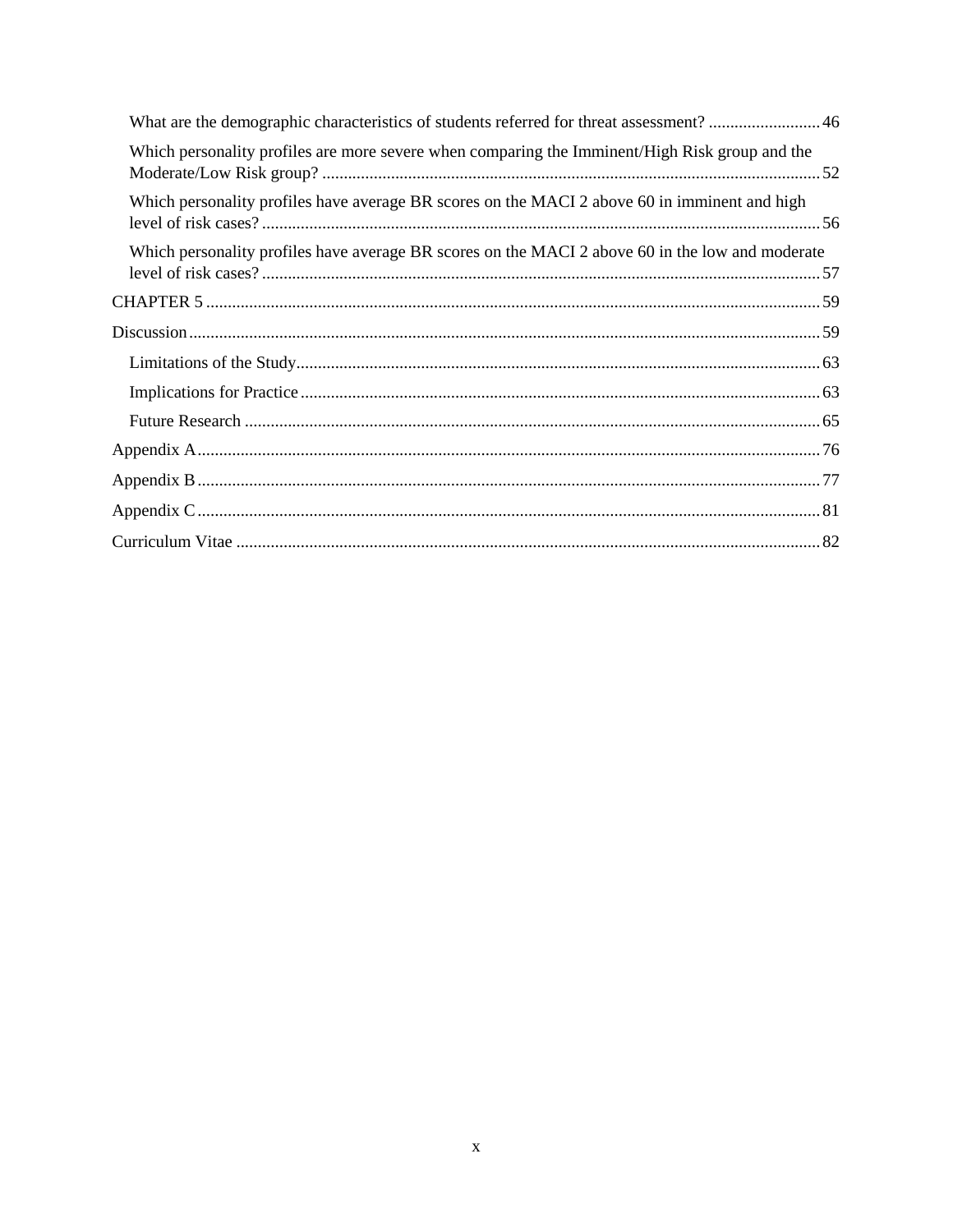What are the demographic characteristics of students referred for threat assessment? .......................... 46

Which personality profiles are more severe when comparing the Imminent/High Risk group and the Moderate/Low Risk group? .......................... 52

Which personality profiles have average BR scores on the MACI 2 above 60 in imminent and high level of risk cases? .......................... 56

Which personality profiles have average BR scores on the MACI 2 above 60 in the low and moderate level of risk cases? .......................... 57

CHAPTER 5 .......................... 59

Discussion .......................... 59

Limitations of the Study .......................... 63

Implications for Practice .......................... 63

Future Research .......................... 65

Appendix A .......................... 76

Appendix B .......................... 77

Appendix C .......................... 81

Curriculum Vitae .......................... 82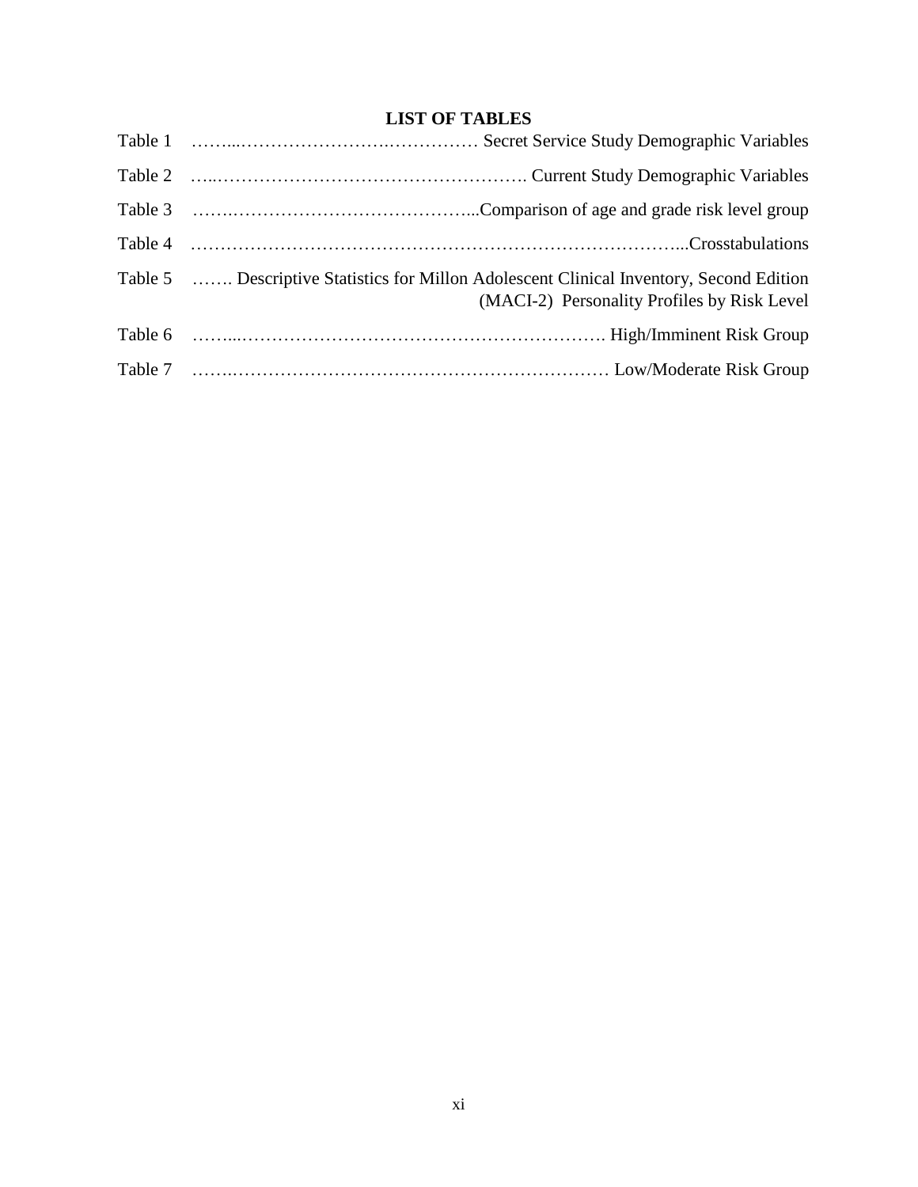## LIST OF TABLES

Table 1 ……...…………………….…………… Secret Service Study Demographic Variables

Table 2 …..……………………………………………. Current Study Demographic Variables

Table 3 …….…………………………………...Comparison of age and grade risk level group

Table 4 ……………………………………………………………………...Crosstabulations

Table 5 ……. Descriptive Statistics for Millon Adolescent Clinical Inventory, Second Edition (MACI-2) Personality Profiles by Risk Level

Table 6 ……...……………………………………………………. High/Imminent Risk Group

Table 7 …….……………………………………………………… Low/Moderate Risk Group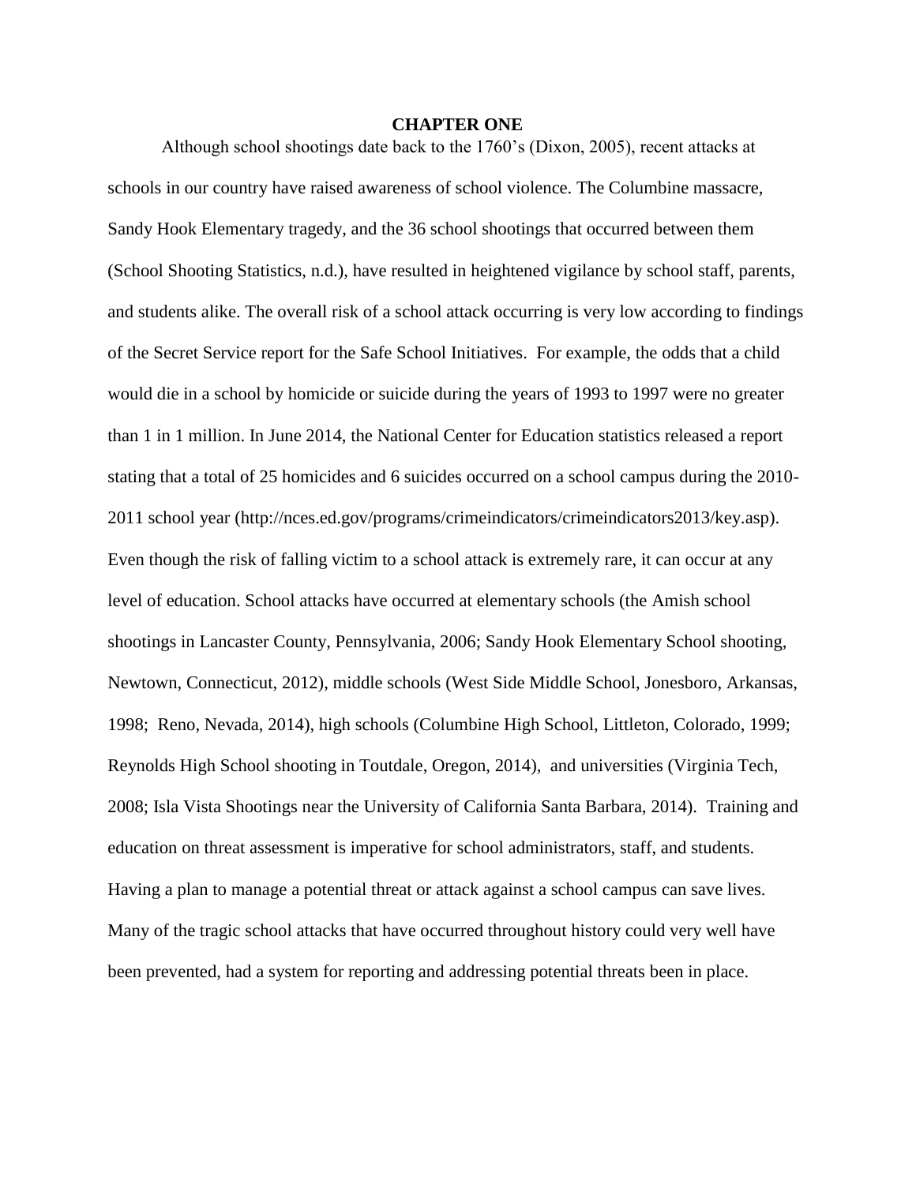# CHAPTER ONE

Although school shootings date back to the 1760's (Dixon, 2005), recent attacks at schools in our country have raised awareness of school violence. The Columbine massacre, Sandy Hook Elementary tragedy, and the 36 school shootings that occurred between them (School Shooting Statistics, n.d.), have resulted in heightened vigilance by school staff, parents, and students alike. The overall risk of a school attack occurring is very low according to findings of the Secret Service report for the Safe School Initiatives. For example, the odds that a child would die in a school by homicide or suicide during the years of 1993 to 1997 were no greater than 1 in 1 million. In June 2014, the National Center for Education statistics released a report stating that a total of 25 homicides and 6 suicides occurred on a school campus during the 2010-2011 school year (http://nces.ed.gov/programs/crimeindicators/crimeindicators2013/key.asp). Even though the risk of falling victim to a school attack is extremely rare, it can occur at any level of education. School attacks have occurred at elementary schools (the Amish school shootings in Lancaster County, Pennsylvania, 2006; Sandy Hook Elementary School shooting, Newtown, Connecticut, 2012), middle schools (West Side Middle School, Jonesboro, Arkansas, 1998; Reno, Nevada, 2014), high schools (Columbine High School, Littleton, Colorado, 1999; Reynolds High School shooting in Toutdale, Oregon, 2014), and universities (Virginia Tech, 2008; Isla Vista Shootings near the University of California Santa Barbara, 2014). Training and education on threat assessment is imperative for school administrators, staff, and students. Having a plan to manage a potential threat or attack against a school campus can save lives. Many of the tragic school attacks that have occurred throughout history could very well have been prevented, had a system for reporting and addressing potential threats been in place.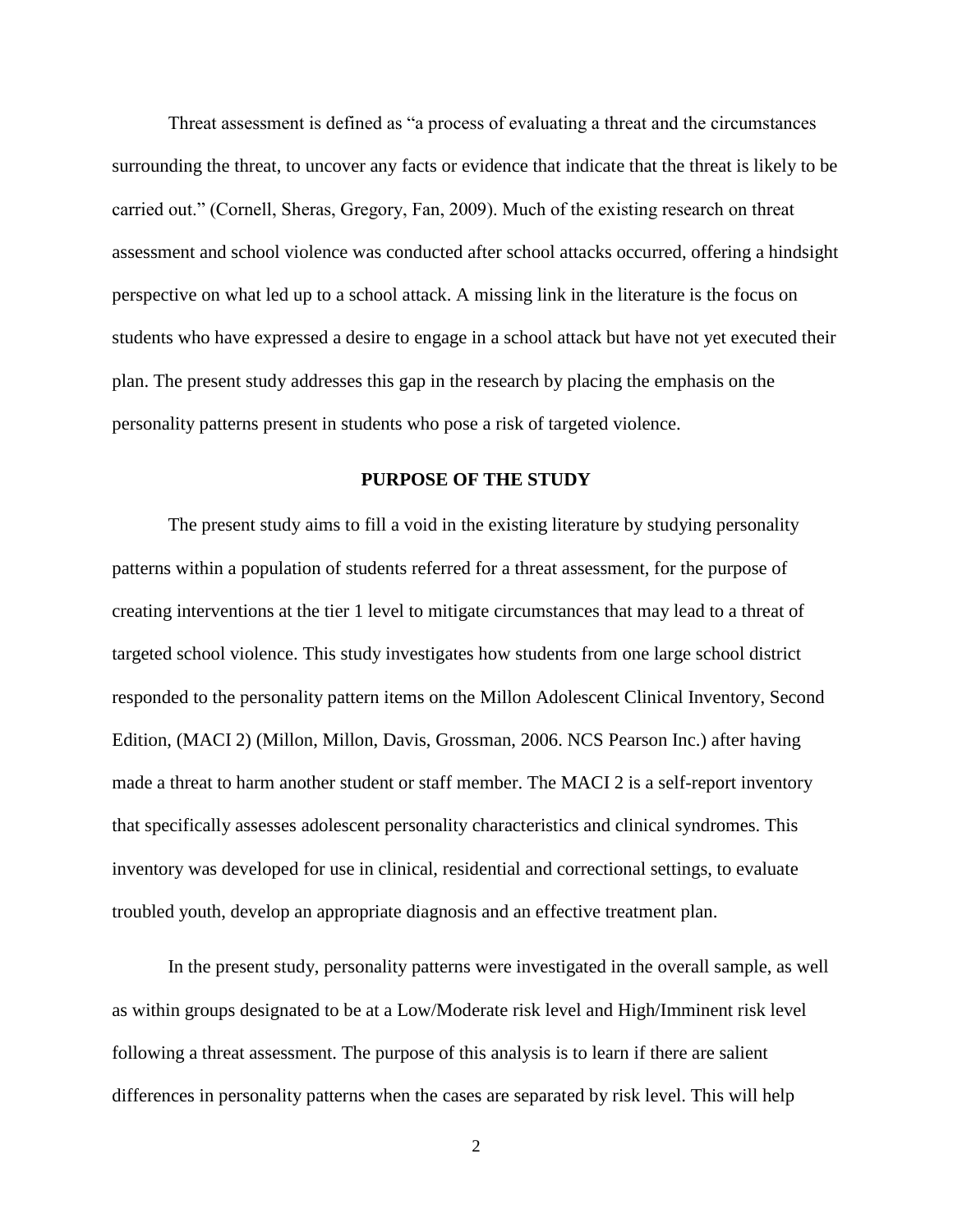Threat assessment is defined as "a process of evaluating a threat and the circumstances surrounding the threat, to uncover any facts or evidence that indicate that the threat is likely to be carried out." (Cornell, Sheras, Gregory, Fan, 2009). Much of the existing research on threat assessment and school violence was conducted after school attacks occurred, offering a hindsight perspective on what led up to a school attack. A missing link in the literature is the focus on students who have expressed a desire to engage in a school attack but have not yet executed their plan. The present study addresses this gap in the research by placing the emphasis on the personality patterns present in students who pose a risk of targeted violence.

## PURPOSE OF THE STUDY

The present study aims to fill a void in the existing literature by studying personality patterns within a population of students referred for a threat assessment, for the purpose of creating interventions at the tier 1 level to mitigate circumstances that may lead to a threat of targeted school violence. This study investigates how students from one large school district responded to the personality pattern items on the Millon Adolescent Clinical Inventory, Second Edition, (MACI 2) (Millon, Millon, Davis, Grossman, 2006. NCS Pearson Inc.) after having made a threat to harm another student or staff member. The MACI 2 is a self-report inventory that specifically assesses adolescent personality characteristics and clinical syndromes. This inventory was developed for use in clinical, residential and correctional settings, to evaluate troubled youth, develop an appropriate diagnosis and an effective treatment plan.

In the present study, personality patterns were investigated in the overall sample, as well as within groups designated to be at a Low/Moderate risk level and High/Imminent risk level following a threat assessment. The purpose of this analysis is to learn if there are salient differences in personality patterns when the cases are separated by risk level. This will help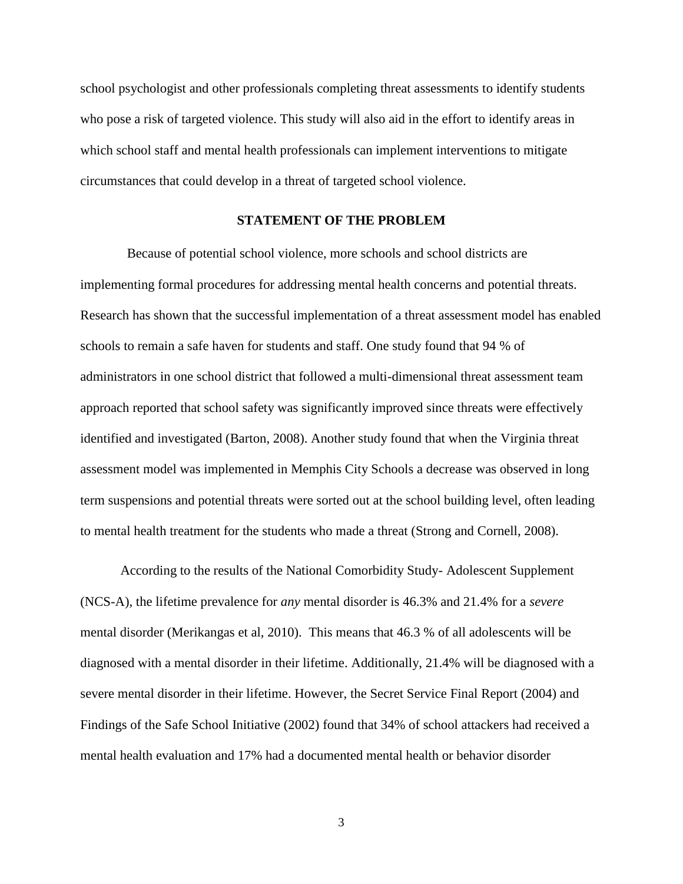school psychologist and other professionals completing threat assessments to identify students who pose a risk of targeted violence. This study will also aid in the effort to identify areas in which school staff and mental health professionals can implement interventions to mitigate circumstances that could develop in a threat of targeted school violence.

## STATEMENT OF THE PROBLEM

Because of potential school violence, more schools and school districts are implementing formal procedures for addressing mental health concerns and potential threats. Research has shown that the successful implementation of a threat assessment model has enabled schools to remain a safe haven for students and staff. One study found that 94 % of administrators in one school district that followed a multi-dimensional threat assessment team approach reported that school safety was significantly improved since threats were effectively identified and investigated (Barton, 2008). Another study found that when the Virginia threat assessment model was implemented in Memphis City Schools a decrease was observed in long term suspensions and potential threats were sorted out at the school building level, often leading to mental health treatment for the students who made a threat (Strong and Cornell, 2008).

According to the results of the National Comorbidity Study- Adolescent Supplement (NCS-A), the lifetime prevalence for *any* mental disorder is 46.3% and 21.4% for a *severe* mental disorder (Merikangas et al, 2010). This means that 46.3 % of all adolescents will be diagnosed with a mental disorder in their lifetime. Additionally, 21.4% will be diagnosed with a severe mental disorder in their lifetime. However, the Secret Service Final Report (2004) and Findings of the Safe School Initiative (2002) found that 34% of school attackers had received a mental health evaluation and 17% had a documented mental health or behavior disorder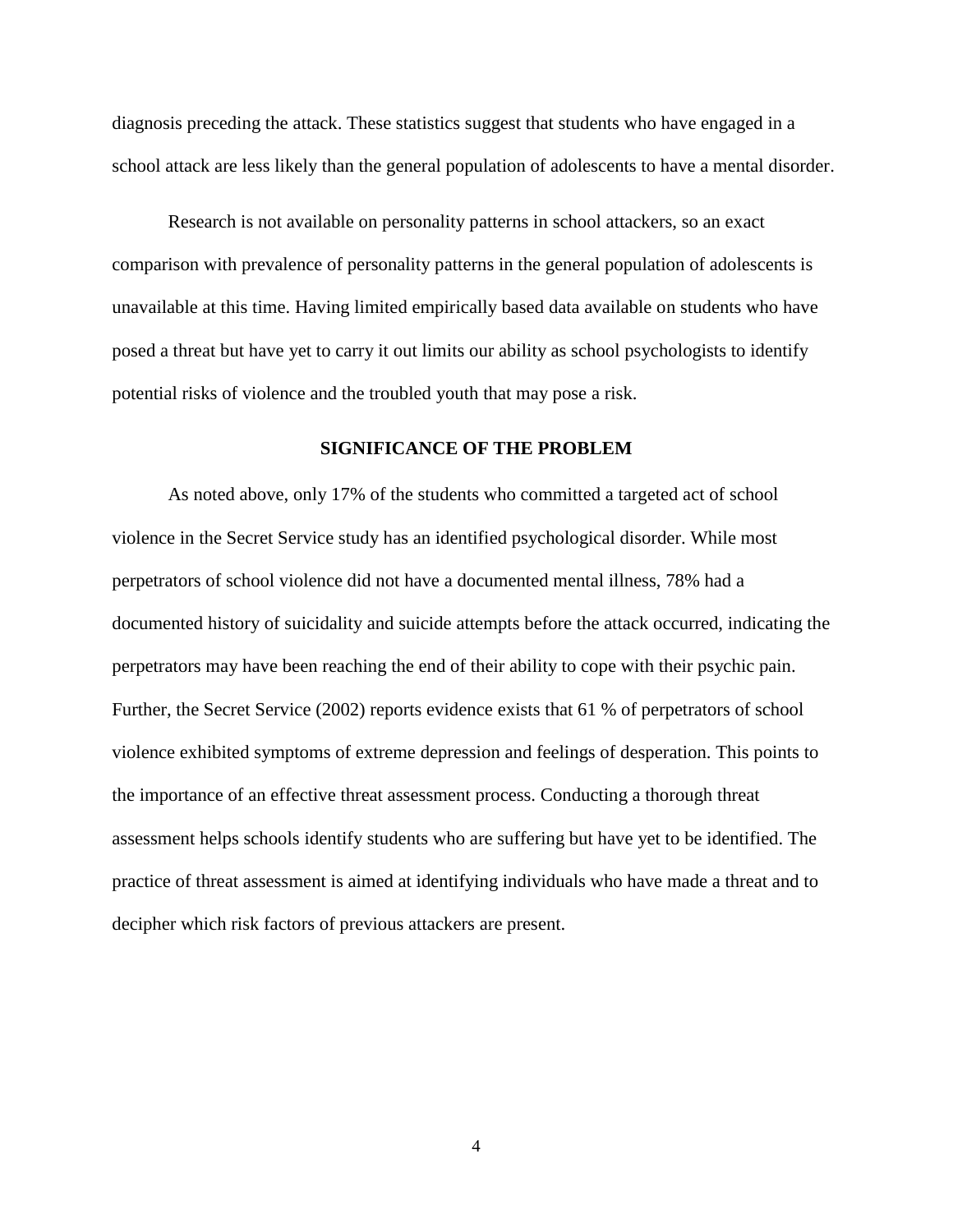diagnosis preceding the attack. These statistics suggest that students who have engaged in a school attack are less likely than the general population of adolescents to have a mental disorder.

Research is not available on personality patterns in school attackers, so an exact comparison with prevalence of personality patterns in the general population of adolescents is unavailable at this time. Having limited empirically based data available on students who have posed a threat but have yet to carry it out limits our ability as school psychologists to identify potential risks of violence and the troubled youth that may pose a risk.

## SIGNIFICANCE OF THE PROBLEM

As noted above, only 17% of the students who committed a targeted act of school violence in the Secret Service study has an identified psychological disorder. While most perpetrators of school violence did not have a documented mental illness, 78% had a documented history of suicidality and suicide attempts before the attack occurred, indicating the perpetrators may have been reaching the end of their ability to cope with their psychic pain. Further, the Secret Service (2002) reports evidence exists that 61 % of perpetrators of school violence exhibited symptoms of extreme depression and feelings of desperation. This points to the importance of an effective threat assessment process. Conducting a thorough threat assessment helps schools identify students who are suffering but have yet to be identified. The practice of threat assessment is aimed at identifying individuals who have made a threat and to decipher which risk factors of previous attackers are present.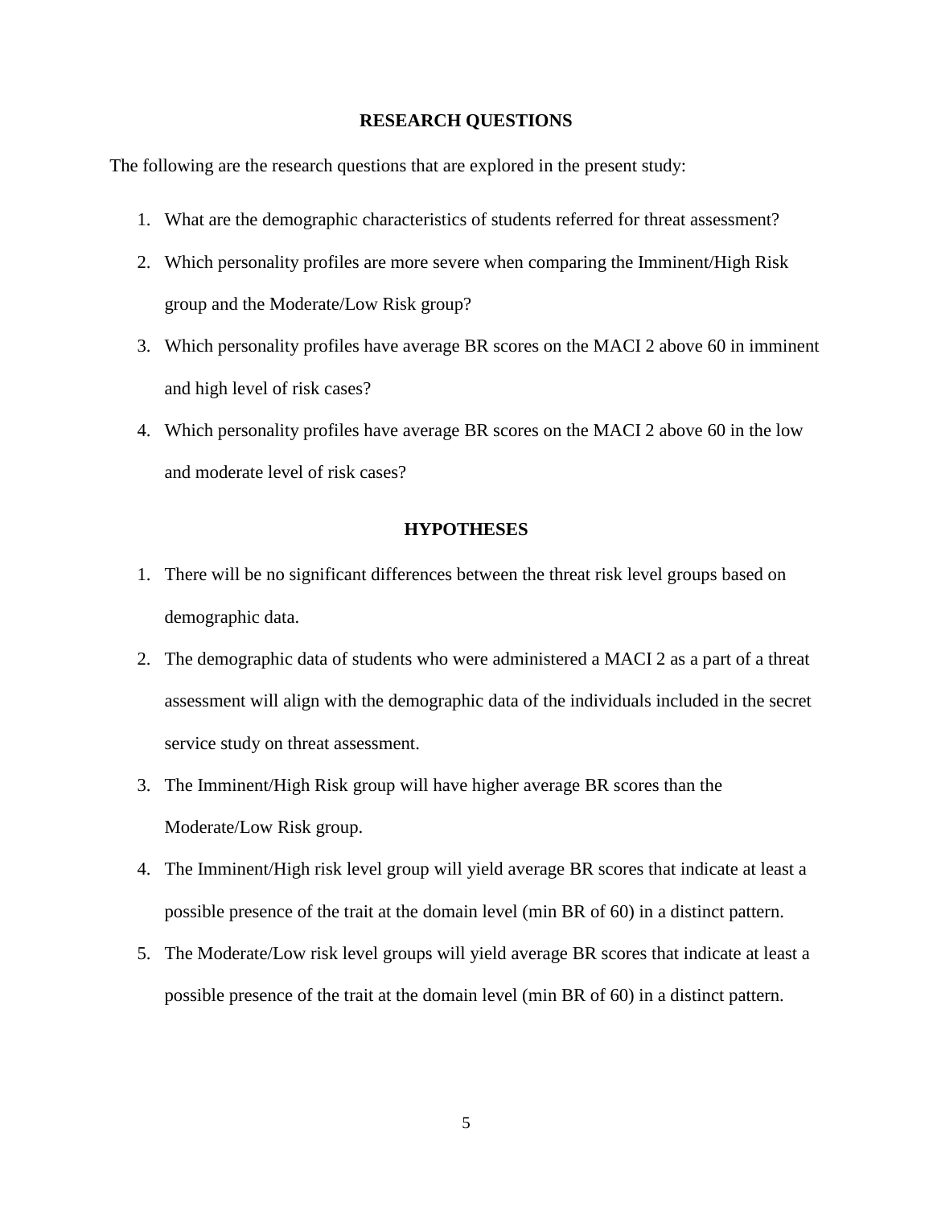## RESEARCH QUESTIONS

The following are the research questions that are explored in the present study:

1. What are the demographic characteristics of students referred for threat assessment?
2. Which personality profiles are more severe when comparing the Imminent/High Risk group and the Moderate/Low Risk group?
3. Which personality profiles have average BR scores on the MACI 2 above 60 in imminent and high level of risk cases?
4. Which personality profiles have average BR scores on the MACI 2 above 60 in the low and moderate level of risk cases?

## HYPOTHESES

1. There will be no significant differences between the threat risk level groups based on demographic data.
2. The demographic data of students who were administered a MACI 2 as a part of a threat assessment will align with the demographic data of the individuals included in the secret service study on threat assessment.
3. The Imminent/High Risk group will have higher average BR scores than the Moderate/Low Risk group.
4. The Imminent/High risk level group will yield average BR scores that indicate at least a possible presence of the trait at the domain level (min BR of 60) in a distinct pattern.
5. The Moderate/Low risk level groups will yield average BR scores that indicate at least a possible presence of the trait at the domain level (min BR of 60) in a distinct pattern.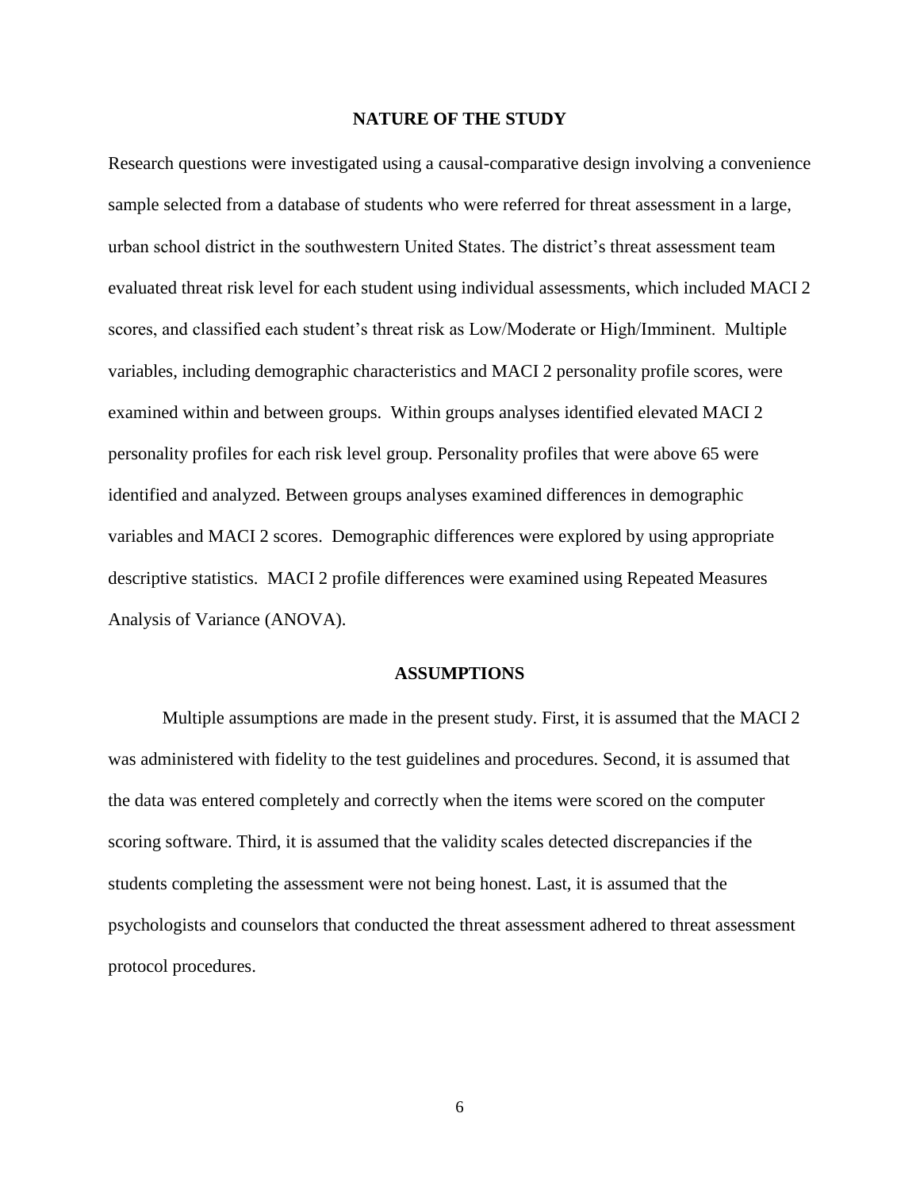## NATURE OF THE STUDY

Research questions were investigated using a causal-comparative design involving a convenience sample selected from a database of students who were referred for threat assessment in a large, urban school district in the southwestern United States. The district's threat assessment team evaluated threat risk level for each student using individual assessments, which included MACI 2 scores, and classified each student's threat risk as Low/Moderate or High/Imminent. Multiple variables, including demographic characteristics and MACI 2 personality profile scores, were examined within and between groups. Within groups analyses identified elevated MACI 2 personality profiles for each risk level group. Personality profiles that were above 65 were identified and analyzed. Between groups analyses examined differences in demographic variables and MACI 2 scores. Demographic differences were explored by using appropriate descriptive statistics. MACI 2 profile differences were examined using Repeated Measures Analysis of Variance (ANOVA).

## ASSUMPTIONS

Multiple assumptions are made in the present study. First, it is assumed that the MACI 2 was administered with fidelity to the test guidelines and procedures. Second, it is assumed that the data was entered completely and correctly when the items were scored on the computer scoring software. Third, it is assumed that the validity scales detected discrepancies if the students completing the assessment were not being honest. Last, it is assumed that the psychologists and counselors that conducted the threat assessment adhered to threat assessment protocol procedures.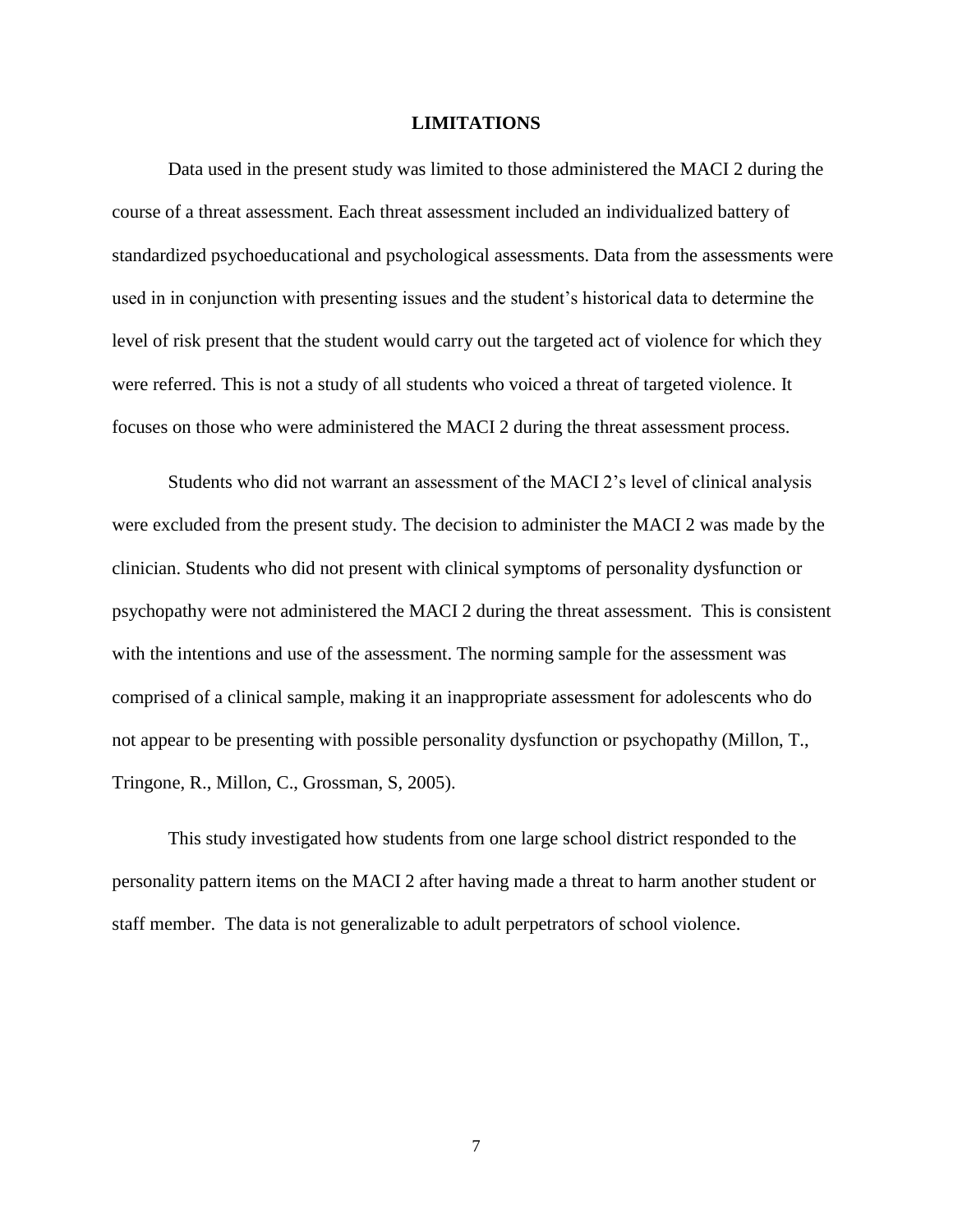## LIMITATIONS

Data used in the present study was limited to those administered the MACI 2 during the course of a threat assessment. Each threat assessment included an individualized battery of standardized psychoeducational and psychological assessments. Data from the assessments were used in in conjunction with presenting issues and the student's historical data to determine the level of risk present that the student would carry out the targeted act of violence for which they were referred. This is not a study of all students who voiced a threat of targeted violence. It focuses on those who were administered the MACI 2 during the threat assessment process.

Students who did not warrant an assessment of the MACI 2's level of clinical analysis were excluded from the present study. The decision to administer the MACI 2 was made by the clinician. Students who did not present with clinical symptoms of personality dysfunction or psychopathy were not administered the MACI 2 during the threat assessment. This is consistent with the intentions and use of the assessment. The norming sample for the assessment was comprised of a clinical sample, making it an inappropriate assessment for adolescents who do not appear to be presenting with possible personality dysfunction or psychopathy (Millon, T., Tringone, R., Millon, C., Grossman, S, 2005).

This study investigated how students from one large school district responded to the personality pattern items on the MACI 2 after having made a threat to harm another student or staff member. The data is not generalizable to adult perpetrators of school violence.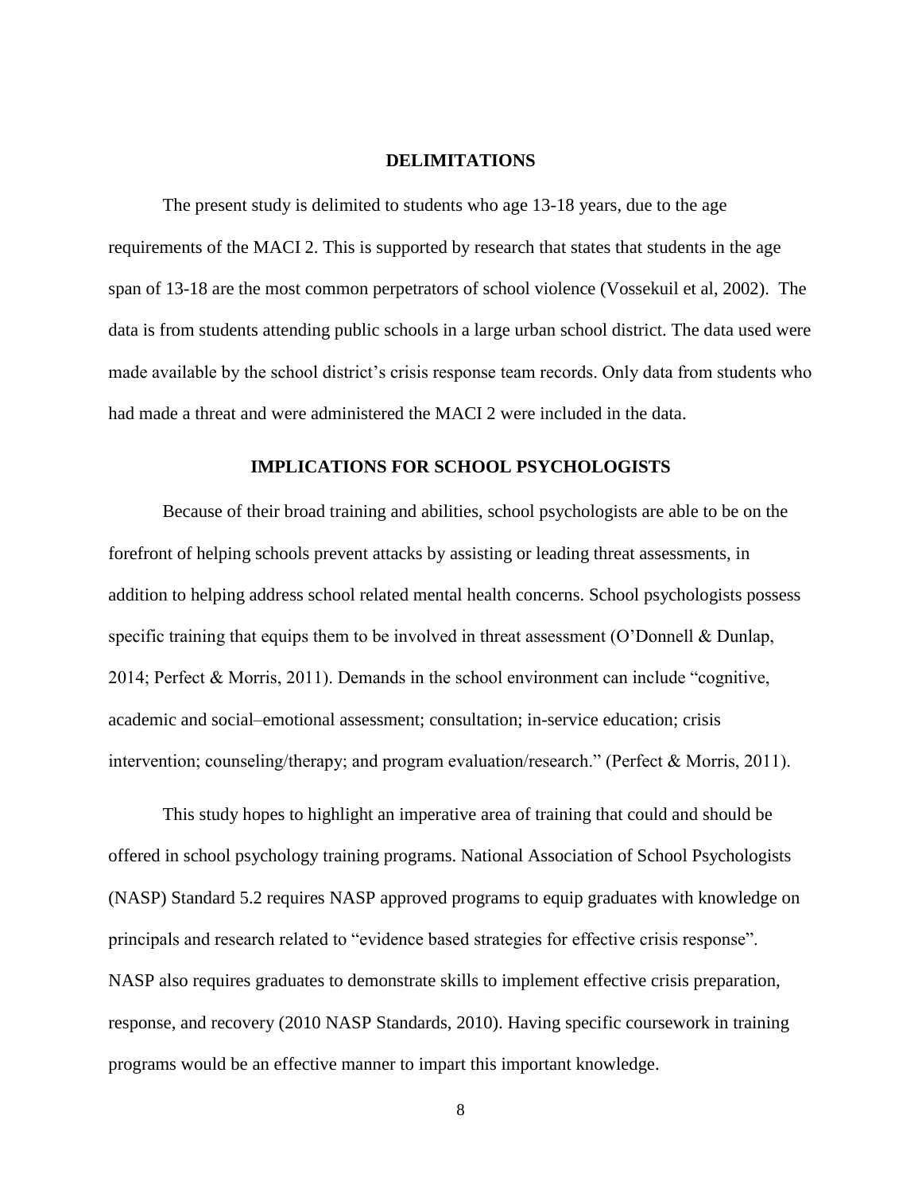## DELIMITATIONS

The present study is delimited to students who age 13-18 years, due to the age requirements of the MACI 2. This is supported by research that states that students in the age span of 13-18 are the most common perpetrators of school violence (Vossekuil et al, 2002). The data is from students attending public schools in a large urban school district. The data used were made available by the school district's crisis response team records. Only data from students who had made a threat and were administered the MACI 2 were included in the data.

## IMPLICATIONS FOR SCHOOL PSYCHOLOGISTS

Because of their broad training and abilities, school psychologists are able to be on the forefront of helping schools prevent attacks by assisting or leading threat assessments, in addition to helping address school related mental health concerns. School psychologists possess specific training that equips them to be involved in threat assessment (O'Donnell & Dunlap, 2014; Perfect & Morris, 2011). Demands in the school environment can include "cognitive, academic and social–emotional assessment; consultation; in-service education; crisis intervention; counseling/therapy; and program evaluation/research." (Perfect & Morris, 2011).

This study hopes to highlight an imperative area of training that could and should be offered in school psychology training programs. National Association of School Psychologists (NASP) Standard 5.2 requires NASP approved programs to equip graduates with knowledge on principals and research related to "evidence based strategies for effective crisis response". NASP also requires graduates to demonstrate skills to implement effective crisis preparation, response, and recovery (2010 NASP Standards, 2010). Having specific coursework in training programs would be an effective manner to impart this important knowledge.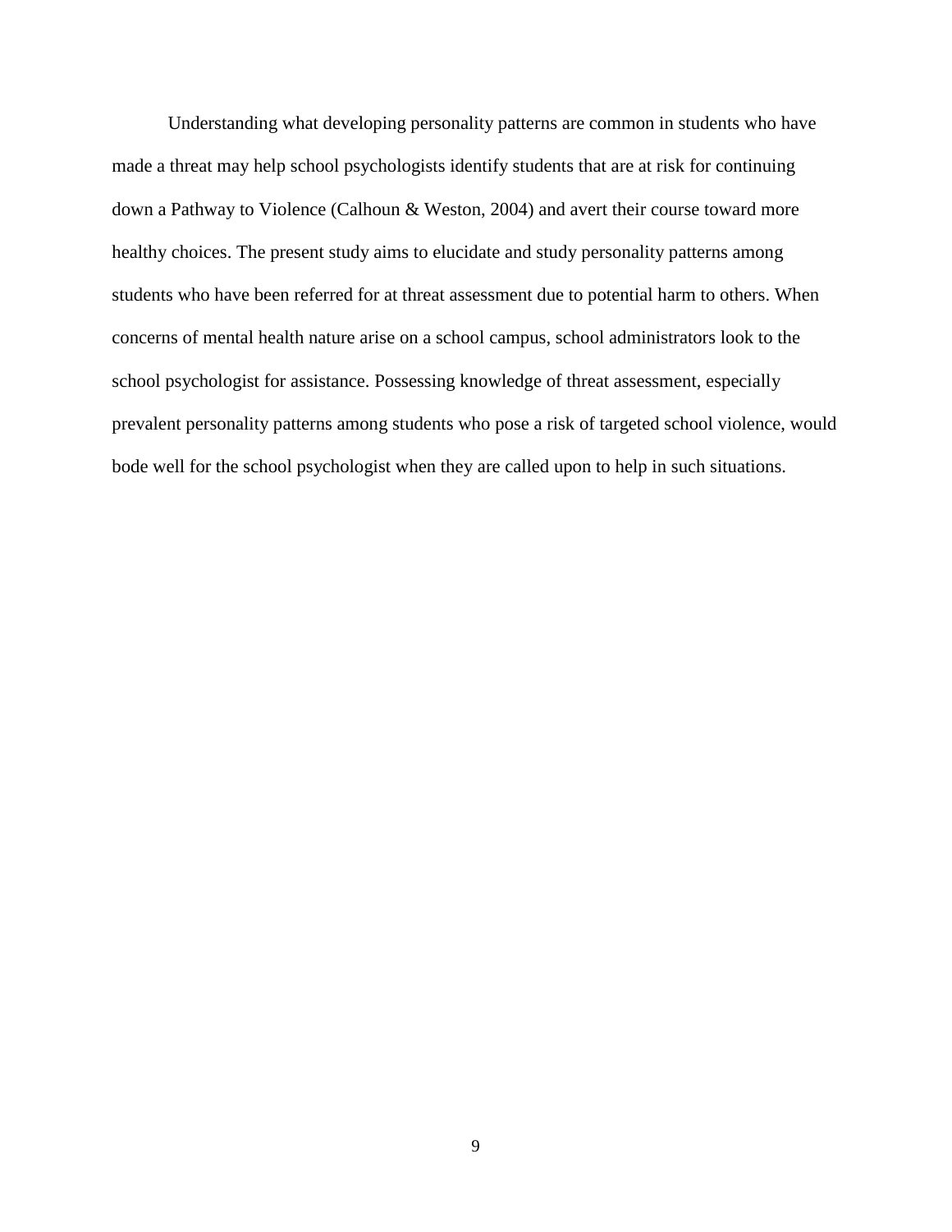Understanding what developing personality patterns are common in students who have made a threat may help school psychologists identify students that are at risk for continuing down a Pathway to Violence (Calhoun & Weston, 2004) and avert their course toward more healthy choices. The present study aims to elucidate and study personality patterns among students who have been referred for at threat assessment due to potential harm to others. When concerns of mental health nature arise on a school campus, school administrators look to the school psychologist for assistance. Possessing knowledge of threat assessment, especially prevalent personality patterns among students who pose a risk of targeted school violence, would bode well for the school psychologist when they are called upon to help in such situations.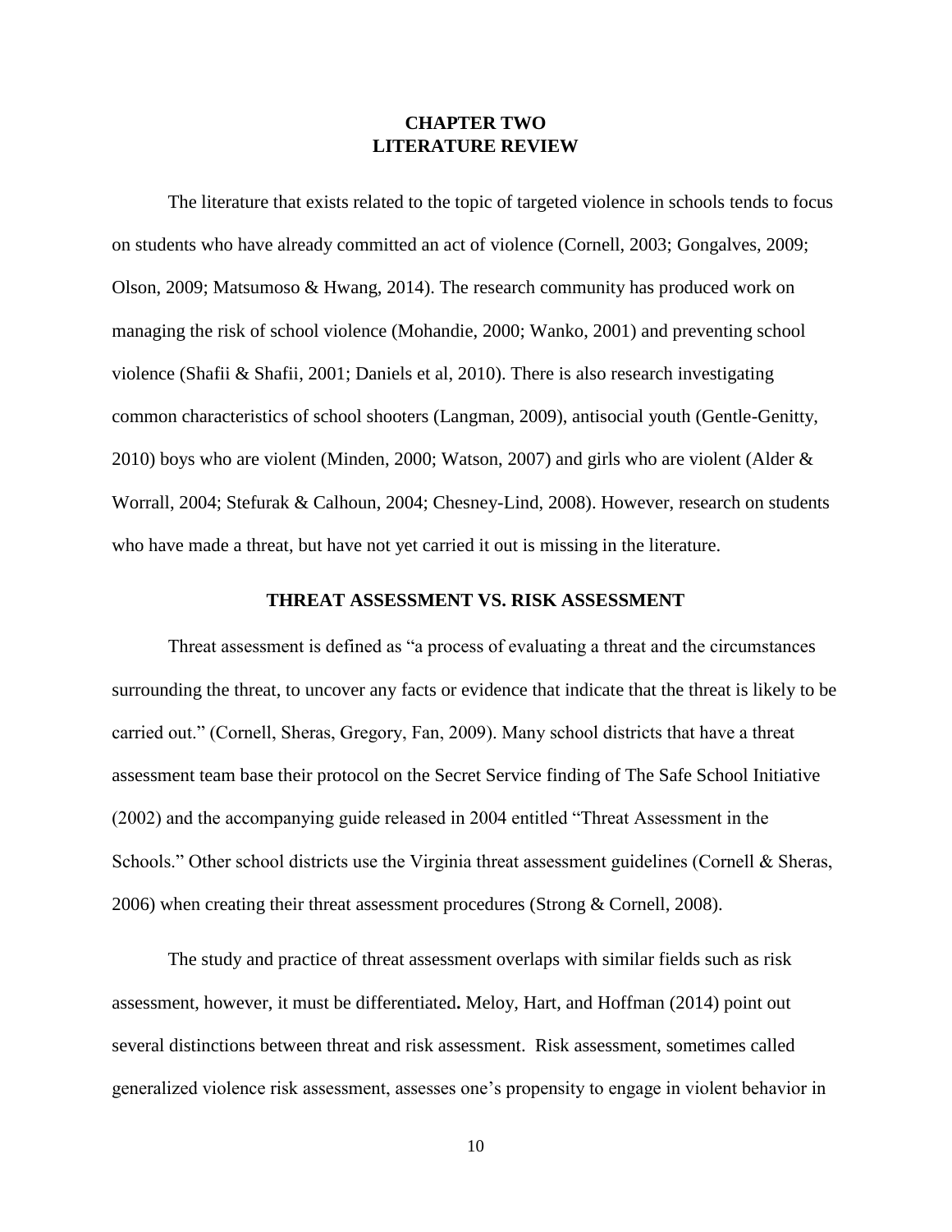# CHAPTER TWO
# LITERATURE REVIEW

The literature that exists related to the topic of targeted violence in schools tends to focus on students who have already committed an act of violence (Cornell, 2003; Gongalves, 2009; Olson, 2009; Matsumoso & Hwang, 2014). The research community has produced work on managing the risk of school violence (Mohandie, 2000; Wanko, 2001) and preventing school violence (Shafii & Shafii, 2001; Daniels et al, 2010). There is also research investigating common characteristics of school shooters (Langman, 2009), antisocial youth (Gentle-Genitty, 2010) boys who are violent (Minden, 2000; Watson, 2007) and girls who are violent (Alder & Worrall, 2004; Stefurak & Calhoun, 2004; Chesney-Lind, 2008). However, research on students who have made a threat, but have not yet carried it out is missing in the literature.

## THREAT ASSESSMENT VS. RISK ASSESSMENT

Threat assessment is defined as "a process of evaluating a threat and the circumstances surrounding the threat, to uncover any facts or evidence that indicate that the threat is likely to be carried out." (Cornell, Sheras, Gregory, Fan, 2009). Many school districts that have a threat assessment team base their protocol on the Secret Service finding of The Safe School Initiative (2002) and the accompanying guide released in 2004 entitled "Threat Assessment in the Schools." Other school districts use the Virginia threat assessment guidelines (Cornell & Sheras, 2006) when creating their threat assessment procedures (Strong & Cornell, 2008).

The study and practice of threat assessment overlaps with similar fields such as risk assessment, however, it must be differentiated**.** Meloy, Hart, and Hoffman (2014) point out several distinctions between threat and risk assessment. Risk assessment, sometimes called generalized violence risk assessment, assesses one's propensity to engage in violent behavior in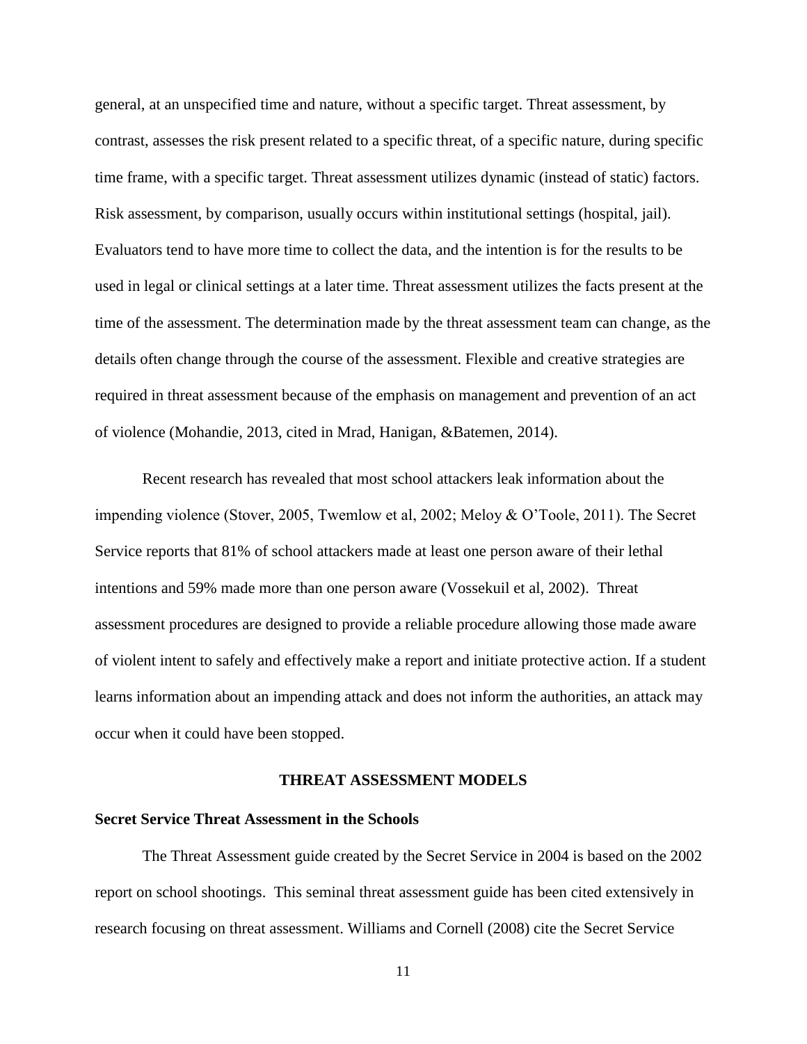general, at an unspecified time and nature, without a specific target. Threat assessment, by contrast, assesses the risk present related to a specific threat, of a specific nature, during specific time frame, with a specific target. Threat assessment utilizes dynamic (instead of static) factors. Risk assessment, by comparison, usually occurs within institutional settings (hospital, jail). Evaluators tend to have more time to collect the data, and the intention is for the results to be used in legal or clinical settings at a later time. Threat assessment utilizes the facts present at the time of the assessment. The determination made by the threat assessment team can change, as the details often change through the course of the assessment. Flexible and creative strategies are required in threat assessment because of the emphasis on management and prevention of an act of violence (Mohandie, 2013, cited in Mrad, Hanigan, &Batemen, 2014).

Recent research has revealed that most school attackers leak information about the impending violence (Stover, 2005, Twemlow et al, 2002; Meloy & O'Toole, 2011). The Secret Service reports that 81% of school attackers made at least one person aware of their lethal intentions and 59% made more than one person aware (Vossekuil et al, 2002). Threat assessment procedures are designed to provide a reliable procedure allowing those made aware of violent intent to safely and effectively make a report and initiate protective action. If a student learns information about an impending attack and does not inform the authorities, an attack may occur when it could have been stopped.

## THREAT ASSESSMENT MODELS

### Secret Service Threat Assessment in the Schools

The Threat Assessment guide created by the Secret Service in 2004 is based on the 2002 report on school shootings. This seminal threat assessment guide has been cited extensively in research focusing on threat assessment. Williams and Cornell (2008) cite the Secret Service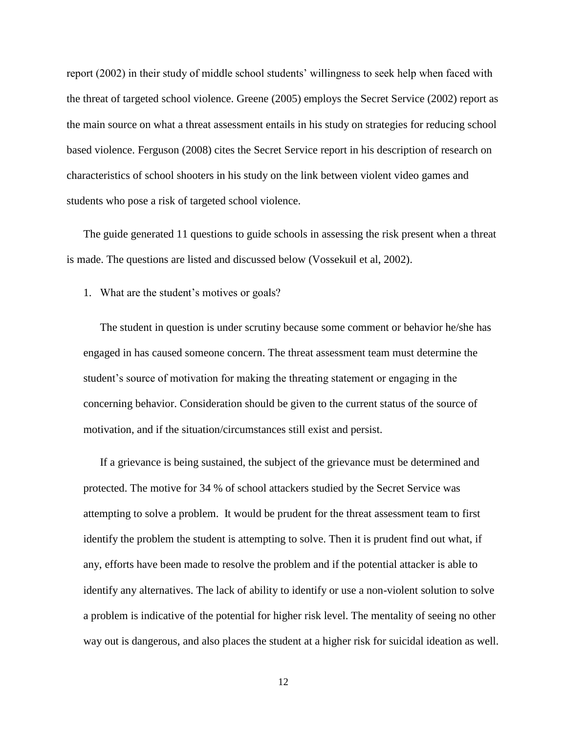report (2002) in their study of middle school students' willingness to seek help when faced with the threat of targeted school violence. Greene (2005) employs the Secret Service (2002) report as the main source on what a threat assessment entails in his study on strategies for reducing school based violence. Ferguson (2008) cites the Secret Service report in his description of research on characteristics of school shooters in his study on the link between violent video games and students who pose a risk of targeted school violence.

The guide generated 11 questions to guide schools in assessing the risk present when a threat is made. The questions are listed and discussed below (Vossekuil et al, 2002).

1. What are the student's motives or goals?

   The student in question is under scrutiny because some comment or behavior he/she has engaged in has caused someone concern. The threat assessment team must determine the student's source of motivation for making the threating statement or engaging in the concerning behavior. Consideration should be given to the current status of the source of motivation, and if the situation/circumstances still exist and persist.

   If a grievance is being sustained, the subject of the grievance must be determined and protected. The motive for 34 % of school attackers studied by the Secret Service was attempting to solve a problem. It would be prudent for the threat assessment team to first identify the problem the student is attempting to solve. Then it is prudent find out what, if any, efforts have been made to resolve the problem and if the potential attacker is able to identify any alternatives. The lack of ability to identify or use a non-violent solution to solve a problem is indicative of the potential for higher risk level. The mentality of seeing no other way out is dangerous, and also places the student at a higher risk for suicidal ideation as well.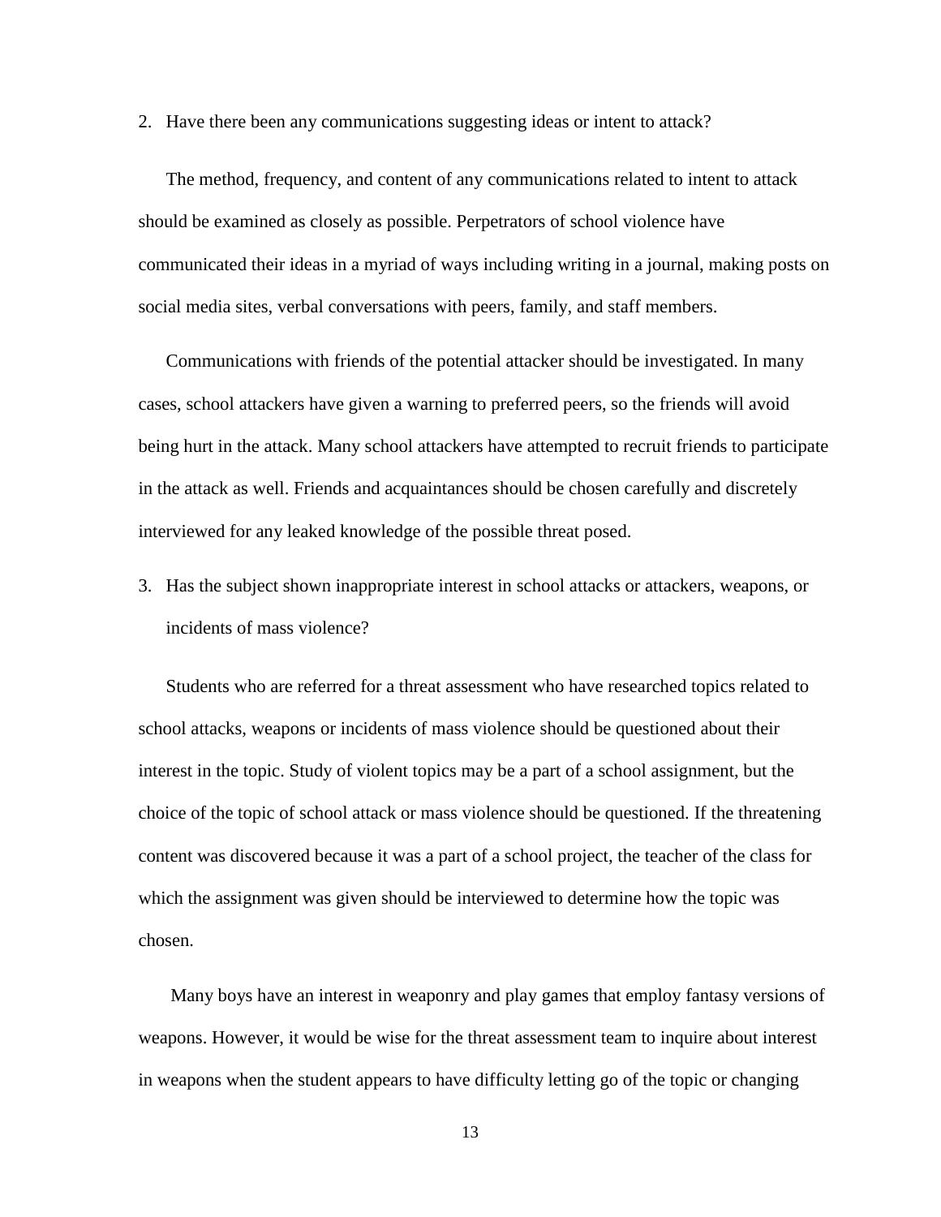2. Have there been any communications suggesting ideas or intent to attack?

The method, frequency, and content of any communications related to intent to attack should be examined as closely as possible. Perpetrators of school violence have communicated their ideas in a myriad of ways including writing in a journal, making posts on social media sites, verbal conversations with peers, family, and staff members.

Communications with friends of the potential attacker should be investigated. In many cases, school attackers have given a warning to preferred peers, so the friends will avoid being hurt in the attack. Many school attackers have attempted to recruit friends to participate in the attack as well. Friends and acquaintances should be chosen carefully and discretely interviewed for any leaked knowledge of the possible threat posed.

3. Has the subject shown inappropriate interest in school attacks or attackers, weapons, or incidents of mass violence?

Students who are referred for a threat assessment who have researched topics related to school attacks, weapons or incidents of mass violence should be questioned about their interest in the topic. Study of violent topics may be a part of a school assignment, but the choice of the topic of school attack or mass violence should be questioned. If the threatening content was discovered because it was a part of a school project, the teacher of the class for which the assignment was given should be interviewed to determine how the topic was chosen.

Many boys have an interest in weaponry and play games that employ fantasy versions of weapons. However, it would be wise for the threat assessment team to inquire about interest in weapons when the student appears to have difficulty letting go of the topic or changing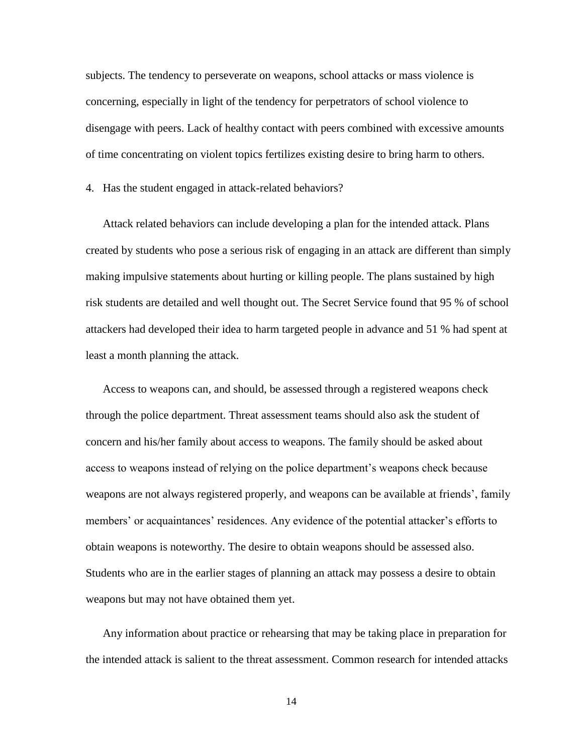subjects. The tendency to perseverate on weapons, school attacks or mass violence is concerning, especially in light of the tendency for perpetrators of school violence to disengage with peers. Lack of healthy contact with peers combined with excessive amounts of time concentrating on violent topics fertilizes existing desire to bring harm to others.

4. Has the student engaged in attack-related behaviors?

Attack related behaviors can include developing a plan for the intended attack. Plans created by students who pose a serious risk of engaging in an attack are different than simply making impulsive statements about hurting or killing people. The plans sustained by high risk students are detailed and well thought out. The Secret Service found that 95 % of school attackers had developed their idea to harm targeted people in advance and 51 % had spent at least a month planning the attack.

Access to weapons can, and should, be assessed through a registered weapons check through the police department. Threat assessment teams should also ask the student of concern and his/her family about access to weapons. The family should be asked about access to weapons instead of relying on the police department's weapons check because weapons are not always registered properly, and weapons can be available at friends', family members' or acquaintances' residences. Any evidence of the potential attacker's efforts to obtain weapons is noteworthy. The desire to obtain weapons should be assessed also. Students who are in the earlier stages of planning an attack may possess a desire to obtain weapons but may not have obtained them yet.

Any information about practice or rehearsing that may be taking place in preparation for the intended attack is salient to the threat assessment. Common research for intended attacks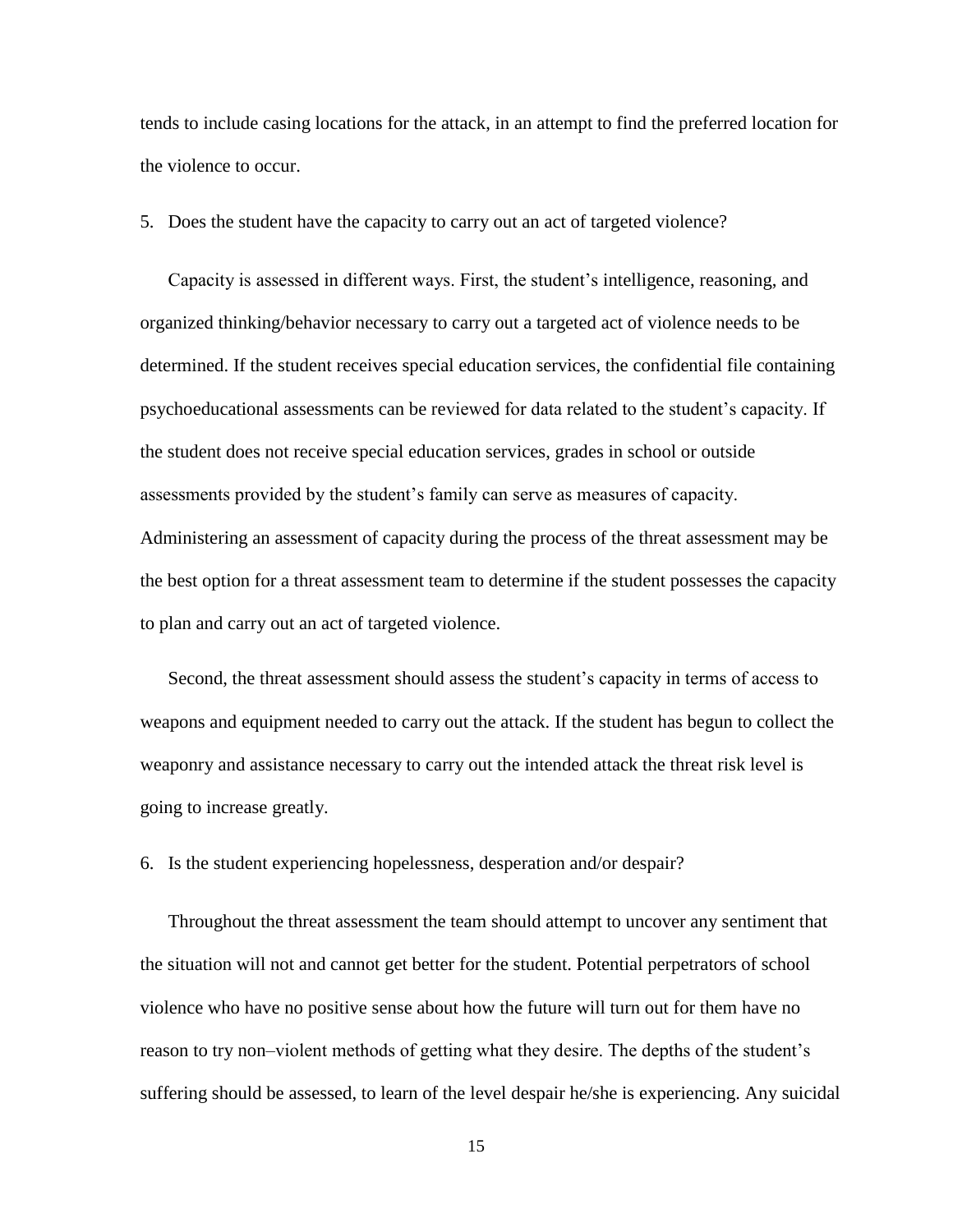tends to include casing locations for the attack, in an attempt to find the preferred location for the violence to occur.

5. Does the student have the capacity to carry out an act of targeted violence?

Capacity is assessed in different ways. First, the student's intelligence, reasoning, and organized thinking/behavior necessary to carry out a targeted act of violence needs to be determined. If the student receives special education services, the confidential file containing psychoeducational assessments can be reviewed for data related to the student's capacity. If the student does not receive special education services, grades in school or outside assessments provided by the student's family can serve as measures of capacity. Administering an assessment of capacity during the process of the threat assessment may be the best option for a threat assessment team to determine if the student possesses the capacity to plan and carry out an act of targeted violence.

Second, the threat assessment should assess the student's capacity in terms of access to weapons and equipment needed to carry out the attack. If the student has begun to collect the weaponry and assistance necessary to carry out the intended attack the threat risk level is going to increase greatly.

6. Is the student experiencing hopelessness, desperation and/or despair?

Throughout the threat assessment the team should attempt to uncover any sentiment that the situation will not and cannot get better for the student. Potential perpetrators of school violence who have no positive sense about how the future will turn out for them have no reason to try non–violent methods of getting what they desire. The depths of the student's suffering should be assessed, to learn of the level despair he/she is experiencing. Any suicidal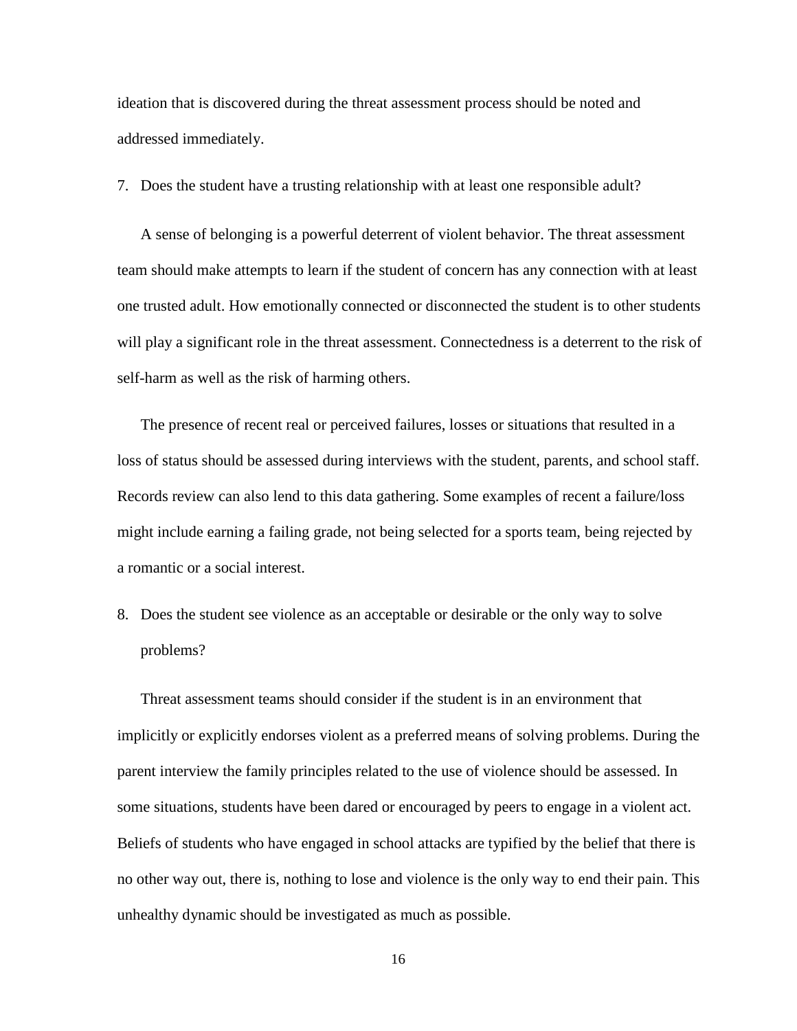ideation that is discovered during the threat assessment process should be noted and addressed immediately.

7. Does the student have a trusting relationship with at least one responsible adult?

A sense of belonging is a powerful deterrent of violent behavior. The threat assessment team should make attempts to learn if the student of concern has any connection with at least one trusted adult. How emotionally connected or disconnected the student is to other students will play a significant role in the threat assessment. Connectedness is a deterrent to the risk of self-harm as well as the risk of harming others.

The presence of recent real or perceived failures, losses or situations that resulted in a loss of status should be assessed during interviews with the student, parents, and school staff. Records review can also lend to this data gathering. Some examples of recent a failure/loss might include earning a failing grade, not being selected for a sports team, being rejected by a romantic or a social interest.

8. Does the student see violence as an acceptable or desirable or the only way to solve problems?

Threat assessment teams should consider if the student is in an environment that implicitly or explicitly endorses violent as a preferred means of solving problems. During the parent interview the family principles related to the use of violence should be assessed. In some situations, students have been dared or encouraged by peers to engage in a violent act. Beliefs of students who have engaged in school attacks are typified by the belief that there is no other way out, there is, nothing to lose and violence is the only way to end their pain. This unhealthy dynamic should be investigated as much as possible.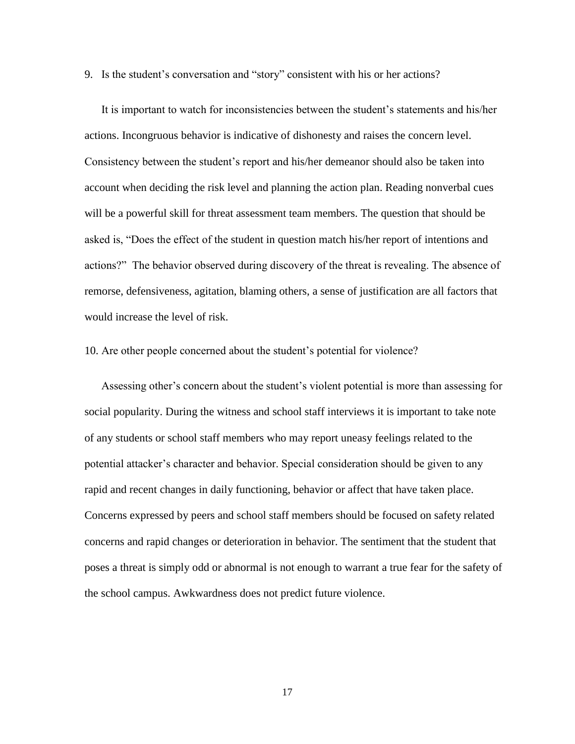9. Is the student's conversation and "story" consistent with his or her actions?

It is important to watch for inconsistencies between the student's statements and his/her actions. Incongruous behavior is indicative of dishonesty and raises the concern level. Consistency between the student's report and his/her demeanor should also be taken into account when deciding the risk level and planning the action plan. Reading nonverbal cues will be a powerful skill for threat assessment team members. The question that should be asked is, "Does the effect of the student in question match his/her report of intentions and actions?" The behavior observed during discovery of the threat is revealing. The absence of remorse, defensiveness, agitation, blaming others, a sense of justification are all factors that would increase the level of risk.

10. Are other people concerned about the student's potential for violence?

Assessing other's concern about the student's violent potential is more than assessing for social popularity. During the witness and school staff interviews it is important to take note of any students or school staff members who may report uneasy feelings related to the potential attacker's character and behavior. Special consideration should be given to any rapid and recent changes in daily functioning, behavior or affect that have taken place. Concerns expressed by peers and school staff members should be focused on safety related concerns and rapid changes or deterioration in behavior. The sentiment that the student that poses a threat is simply odd or abnormal is not enough to warrant a true fear for the safety of the school campus. Awkwardness does not predict future violence.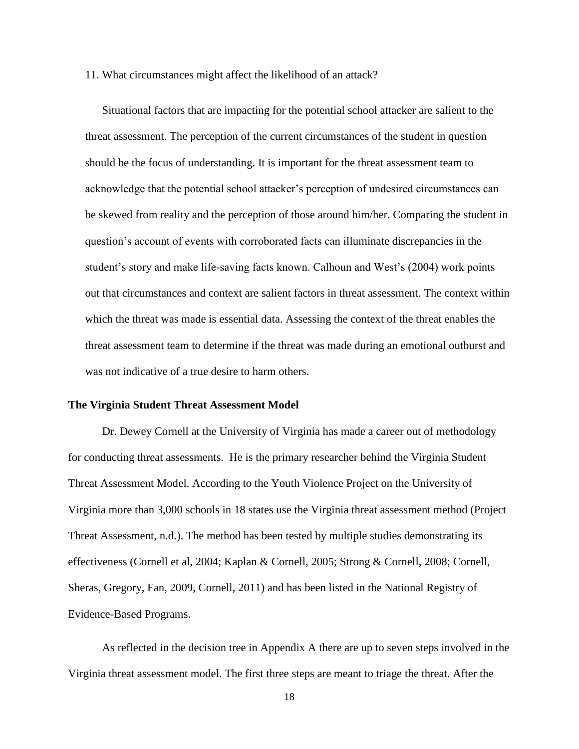11. What circumstances might affect the likelihood of an attack?

Situational factors that are impacting for the potential school attacker are salient to the threat assessment. The perception of the current circumstances of the student in question should be the focus of understanding. It is important for the threat assessment team to acknowledge that the potential school attacker's perception of undesired circumstances can be skewed from reality and the perception of those around him/her. Comparing the student in question's account of events with corroborated facts can illuminate discrepancies in the student's story and make life-saving facts known. Calhoun and West's (2004) work points out that circumstances and context are salient factors in threat assessment. The context within which the threat was made is essential data. Assessing the context of the threat enables the threat assessment team to determine if the threat was made during an emotional outburst and was not indicative of a true desire to harm others.

**The Virginia Student Threat Assessment Model**

Dr. Dewey Cornell at the University of Virginia has made a career out of methodology for conducting threat assessments. He is the primary researcher behind the Virginia Student Threat Assessment Model. According to the Youth Violence Project on the University of Virginia more than 3,000 schools in 18 states use the Virginia threat assessment method (Project Threat Assessment, n.d.). The method has been tested by multiple studies demonstrating its effectiveness (Cornell et al, 2004; Kaplan & Cornell, 2005; Strong & Cornell, 2008; Cornell, Sheras, Gregory, Fan, 2009, Cornell, 2011) and has been listed in the National Registry of Evidence-Based Programs.

As reflected in the decision tree in Appendix A there are up to seven steps involved in the Virginia threat assessment model. The first three steps are meant to triage the threat. After the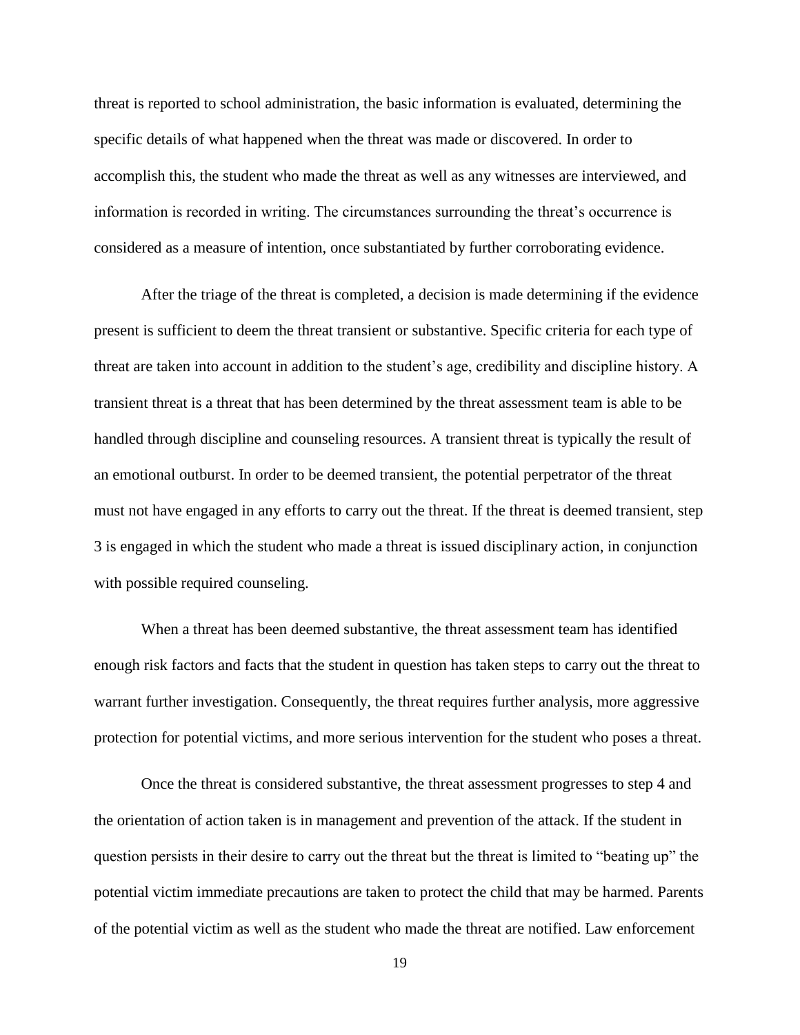threat is reported to school administration, the basic information is evaluated, determining the specific details of what happened when the threat was made or discovered. In order to accomplish this, the student who made the threat as well as any witnesses are interviewed, and information is recorded in writing. The circumstances surrounding the threat's occurrence is considered as a measure of intention, once substantiated by further corroborating evidence.

After the triage of the threat is completed, a decision is made determining if the evidence present is sufficient to deem the threat transient or substantive. Specific criteria for each type of threat are taken into account in addition to the student's age, credibility and discipline history. A transient threat is a threat that has been determined by the threat assessment team is able to be handled through discipline and counseling resources. A transient threat is typically the result of an emotional outburst. In order to be deemed transient, the potential perpetrator of the threat must not have engaged in any efforts to carry out the threat. If the threat is deemed transient, step 3 is engaged in which the student who made a threat is issued disciplinary action, in conjunction with possible required counseling.

When a threat has been deemed substantive, the threat assessment team has identified enough risk factors and facts that the student in question has taken steps to carry out the threat to warrant further investigation. Consequently, the threat requires further analysis, more aggressive protection for potential victims, and more serious intervention for the student who poses a threat.

Once the threat is considered substantive, the threat assessment progresses to step 4 and the orientation of action taken is in management and prevention of the attack. If the student in question persists in their desire to carry out the threat but the threat is limited to "beating up" the potential victim immediate precautions are taken to protect the child that may be harmed. Parents of the potential victim as well as the student who made the threat are notified. Law enforcement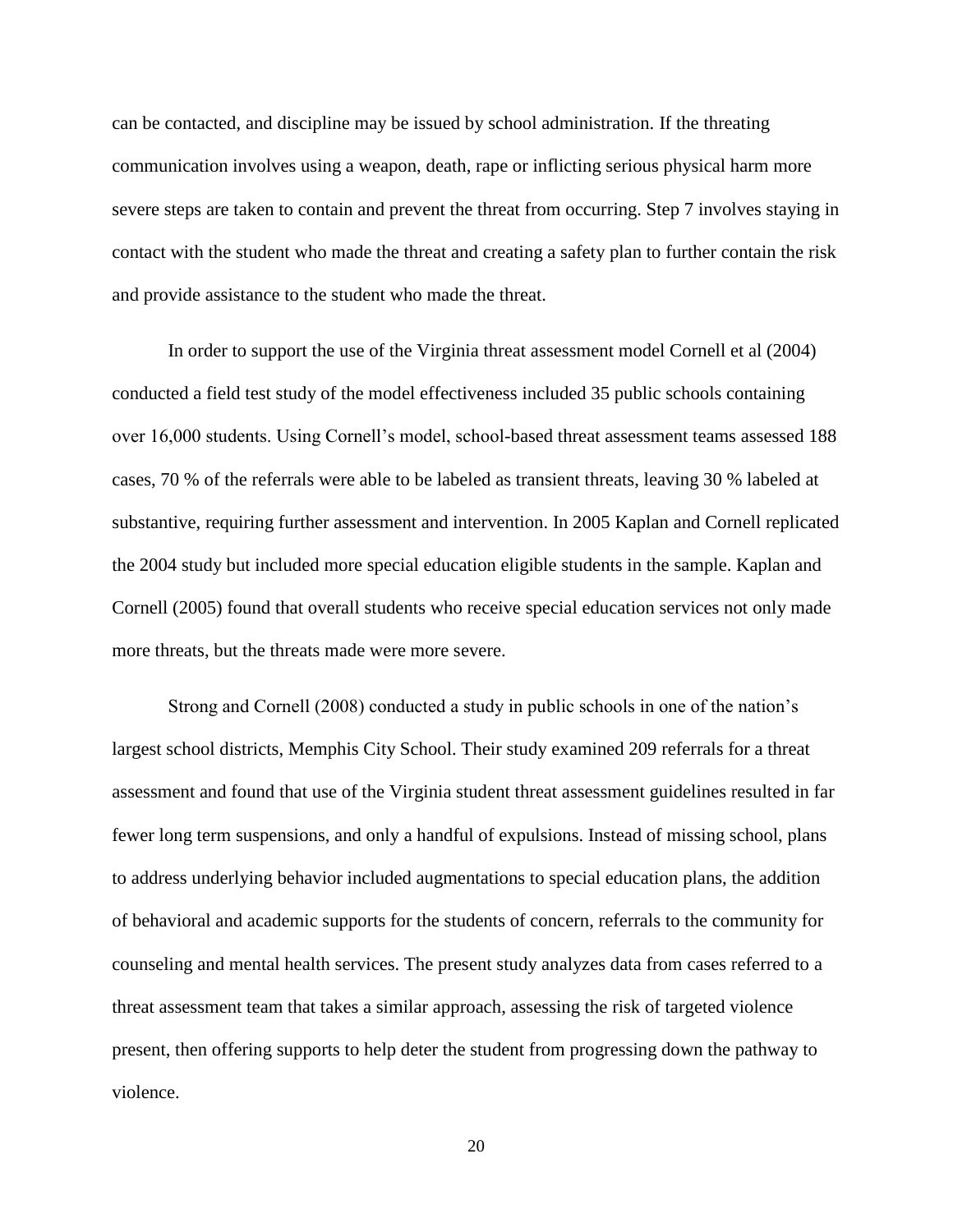can be contacted, and discipline may be issued by school administration. If the threating communication involves using a weapon, death, rape or inflicting serious physical harm more severe steps are taken to contain and prevent the threat from occurring. Step 7 involves staying in contact with the student who made the threat and creating a safety plan to further contain the risk and provide assistance to the student who made the threat.

In order to support the use of the Virginia threat assessment model Cornell et al (2004) conducted a field test study of the model effectiveness included 35 public schools containing over 16,000 students. Using Cornell's model, school-based threat assessment teams assessed 188 cases, 70 % of the referrals were able to be labeled as transient threats, leaving 30 % labeled at substantive, requiring further assessment and intervention. In 2005 Kaplan and Cornell replicated the 2004 study but included more special education eligible students in the sample. Kaplan and Cornell (2005) found that overall students who receive special education services not only made more threats, but the threats made were more severe.

Strong and Cornell (2008) conducted a study in public schools in one of the nation's largest school districts, Memphis City School. Their study examined 209 referrals for a threat assessment and found that use of the Virginia student threat assessment guidelines resulted in far fewer long term suspensions, and only a handful of expulsions. Instead of missing school, plans to address underlying behavior included augmentations to special education plans, the addition of behavioral and academic supports for the students of concern, referrals to the community for counseling and mental health services. The present study analyzes data from cases referred to a threat assessment team that takes a similar approach, assessing the risk of targeted violence present, then offering supports to help deter the student from progressing down the pathway to violence.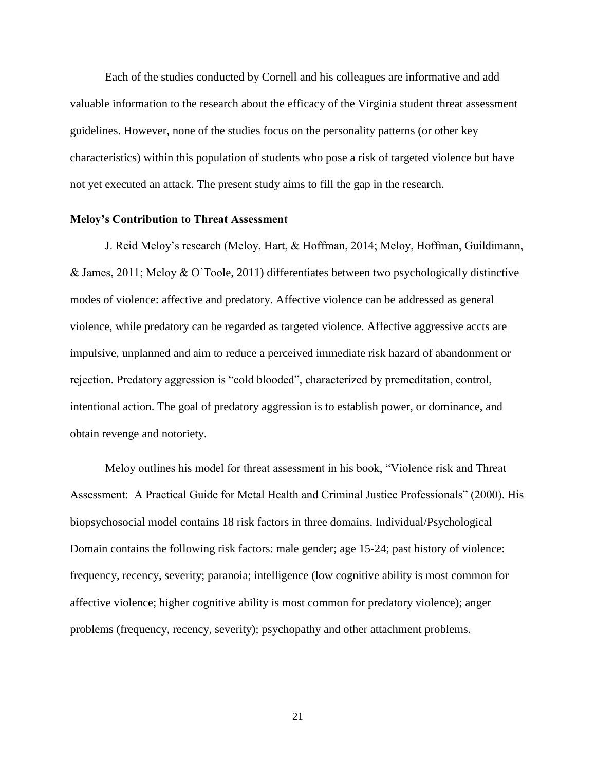Each of the studies conducted by Cornell and his colleagues are informative and add valuable information to the research about the efficacy of the Virginia student threat assessment guidelines. However, none of the studies focus on the personality patterns (or other key characteristics) within this population of students who pose a risk of targeted violence but have not yet executed an attack. The present study aims to fill the gap in the research.

### Meloy's Contribution to Threat Assessment

J. Reid Meloy's research (Meloy, Hart, & Hoffman, 2014; Meloy, Hoffman, Guildimann, & James, 2011; Meloy & O'Toole, 2011) differentiates between two psychologically distinctive modes of violence: affective and predatory. Affective violence can be addressed as general violence, while predatory can be regarded as targeted violence. Affective aggressive accts are impulsive, unplanned and aim to reduce a perceived immediate risk hazard of abandonment or rejection. Predatory aggression is "cold blooded", characterized by premeditation, control, intentional action. The goal of predatory aggression is to establish power, or dominance, and obtain revenge and notoriety.

Meloy outlines his model for threat assessment in his book, "Violence risk and Threat Assessment: A Practical Guide for Metal Health and Criminal Justice Professionals" (2000). His biopsychosocial model contains 18 risk factors in three domains. Individual/Psychological Domain contains the following risk factors: male gender; age 15-24; past history of violence: frequency, recency, severity; paranoia; intelligence (low cognitive ability is most common for affective violence; higher cognitive ability is most common for predatory violence); anger problems (frequency, recency, severity); psychopathy and other attachment problems.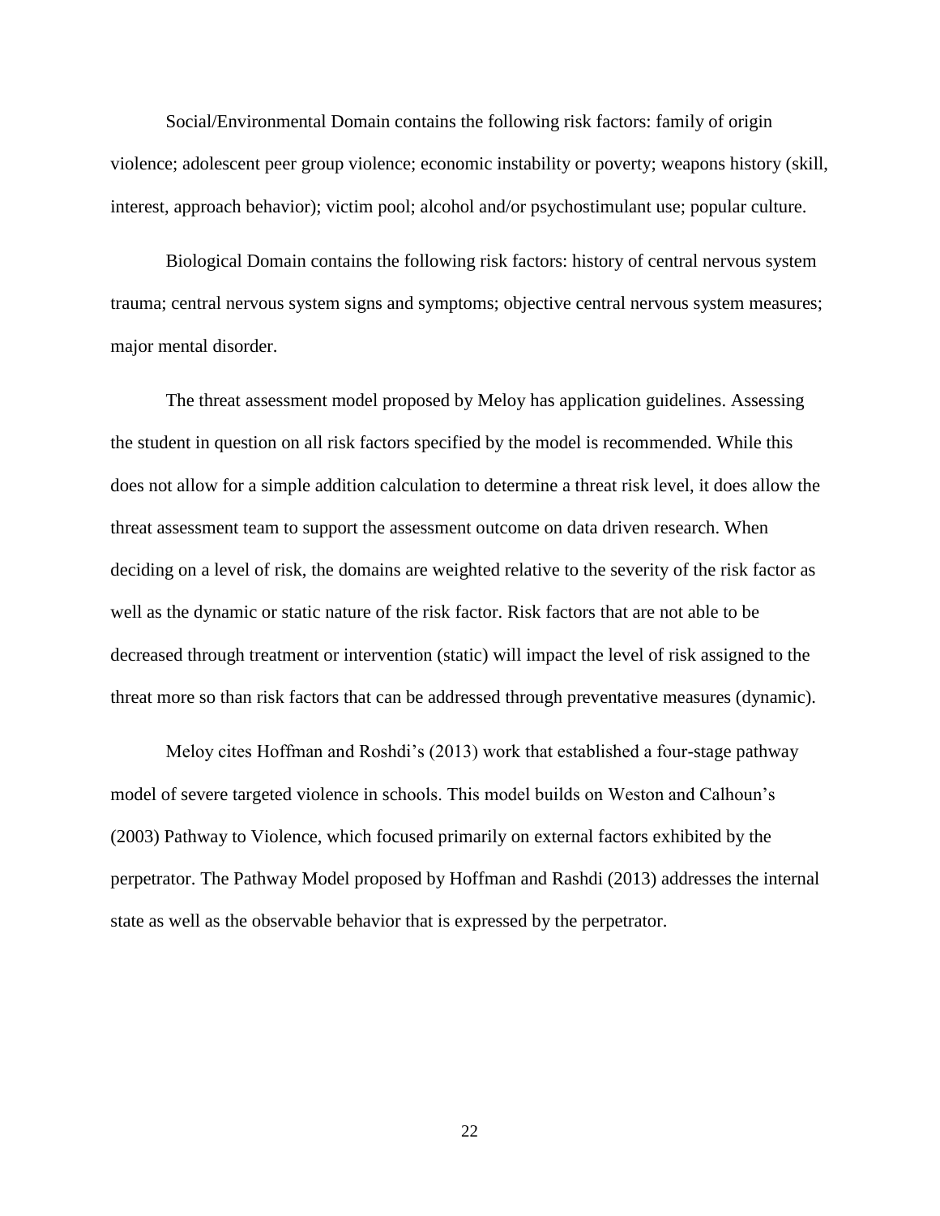Social/Environmental Domain contains the following risk factors: family of origin violence; adolescent peer group violence; economic instability or poverty; weapons history (skill, interest, approach behavior); victim pool; alcohol and/or psychostimulant use; popular culture.

Biological Domain contains the following risk factors: history of central nervous system trauma; central nervous system signs and symptoms; objective central nervous system measures; major mental disorder.

The threat assessment model proposed by Meloy has application guidelines. Assessing the student in question on all risk factors specified by the model is recommended. While this does not allow for a simple addition calculation to determine a threat risk level, it does allow the threat assessment team to support the assessment outcome on data driven research. When deciding on a level of risk, the domains are weighted relative to the severity of the risk factor as well as the dynamic or static nature of the risk factor. Risk factors that are not able to be decreased through treatment or intervention (static) will impact the level of risk assigned to the threat more so than risk factors that can be addressed through preventative measures (dynamic).

Meloy cites Hoffman and Roshdi's (2013) work that established a four-stage pathway model of severe targeted violence in schools. This model builds on Weston and Calhoun's (2003) Pathway to Violence, which focused primarily on external factors exhibited by the perpetrator. The Pathway Model proposed by Hoffman and Rashdi (2013) addresses the internal state as well as the observable behavior that is expressed by the perpetrator.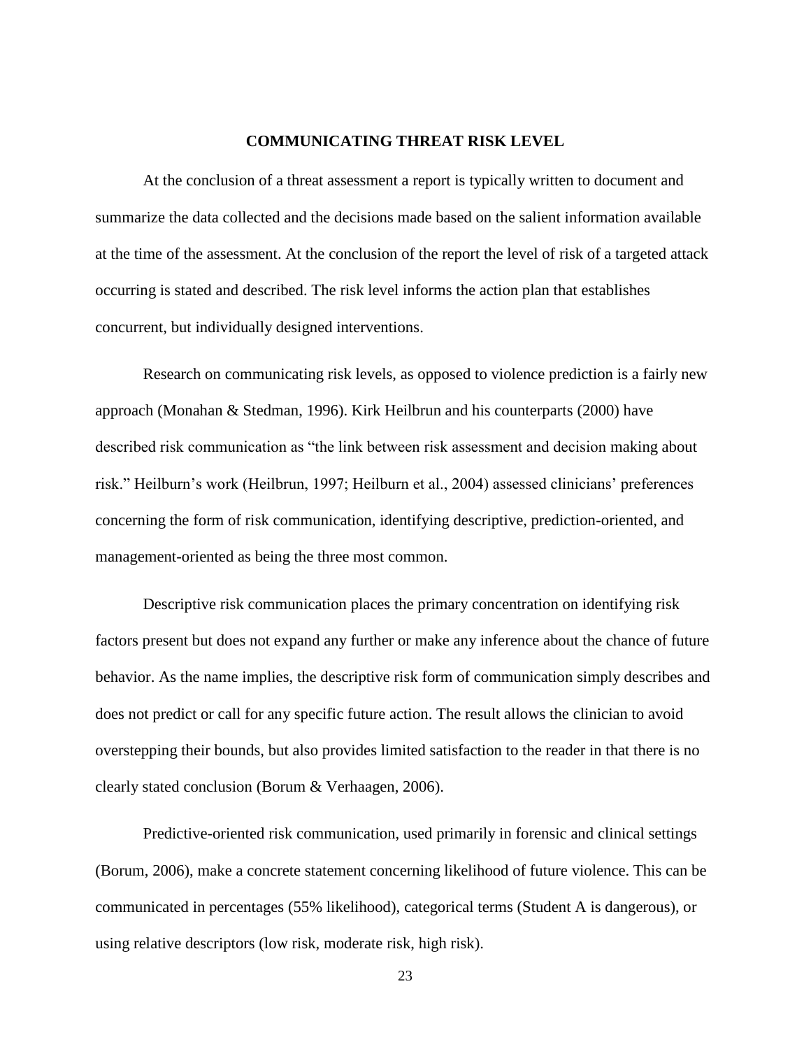## COMMUNICATING THREAT RISK LEVEL

At the conclusion of a threat assessment a report is typically written to document and summarize the data collected and the decisions made based on the salient information available at the time of the assessment. At the conclusion of the report the level of risk of a targeted attack occurring is stated and described. The risk level informs the action plan that establishes concurrent, but individually designed interventions.

Research on communicating risk levels, as opposed to violence prediction is a fairly new approach (Monahan & Stedman, 1996). Kirk Heilbrun and his counterparts (2000) have described risk communication as "the link between risk assessment and decision making about risk." Heilburn's work (Heilbrun, 1997; Heilburn et al., 2004) assessed clinicians' preferences concerning the form of risk communication, identifying descriptive, prediction-oriented, and management-oriented as being the three most common.

Descriptive risk communication places the primary concentration on identifying risk factors present but does not expand any further or make any inference about the chance of future behavior. As the name implies, the descriptive risk form of communication simply describes and does not predict or call for any specific future action. The result allows the clinician to avoid overstepping their bounds, but also provides limited satisfaction to the reader in that there is no clearly stated conclusion (Borum & Verhaagen, 2006).

Predictive-oriented risk communication, used primarily in forensic and clinical settings (Borum, 2006), make a concrete statement concerning likelihood of future violence. This can be communicated in percentages (55% likelihood), categorical terms (Student A is dangerous), or using relative descriptors (low risk, moderate risk, high risk).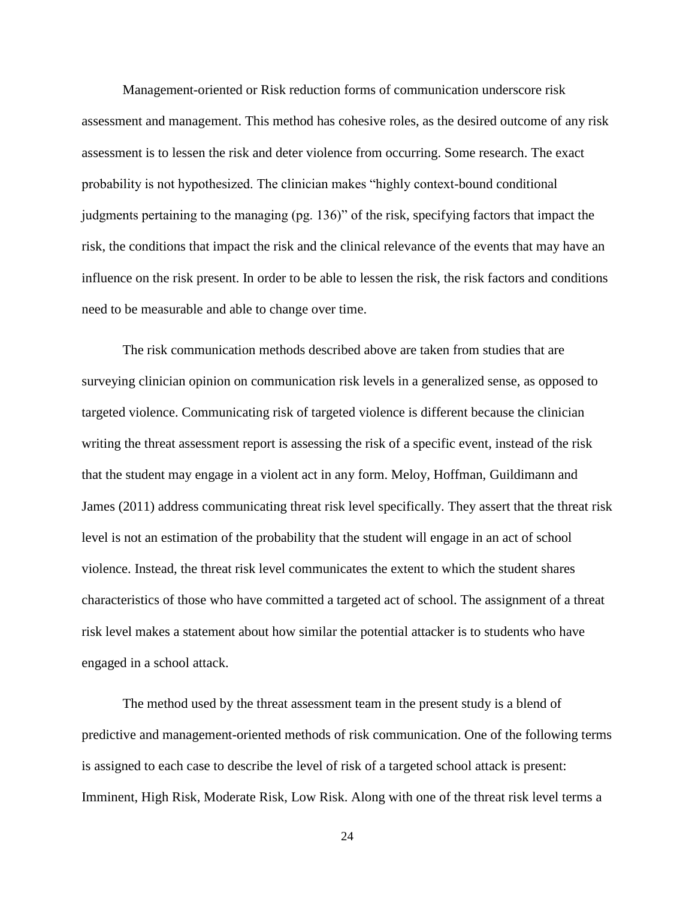Management-oriented or Risk reduction forms of communication underscore risk assessment and management. This method has cohesive roles, as the desired outcome of any risk assessment is to lessen the risk and deter violence from occurring. Some research. The exact probability is not hypothesized. The clinician makes "highly context-bound conditional judgments pertaining to the managing (pg. 136)" of the risk, specifying factors that impact the risk, the conditions that impact the risk and the clinical relevance of the events that may have an influence on the risk present. In order to be able to lessen the risk, the risk factors and conditions need to be measurable and able to change over time.

The risk communication methods described above are taken from studies that are surveying clinician opinion on communication risk levels in a generalized sense, as opposed to targeted violence. Communicating risk of targeted violence is different because the clinician writing the threat assessment report is assessing the risk of a specific event, instead of the risk that the student may engage in a violent act in any form. Meloy, Hoffman, Guildimann and James (2011) address communicating threat risk level specifically. They assert that the threat risk level is not an estimation of the probability that the student will engage in an act of school violence. Instead, the threat risk level communicates the extent to which the student shares characteristics of those who have committed a targeted act of school. The assignment of a threat risk level makes a statement about how similar the potential attacker is to students who have engaged in a school attack.

The method used by the threat assessment team in the present study is a blend of predictive and management-oriented methods of risk communication. One of the following terms is assigned to each case to describe the level of risk of a targeted school attack is present: Imminent, High Risk, Moderate Risk, Low Risk. Along with one of the threat risk level terms a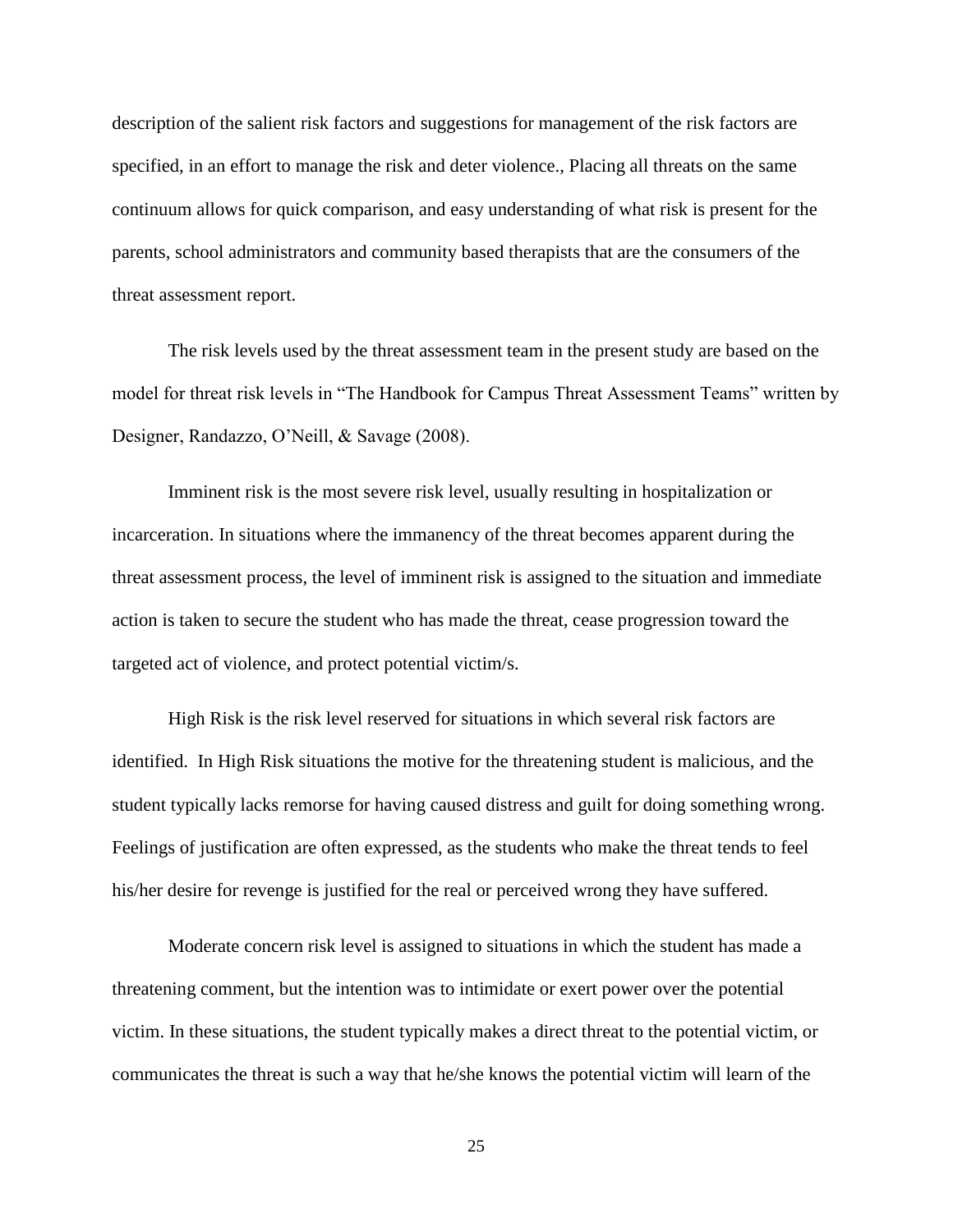description of the salient risk factors and suggestions for management of the risk factors are specified, in an effort to manage the risk and deter violence., Placing all threats on the same continuum allows for quick comparison, and easy understanding of what risk is present for the parents, school administrators and community based therapists that are the consumers of the threat assessment report.

The risk levels used by the threat assessment team in the present study are based on the model for threat risk levels in "The Handbook for Campus Threat Assessment Teams" written by Designer, Randazzo, O'Neill, & Savage (2008).

Imminent risk is the most severe risk level, usually resulting in hospitalization or incarceration. In situations where the immanency of the threat becomes apparent during the threat assessment process, the level of imminent risk is assigned to the situation and immediate action is taken to secure the student who has made the threat, cease progression toward the targeted act of violence, and protect potential victim/s.

High Risk is the risk level reserved for situations in which several risk factors are identified. In High Risk situations the motive for the threatening student is malicious, and the student typically lacks remorse for having caused distress and guilt for doing something wrong. Feelings of justification are often expressed, as the students who make the threat tends to feel his/her desire for revenge is justified for the real or perceived wrong they have suffered.

Moderate concern risk level is assigned to situations in which the student has made a threatening comment, but the intention was to intimidate or exert power over the potential victim. In these situations, the student typically makes a direct threat to the potential victim, or communicates the threat is such a way that he/she knows the potential victim will learn of the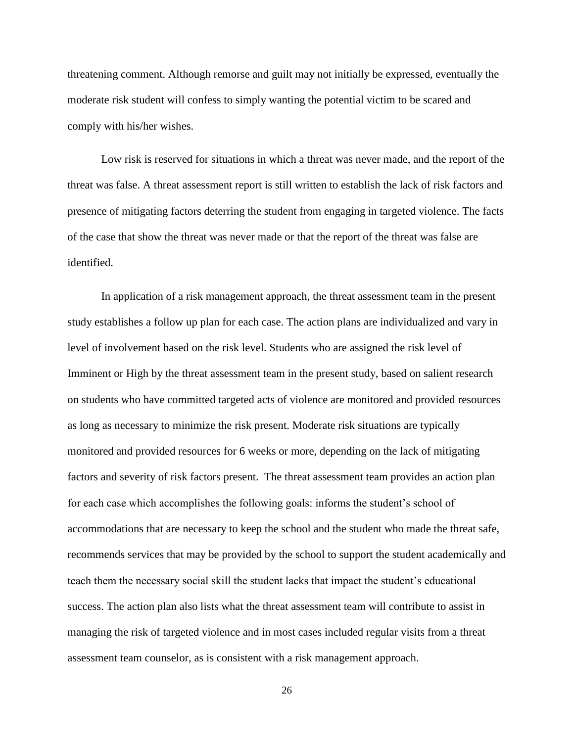threatening comment. Although remorse and guilt may not initially be expressed, eventually the moderate risk student will confess to simply wanting the potential victim to be scared and comply with his/her wishes.

Low risk is reserved for situations in which a threat was never made, and the report of the threat was false. A threat assessment report is still written to establish the lack of risk factors and presence of mitigating factors deterring the student from engaging in targeted violence. The facts of the case that show the threat was never made or that the report of the threat was false are identified.

In application of a risk management approach, the threat assessment team in the present study establishes a follow up plan for each case. The action plans are individualized and vary in level of involvement based on the risk level. Students who are assigned the risk level of Imminent or High by the threat assessment team in the present study, based on salient research on students who have committed targeted acts of violence are monitored and provided resources as long as necessary to minimize the risk present. Moderate risk situations are typically monitored and provided resources for 6 weeks or more, depending on the lack of mitigating factors and severity of risk factors present. The threat assessment team provides an action plan for each case which accomplishes the following goals: informs the student's school of accommodations that are necessary to keep the school and the student who made the threat safe, recommends services that may be provided by the school to support the student academically and teach them the necessary social skill the student lacks that impact the student's educational success. The action plan also lists what the threat assessment team will contribute to assist in managing the risk of targeted violence and in most cases included regular visits from a threat assessment team counselor, as is consistent with a risk management approach.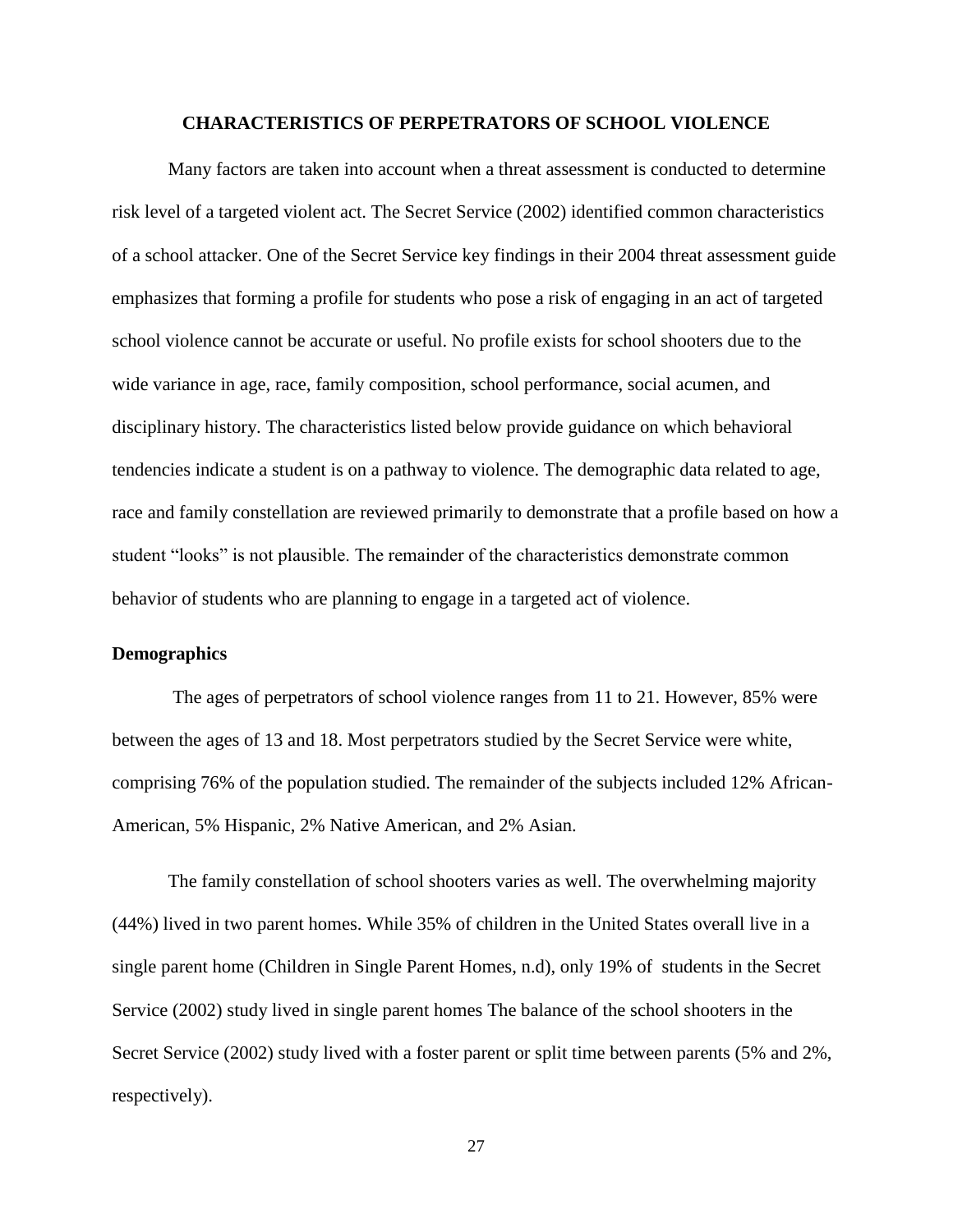## CHARACTERISTICS OF PERPETRATORS OF SCHOOL VIOLENCE

Many factors are taken into account when a threat assessment is conducted to determine risk level of a targeted violent act. The Secret Service (2002) identified common characteristics of a school attacker. One of the Secret Service key findings in their 2004 threat assessment guide emphasizes that forming a profile for students who pose a risk of engaging in an act of targeted school violence cannot be accurate or useful. No profile exists for school shooters due to the wide variance in age, race, family composition, school performance, social acumen, and disciplinary history. The characteristics listed below provide guidance on which behavioral tendencies indicate a student is on a pathway to violence. The demographic data related to age, race and family constellation are reviewed primarily to demonstrate that a profile based on how a student "looks" is not plausible. The remainder of the characteristics demonstrate common behavior of students who are planning to engage in a targeted act of violence.

### Demographics

The ages of perpetrators of school violence ranges from 11 to 21. However, 85% were between the ages of 13 and 18. Most perpetrators studied by the Secret Service were white, comprising 76% of the population studied. The remainder of the subjects included 12% African-American, 5% Hispanic, 2% Native American, and 2% Asian.

The family constellation of school shooters varies as well. The overwhelming majority (44%) lived in two parent homes. While 35% of children in the United States overall live in a single parent home (Children in Single Parent Homes, n.d), only 19% of students in the Secret Service (2002) study lived in single parent homes The balance of the school shooters in the Secret Service (2002) study lived with a foster parent or split time between parents (5% and 2%, respectively).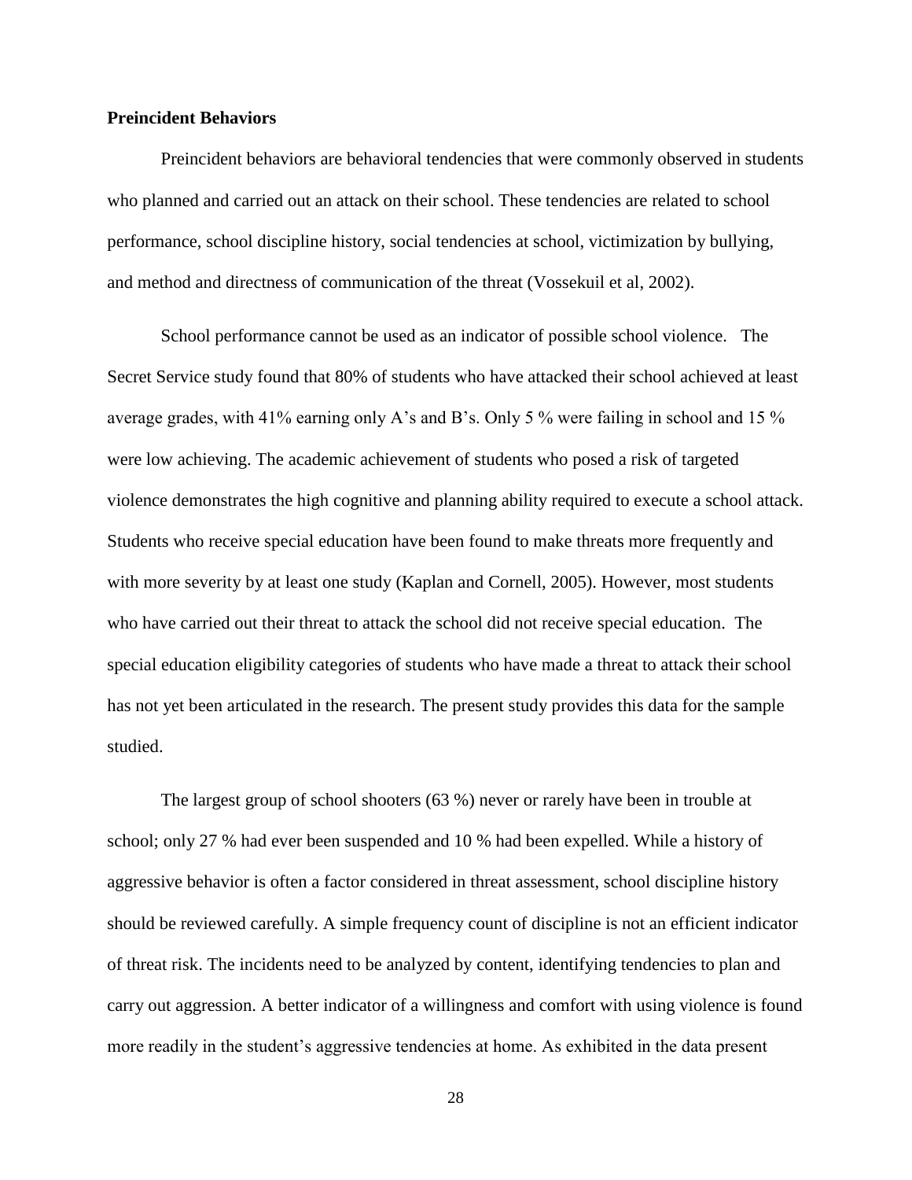**Preincident Behaviors**

Preincident behaviors are behavioral tendencies that were commonly observed in students who planned and carried out an attack on their school. These tendencies are related to school performance, school discipline history, social tendencies at school, victimization by bullying, and method and directness of communication of the threat (Vossekuil et al, 2002).

School performance cannot be used as an indicator of possible school violence. The Secret Service study found that 80% of students who have attacked their school achieved at least average grades, with 41% earning only A's and B's. Only 5 % were failing in school and 15 % were low achieving. The academic achievement of students who posed a risk of targeted violence demonstrates the high cognitive and planning ability required to execute a school attack. Students who receive special education have been found to make threats more frequently and with more severity by at least one study (Kaplan and Cornell, 2005). However, most students who have carried out their threat to attack the school did not receive special education. The special education eligibility categories of students who have made a threat to attack their school has not yet been articulated in the research. The present study provides this data for the sample studied.

The largest group of school shooters (63 %) never or rarely have been in trouble at school; only 27 % had ever been suspended and 10 % had been expelled. While a history of aggressive behavior is often a factor considered in threat assessment, school discipline history should be reviewed carefully. A simple frequency count of discipline is not an efficient indicator of threat risk. The incidents need to be analyzed by content, identifying tendencies to plan and carry out aggression. A better indicator of a willingness and comfort with using violence is found more readily in the student's aggressive tendencies at home. As exhibited in the data present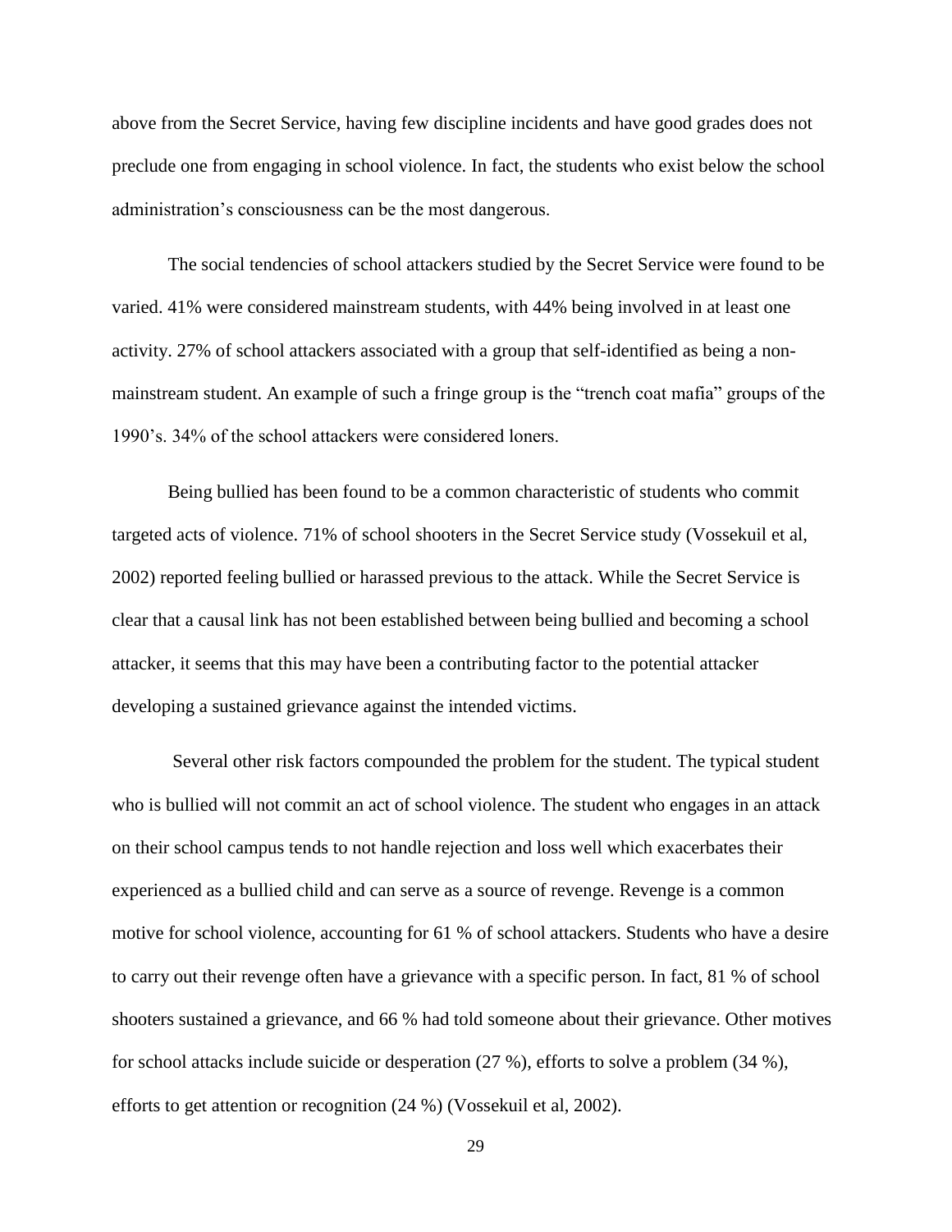above from the Secret Service, having few discipline incidents and have good grades does not preclude one from engaging in school violence. In fact, the students who exist below the school administration's consciousness can be the most dangerous.

The social tendencies of school attackers studied by the Secret Service were found to be varied. 41% were considered mainstream students, with 44% being involved in at least one activity. 27% of school attackers associated with a group that self-identified as being a non-mainstream student. An example of such a fringe group is the "trench coat mafia" groups of the 1990's. 34% of the school attackers were considered loners.

Being bullied has been found to be a common characteristic of students who commit targeted acts of violence. 71% of school shooters in the Secret Service study (Vossekuil et al, 2002) reported feeling bullied or harassed previous to the attack. While the Secret Service is clear that a causal link has not been established between being bullied and becoming a school attacker, it seems that this may have been a contributing factor to the potential attacker developing a sustained grievance against the intended victims.

Several other risk factors compounded the problem for the student. The typical student who is bullied will not commit an act of school violence. The student who engages in an attack on their school campus tends to not handle rejection and loss well which exacerbates their experienced as a bullied child and can serve as a source of revenge. Revenge is a common motive for school violence, accounting for 61 % of school attackers. Students who have a desire to carry out their revenge often have a grievance with a specific person. In fact, 81 % of school shooters sustained a grievance, and 66 % had told someone about their grievance. Other motives for school attacks include suicide or desperation (27 %), efforts to solve a problem (34 %), efforts to get attention or recognition (24 %) (Vossekuil et al, 2002).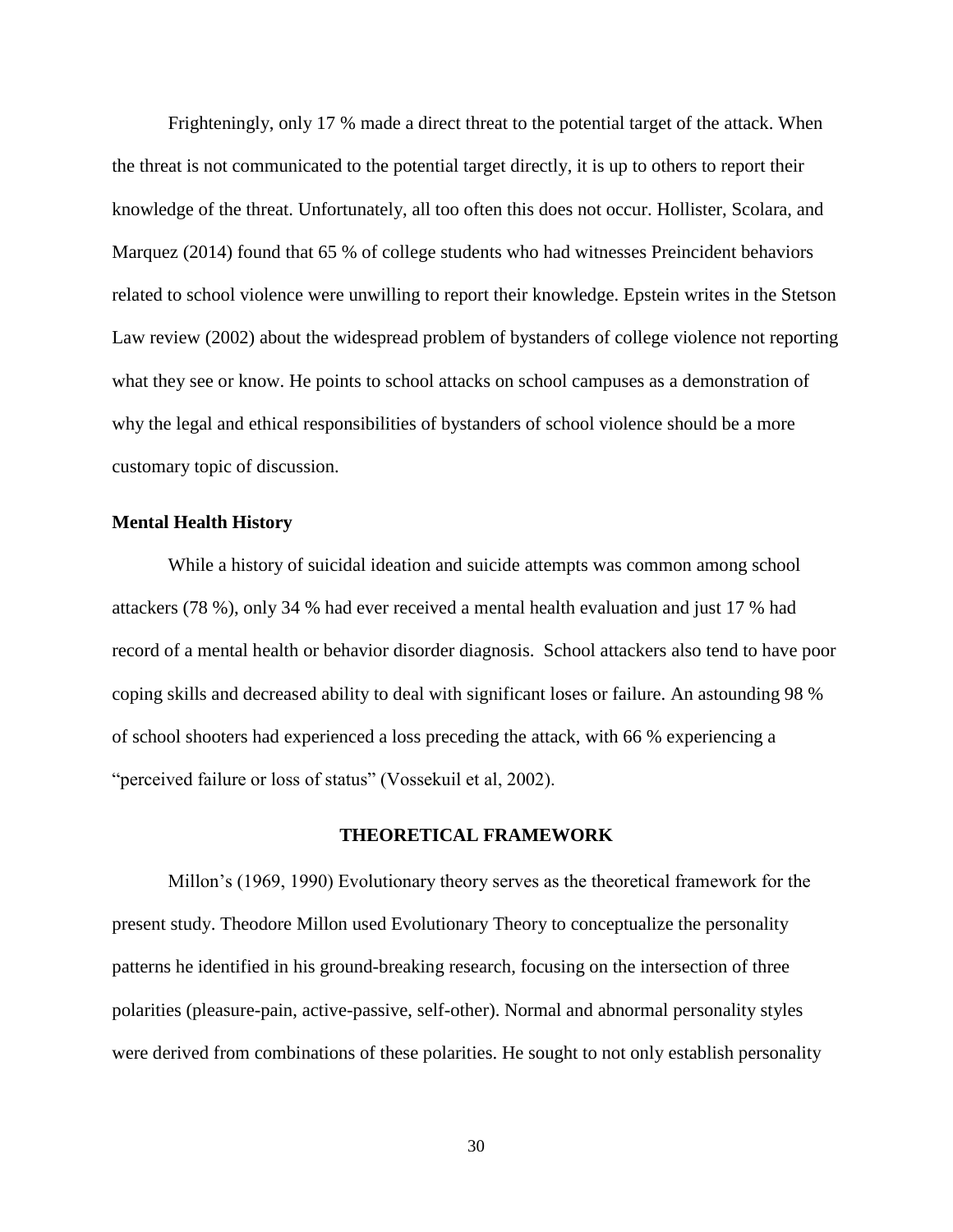Frighteningly, only 17 % made a direct threat to the potential target of the attack. When the threat is not communicated to the potential target directly, it is up to others to report their knowledge of the threat. Unfortunately, all too often this does not occur. Hollister, Scolara, and Marquez (2014) found that 65 % of college students who had witnesses Preincident behaviors related to school violence were unwilling to report their knowledge. Epstein writes in the Stetson Law review (2002) about the widespread problem of bystanders of college violence not reporting what they see or know. He points to school attacks on school campuses as a demonstration of why the legal and ethical responsibilities of bystanders of school violence should be a more customary topic of discussion.

### Mental Health History

While a history of suicidal ideation and suicide attempts was common among school attackers (78 %), only 34 % had ever received a mental health evaluation and just 17 % had record of a mental health or behavior disorder diagnosis. School attackers also tend to have poor coping skills and decreased ability to deal with significant loses or failure. An astounding 98 % of school shooters had experienced a loss preceding the attack, with 66 % experiencing a "perceived failure or loss of status" (Vossekuil et al, 2002).

## THEORETICAL FRAMEWORK

Millon's (1969, 1990) Evolutionary theory serves as the theoretical framework for the present study. Theodore Millon used Evolutionary Theory to conceptualize the personality patterns he identified in his ground-breaking research, focusing on the intersection of three polarities (pleasure-pain, active-passive, self-other). Normal and abnormal personality styles were derived from combinations of these polarities. He sought to not only establish personality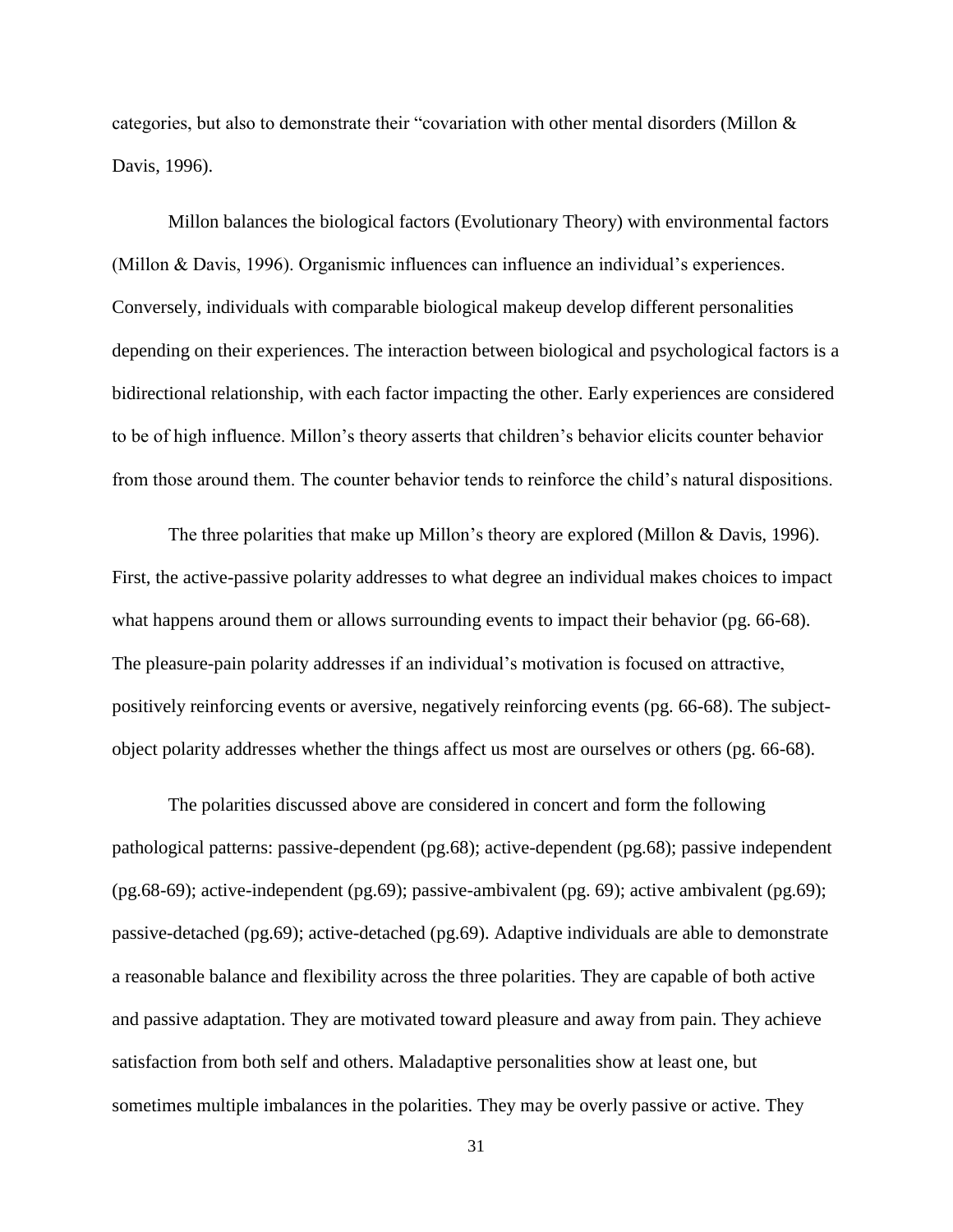categories, but also to demonstrate their "covariation with other mental disorders (Millon & Davis, 1996).

Millon balances the biological factors (Evolutionary Theory) with environmental factors (Millon & Davis, 1996). Organismic influences can influence an individual's experiences. Conversely, individuals with comparable biological makeup develop different personalities depending on their experiences. The interaction between biological and psychological factors is a bidirectional relationship, with each factor impacting the other. Early experiences are considered to be of high influence. Millon's theory asserts that children's behavior elicits counter behavior from those around them. The counter behavior tends to reinforce the child's natural dispositions.

The three polarities that make up Millon's theory are explored (Millon & Davis, 1996). First, the active-passive polarity addresses to what degree an individual makes choices to impact what happens around them or allows surrounding events to impact their behavior (pg. 66-68). The pleasure-pain polarity addresses if an individual's motivation is focused on attractive, positively reinforcing events or aversive, negatively reinforcing events (pg. 66-68). The subject-object polarity addresses whether the things affect us most are ourselves or others (pg. 66-68).

The polarities discussed above are considered in concert and form the following pathological patterns: passive-dependent (pg.68); active-dependent (pg.68); passive independent (pg.68-69); active-independent (pg.69); passive-ambivalent (pg. 69); active ambivalent (pg.69); passive-detached (pg.69); active-detached (pg.69). Adaptive individuals are able to demonstrate a reasonable balance and flexibility across the three polarities. They are capable of both active and passive adaptation. They are motivated toward pleasure and away from pain. They achieve satisfaction from both self and others. Maladaptive personalities show at least one, but sometimes multiple imbalances in the polarities. They may be overly passive or active. They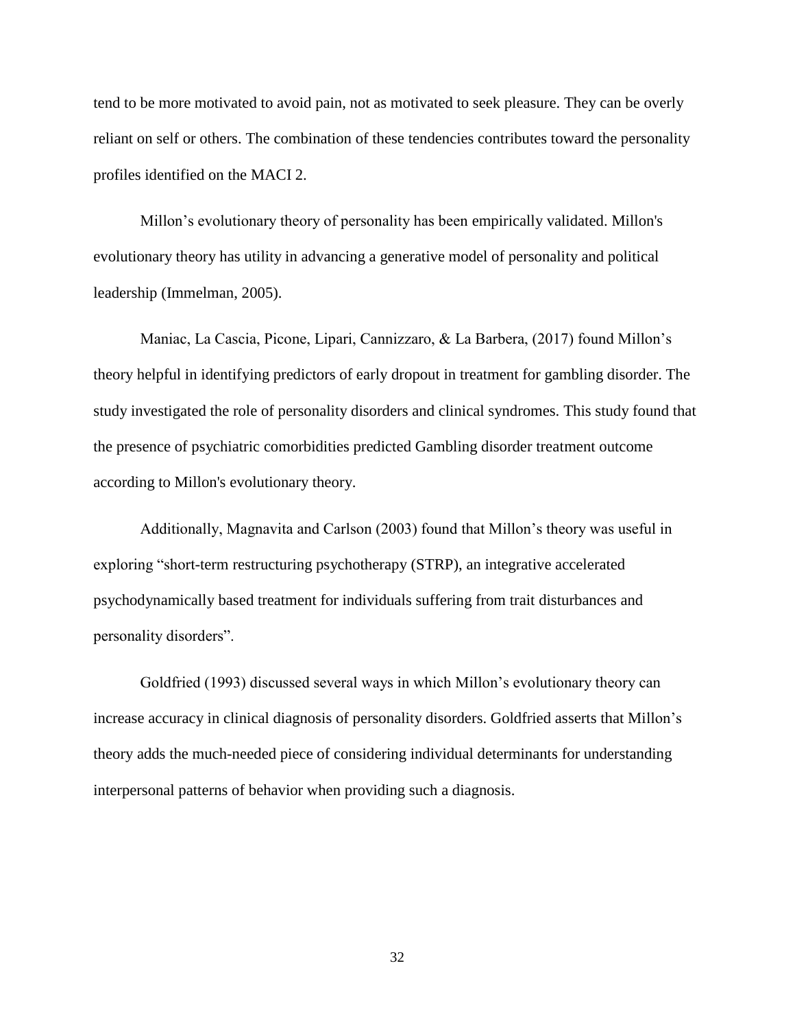tend to be more motivated to avoid pain, not as motivated to seek pleasure. They can be overly reliant on self or others. The combination of these tendencies contributes toward the personality profiles identified on the MACI 2.

Millon’s evolutionary theory of personality has been empirically validated. Millon's evolutionary theory has utility in advancing a generative model of personality and political leadership (Immelman, 2005).

Maniac, La Cascia, Picone, Lipari, Cannizzaro, & La Barbera, (2017) found Millon’s theory helpful in identifying predictors of early dropout in treatment for gambling disorder. The study investigated the role of personality disorders and clinical syndromes. This study found that the presence of psychiatric comorbidities predicted Gambling disorder treatment outcome according to Millon's evolutionary theory.

Additionally, Magnavita and Carlson (2003) found that Millon’s theory was useful in exploring “short-term restructuring psychotherapy (STRP), an integrative accelerated psychodynamically based treatment for individuals suffering from trait disturbances and personality disorders”.

Goldfried (1993) discussed several ways in which Millon’s evolutionary theory can increase accuracy in clinical diagnosis of personality disorders. Goldfried asserts that Millon’s theory adds the much-needed piece of considering individual determinants for understanding interpersonal patterns of behavior when providing such a diagnosis.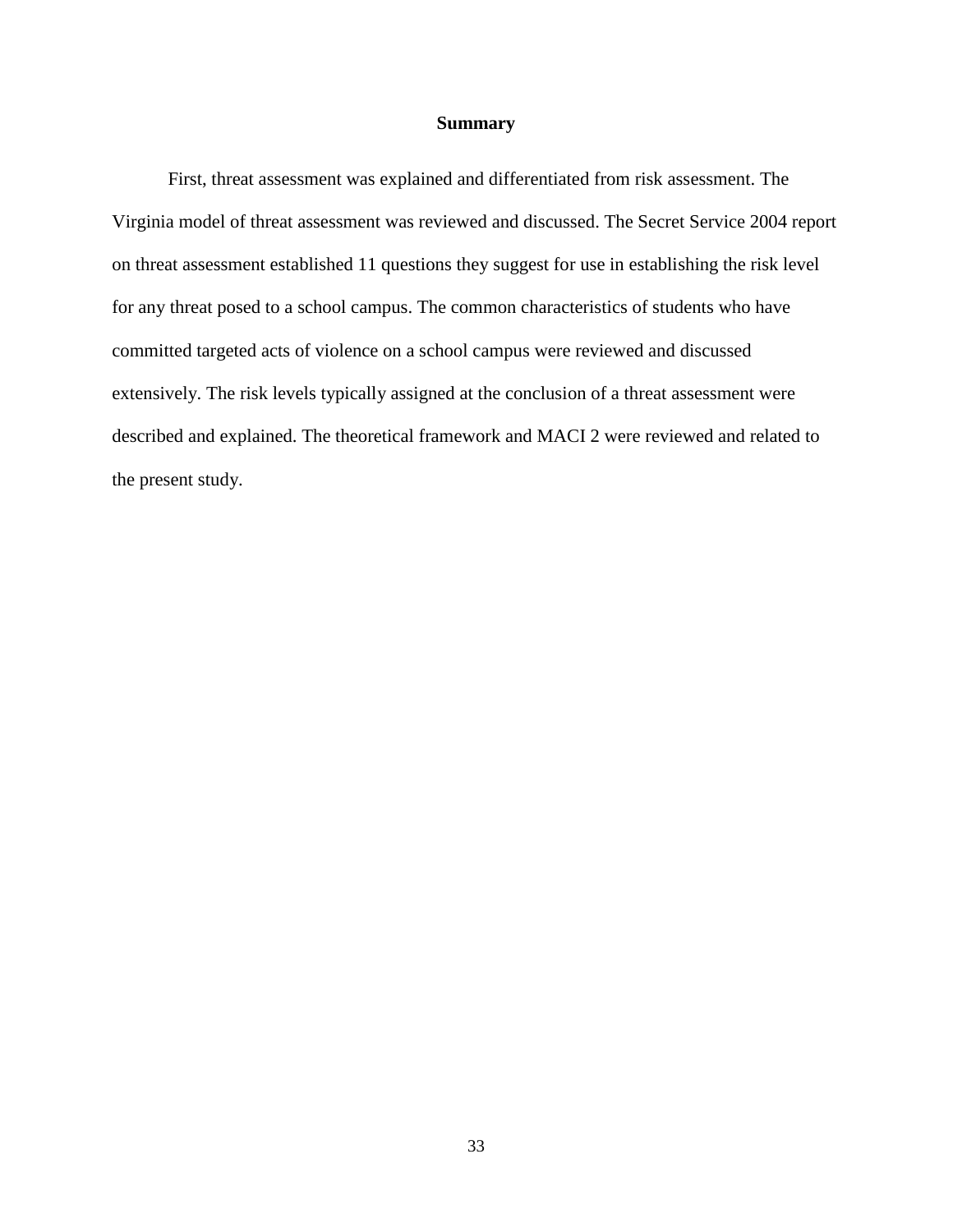## Summary

First, threat assessment was explained and differentiated from risk assessment. The Virginia model of threat assessment was reviewed and discussed. The Secret Service 2004 report on threat assessment established 11 questions they suggest for use in establishing the risk level for any threat posed to a school campus. The common characteristics of students who have committed targeted acts of violence on a school campus were reviewed and discussed extensively. The risk levels typically assigned at the conclusion of a threat assessment were described and explained. The theoretical framework and MACI 2 were reviewed and related to the present study.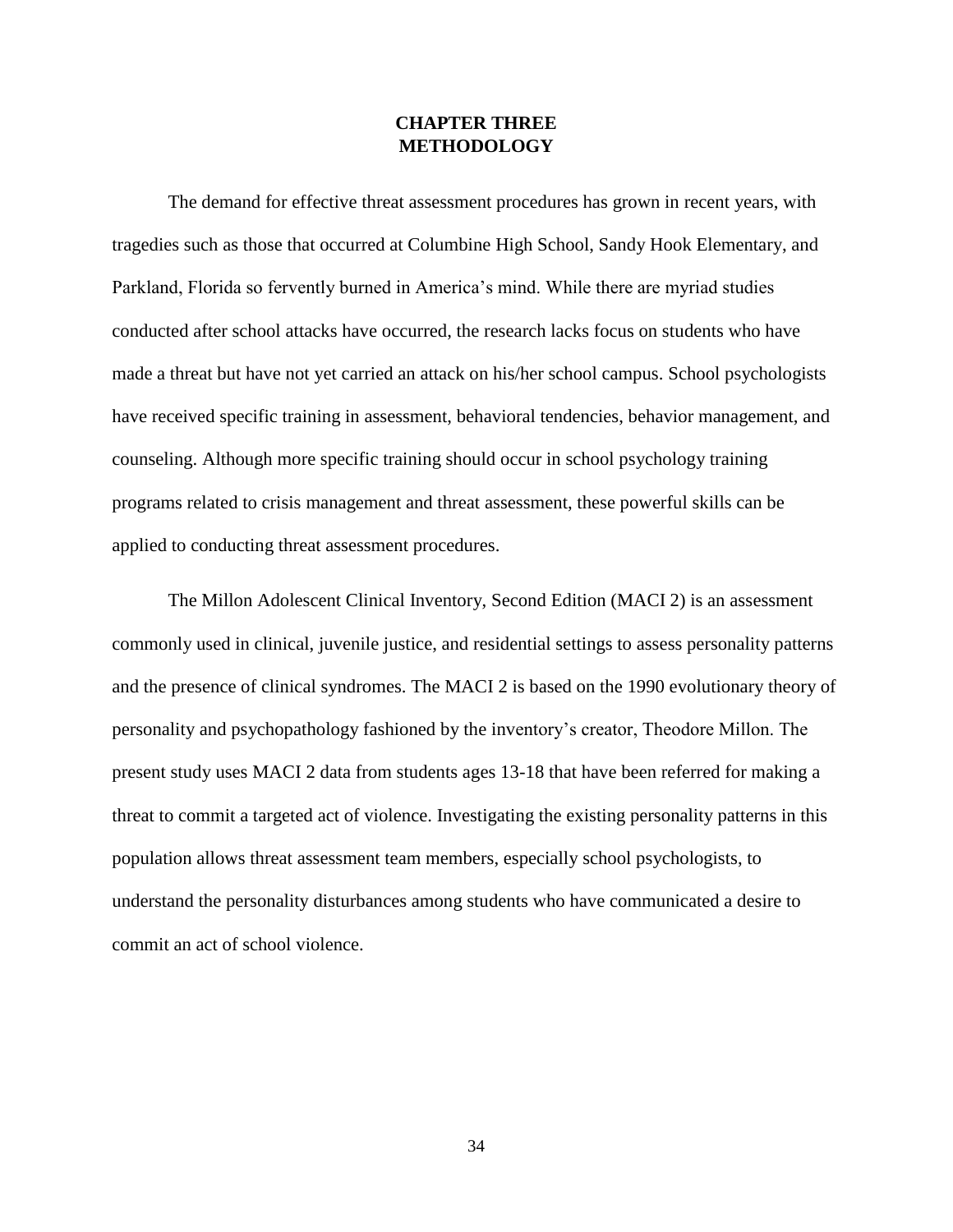# CHAPTER THREE
# METHODOLOGY

The demand for effective threat assessment procedures has grown in recent years, with tragedies such as those that occurred at Columbine High School, Sandy Hook Elementary, and Parkland, Florida so fervently burned in America's mind. While there are myriad studies conducted after school attacks have occurred, the research lacks focus on students who have made a threat but have not yet carried an attack on his/her school campus. School psychologists have received specific training in assessment, behavioral tendencies, behavior management, and counseling. Although more specific training should occur in school psychology training programs related to crisis management and threat assessment, these powerful skills can be applied to conducting threat assessment procedures.

The Millon Adolescent Clinical Inventory, Second Edition (MACI 2) is an assessment commonly used in clinical, juvenile justice, and residential settings to assess personality patterns and the presence of clinical syndromes. The MACI 2 is based on the 1990 evolutionary theory of personality and psychopathology fashioned by the inventory's creator, Theodore Millon. The present study uses MACI 2 data from students ages 13-18 that have been referred for making a threat to commit a targeted act of violence. Investigating the existing personality patterns in this population allows threat assessment team members, especially school psychologists, to understand the personality disturbances among students who have communicated a desire to commit an act of school violence.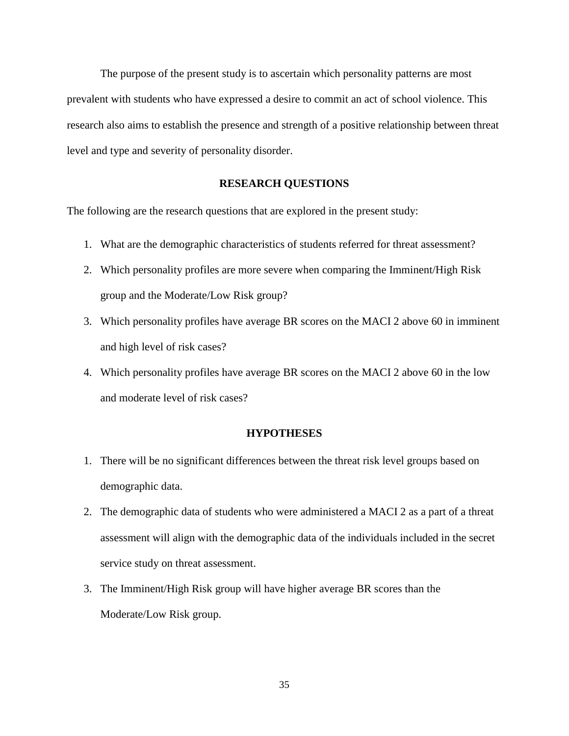The purpose of the present study is to ascertain which personality patterns are most prevalent with students who have expressed a desire to commit an act of school violence. This research also aims to establish the presence and strength of a positive relationship between threat level and type and severity of personality disorder.

## RESEARCH QUESTIONS

The following are the research questions that are explored in the present study:

1. What are the demographic characteristics of students referred for threat assessment?
2. Which personality profiles are more severe when comparing the Imminent/High Risk group and the Moderate/Low Risk group?
3. Which personality profiles have average BR scores on the MACI 2 above 60 in imminent and high level of risk cases?
4. Which personality profiles have average BR scores on the MACI 2 above 60 in the low and moderate level of risk cases?

## HYPOTHESES

1. There will be no significant differences between the threat risk level groups based on demographic data.
2. The demographic data of students who were administered a MACI 2 as a part of a threat assessment will align with the demographic data of the individuals included in the secret service study on threat assessment.
3. The Imminent/High Risk group will have higher average BR scores than the Moderate/Low Risk group.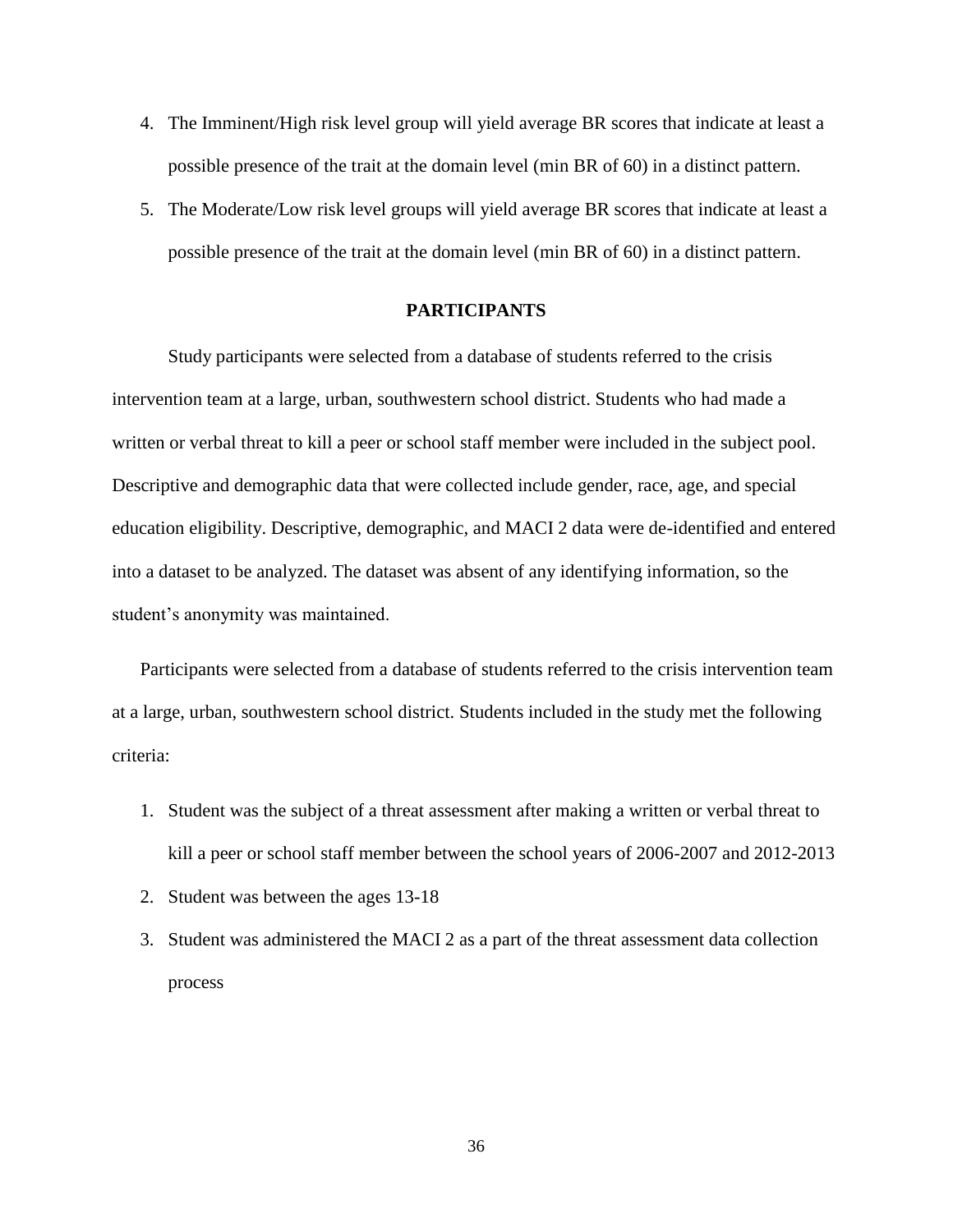4. The Imminent/High risk level group will yield average BR scores that indicate at least a possible presence of the trait at the domain level (min BR of 60) in a distinct pattern.
5. The Moderate/Low risk level groups will yield average BR scores that indicate at least a possible presence of the trait at the domain level (min BR of 60) in a distinct pattern.

## PARTICIPANTS

Study participants were selected from a database of students referred to the crisis intervention team at a large, urban, southwestern school district. Students who had made a written or verbal threat to kill a peer or school staff member were included in the subject pool. Descriptive and demographic data that were collected include gender, race, age, and special education eligibility. Descriptive, demographic, and MACI 2 data were de-identified and entered into a dataset to be analyzed. The dataset was absent of any identifying information, so the student's anonymity was maintained.

Participants were selected from a database of students referred to the crisis intervention team at a large, urban, southwestern school district. Students included in the study met the following criteria:

1. Student was the subject of a threat assessment after making a written or verbal threat to kill a peer or school staff member between the school years of 2006-2007 and 2012-2013
2. Student was between the ages 13-18
3. Student was administered the MACI 2 as a part of the threat assessment data collection process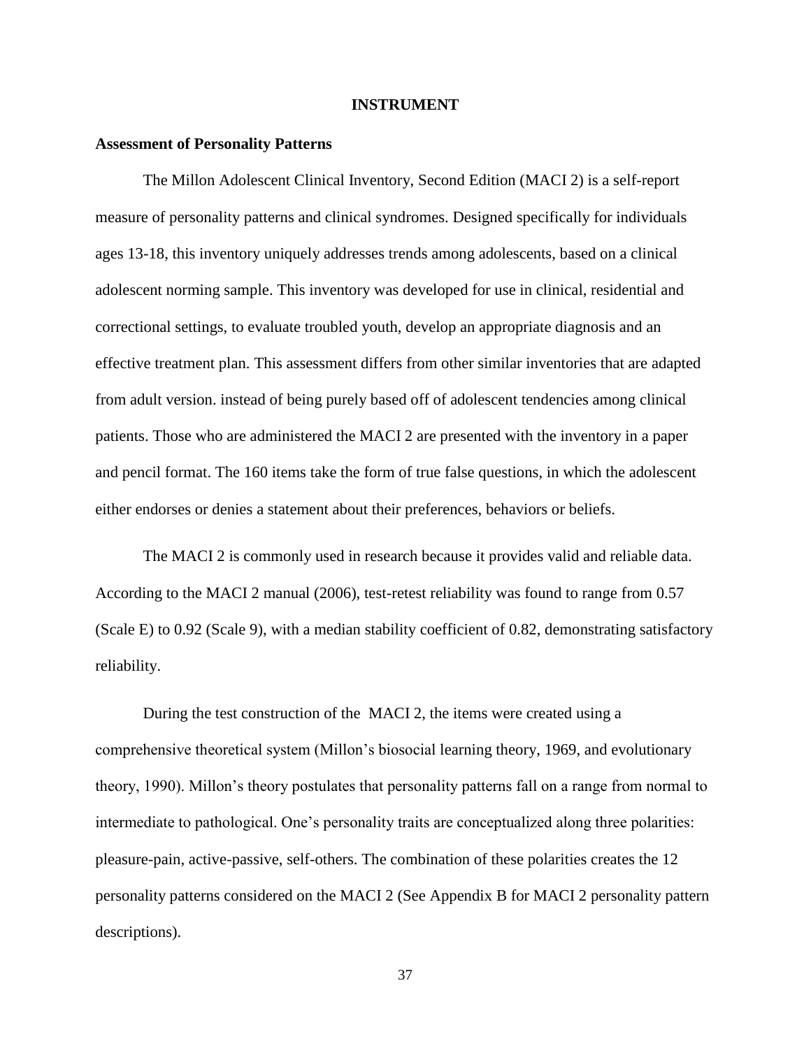# INSTRUMENT

### Assessment of Personality Patterns

The Millon Adolescent Clinical Inventory, Second Edition (MACI 2) is a self-report measure of personality patterns and clinical syndromes. Designed specifically for individuals ages 13-18, this inventory uniquely addresses trends among adolescents, based on a clinical adolescent norming sample. This inventory was developed for use in clinical, residential and correctional settings, to evaluate troubled youth, develop an appropriate diagnosis and an effective treatment plan. This assessment differs from other similar inventories that are adapted from adult version. instead of being purely based off of adolescent tendencies among clinical patients. Those who are administered the MACI 2 are presented with the inventory in a paper and pencil format. The 160 items take the form of true false questions, in which the adolescent either endorses or denies a statement about their preferences, behaviors or beliefs.

The MACI 2 is commonly used in research because it provides valid and reliable data. According to the MACI 2 manual (2006), test-retest reliability was found to range from 0.57 (Scale E) to 0.92 (Scale 9), with a median stability coefficient of 0.82, demonstrating satisfactory reliability.

During the test construction of the MACI 2, the items were created using a comprehensive theoretical system (Millon's biosocial learning theory, 1969, and evolutionary theory, 1990). Millon's theory postulates that personality patterns fall on a range from normal to intermediate to pathological. One's personality traits are conceptualized along three polarities: pleasure-pain, active-passive, self-others. The combination of these polarities creates the 12 personality patterns considered on the MACI 2 (See Appendix B for MACI 2 personality pattern descriptions).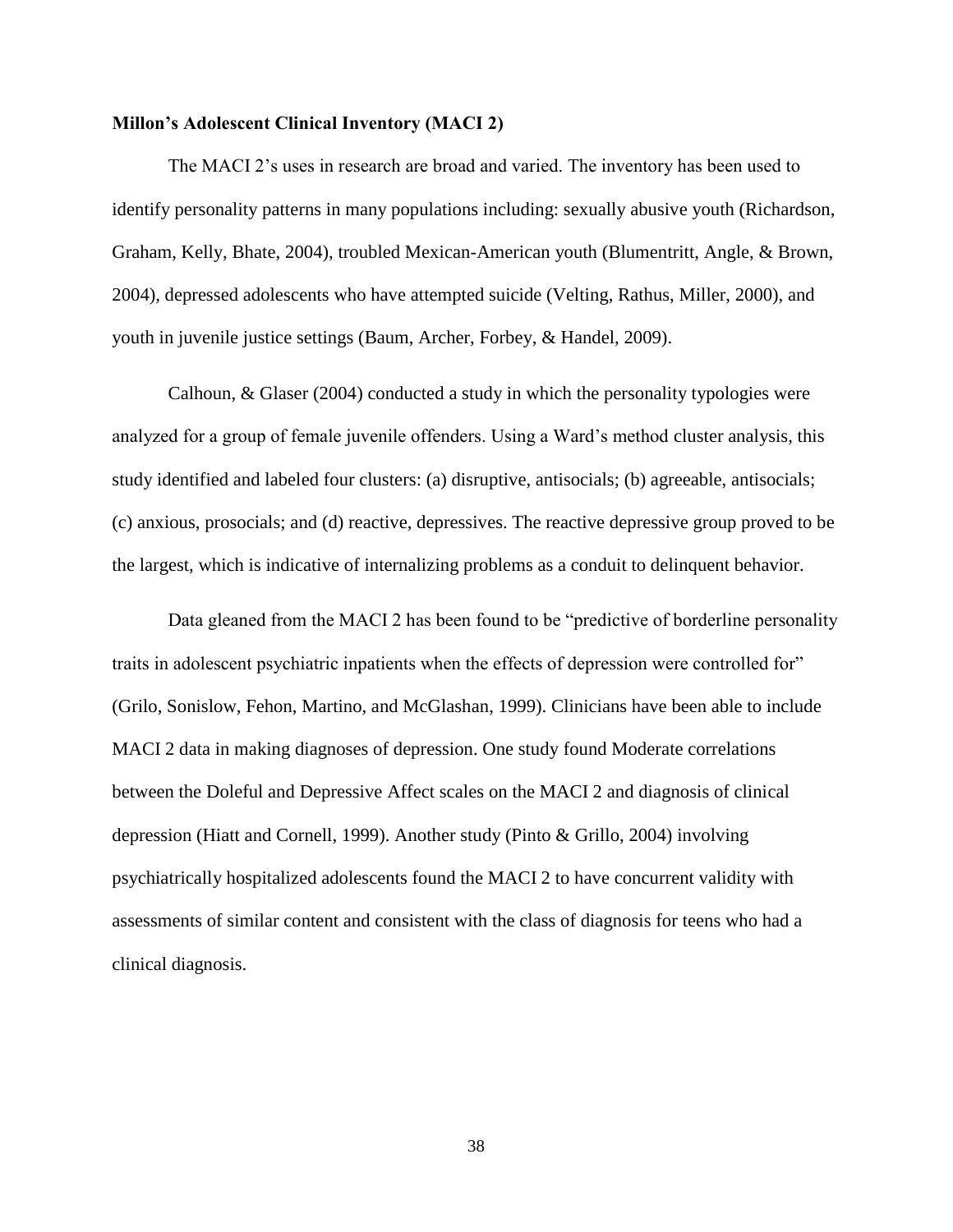**Millon's Adolescent Clinical Inventory (MACI 2)**

The MACI 2's uses in research are broad and varied. The inventory has been used to identify personality patterns in many populations including: sexually abusive youth (Richardson, Graham, Kelly, Bhate, 2004), troubled Mexican-American youth (Blumentritt, Angle, & Brown, 2004), depressed adolescents who have attempted suicide (Velting, Rathus, Miller, 2000), and youth in juvenile justice settings (Baum, Archer, Forbey, & Handel, 2009).

Calhoun, & Glaser (2004) conducted a study in which the personality typologies were analyzed for a group of female juvenile offenders. Using a Ward's method cluster analysis, this study identified and labeled four clusters: (a) disruptive, antisocials; (b) agreeable, antisocials; (c) anxious, prosocials; and (d) reactive, depressives. The reactive depressive group proved to be the largest, which is indicative of internalizing problems as a conduit to delinquent behavior.

Data gleaned from the MACI 2 has been found to be "predictive of borderline personality traits in adolescent psychiatric inpatients when the effects of depression were controlled for" (Grilo, Sonislow, Fehon, Martino, and McGlashan, 1999). Clinicians have been able to include MACI 2 data in making diagnoses of depression. One study found Moderate correlations between the Doleful and Depressive Affect scales on the MACI 2 and diagnosis of clinical depression (Hiatt and Cornell, 1999). Another study (Pinto & Grillo, 2004) involving psychiatrically hospitalized adolescents found the MACI 2 to have concurrent validity with assessments of similar content and consistent with the class of diagnosis for teens who had a clinical diagnosis.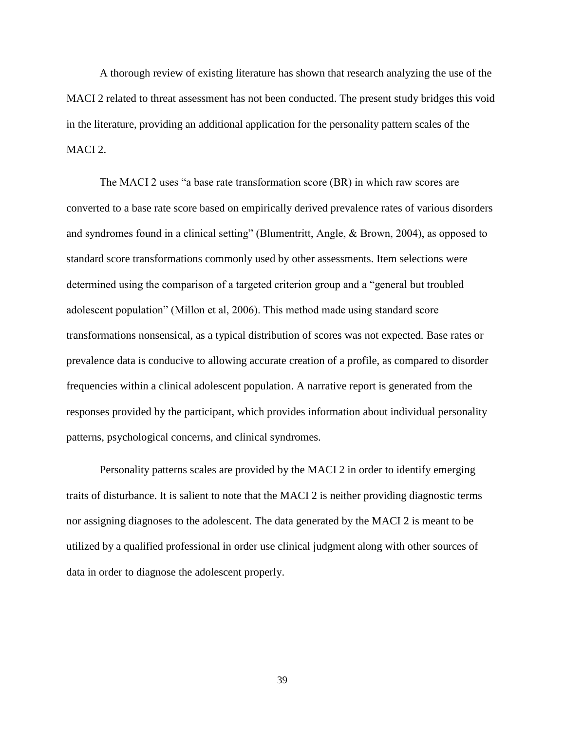A thorough review of existing literature has shown that research analyzing the use of the MACI 2 related to threat assessment has not been conducted. The present study bridges this void in the literature, providing an additional application for the personality pattern scales of the MACI 2.

The MACI 2 uses "a base rate transformation score (BR) in which raw scores are converted to a base rate score based on empirically derived prevalence rates of various disorders and syndromes found in a clinical setting" (Blumentritt, Angle, & Brown, 2004), as opposed to standard score transformations commonly used by other assessments. Item selections were determined using the comparison of a targeted criterion group and a "general but troubled adolescent population" (Millon et al, 2006). This method made using standard score transformations nonsensical, as a typical distribution of scores was not expected. Base rates or prevalence data is conducive to allowing accurate creation of a profile, as compared to disorder frequencies within a clinical adolescent population. A narrative report is generated from the responses provided by the participant, which provides information about individual personality patterns, psychological concerns, and clinical syndromes.

Personality patterns scales are provided by the MACI 2 in order to identify emerging traits of disturbance. It is salient to note that the MACI 2 is neither providing diagnostic terms nor assigning diagnoses to the adolescent. The data generated by the MACI 2 is meant to be utilized by a qualified professional in order use clinical judgment along with other sources of data in order to diagnose the adolescent properly.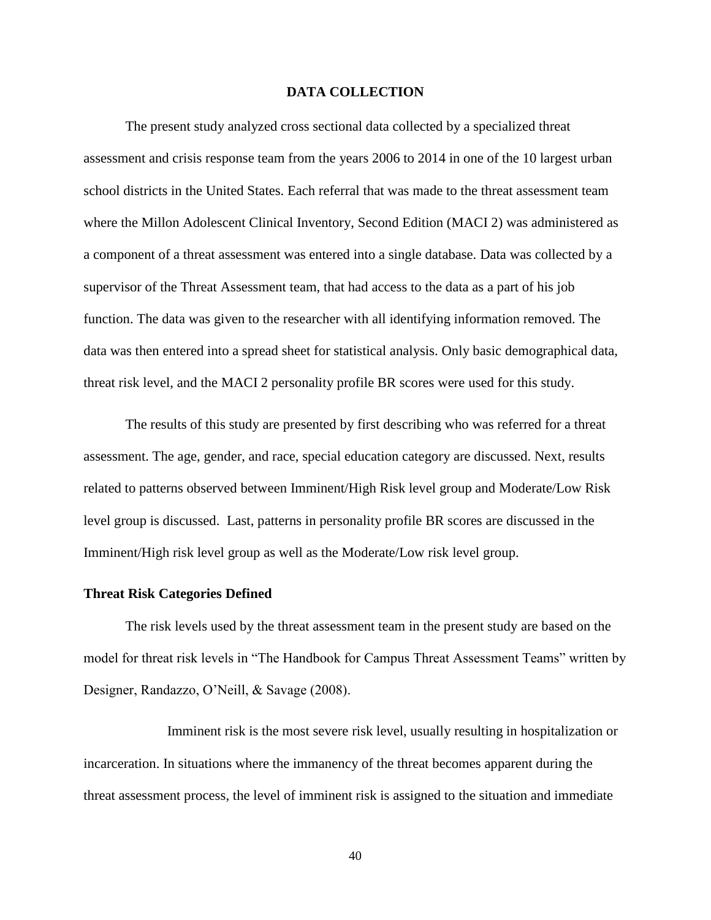# DATA COLLECTION

The present study analyzed cross sectional data collected by a specialized threat assessment and crisis response team from the years 2006 to 2014 in one of the 10 largest urban school districts in the United States. Each referral that was made to the threat assessment team where the Millon Adolescent Clinical Inventory, Second Edition (MACI 2) was administered as a component of a threat assessment was entered into a single database. Data was collected by a supervisor of the Threat Assessment team, that had access to the data as a part of his job function. The data was given to the researcher with all identifying information removed. The data was then entered into a spread sheet for statistical analysis. Only basic demographical data, threat risk level, and the MACI 2 personality profile BR scores were used for this study.

The results of this study are presented by first describing who was referred for a threat assessment. The age, gender, and race, special education category are discussed. Next, results related to patterns observed between Imminent/High Risk level group and Moderate/Low Risk level group is discussed. Last, patterns in personality profile BR scores are discussed in the Imminent/High risk level group as well as the Moderate/Low risk level group.

## Threat Risk Categories Defined

The risk levels used by the threat assessment team in the present study are based on the model for threat risk levels in "The Handbook for Campus Threat Assessment Teams" written by Designer, Randazzo, O'Neill, & Savage (2008).

Imminent risk is the most severe risk level, usually resulting in hospitalization or incarceration. In situations where the immanency of the threat becomes apparent during the threat assessment process, the level of imminent risk is assigned to the situation and immediate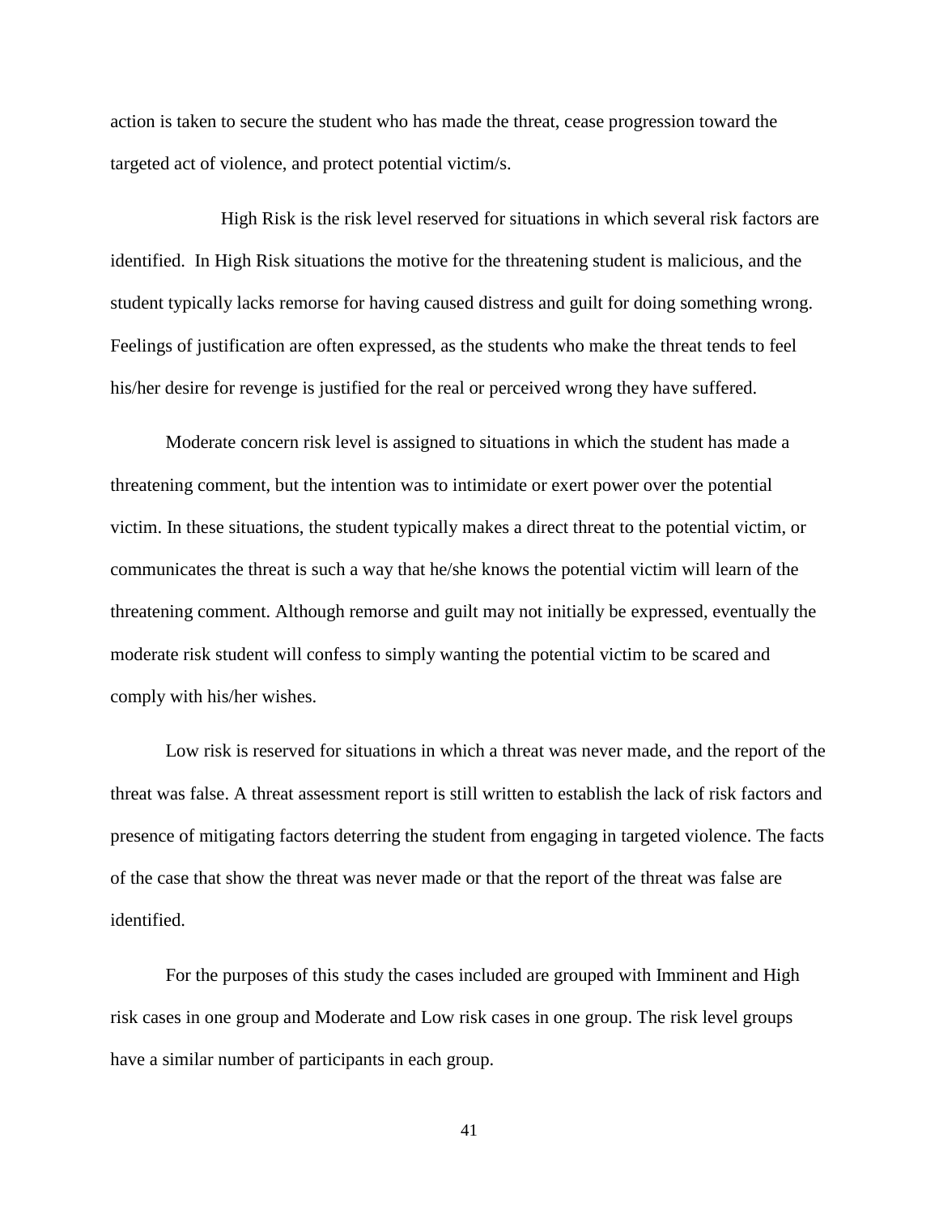action is taken to secure the student who has made the threat, cease progression toward the targeted act of violence, and protect potential victim/s.

High Risk is the risk level reserved for situations in which several risk factors are identified. In High Risk situations the motive for the threatening student is malicious, and the student typically lacks remorse for having caused distress and guilt for doing something wrong. Feelings of justification are often expressed, as the students who make the threat tends to feel his/her desire for revenge is justified for the real or perceived wrong they have suffered.

Moderate concern risk level is assigned to situations in which the student has made a threatening comment, but the intention was to intimidate or exert power over the potential victim. In these situations, the student typically makes a direct threat to the potential victim, or communicates the threat is such a way that he/she knows the potential victim will learn of the threatening comment. Although remorse and guilt may not initially be expressed, eventually the moderate risk student will confess to simply wanting the potential victim to be scared and comply with his/her wishes.

Low risk is reserved for situations in which a threat was never made, and the report of the threat was false. A threat assessment report is still written to establish the lack of risk factors and presence of mitigating factors deterring the student from engaging in targeted violence. The facts of the case that show the threat was never made or that the report of the threat was false are identified.

For the purposes of this study the cases included are grouped with Imminent and High risk cases in one group and Moderate and Low risk cases in one group. The risk level groups have a similar number of participants in each group.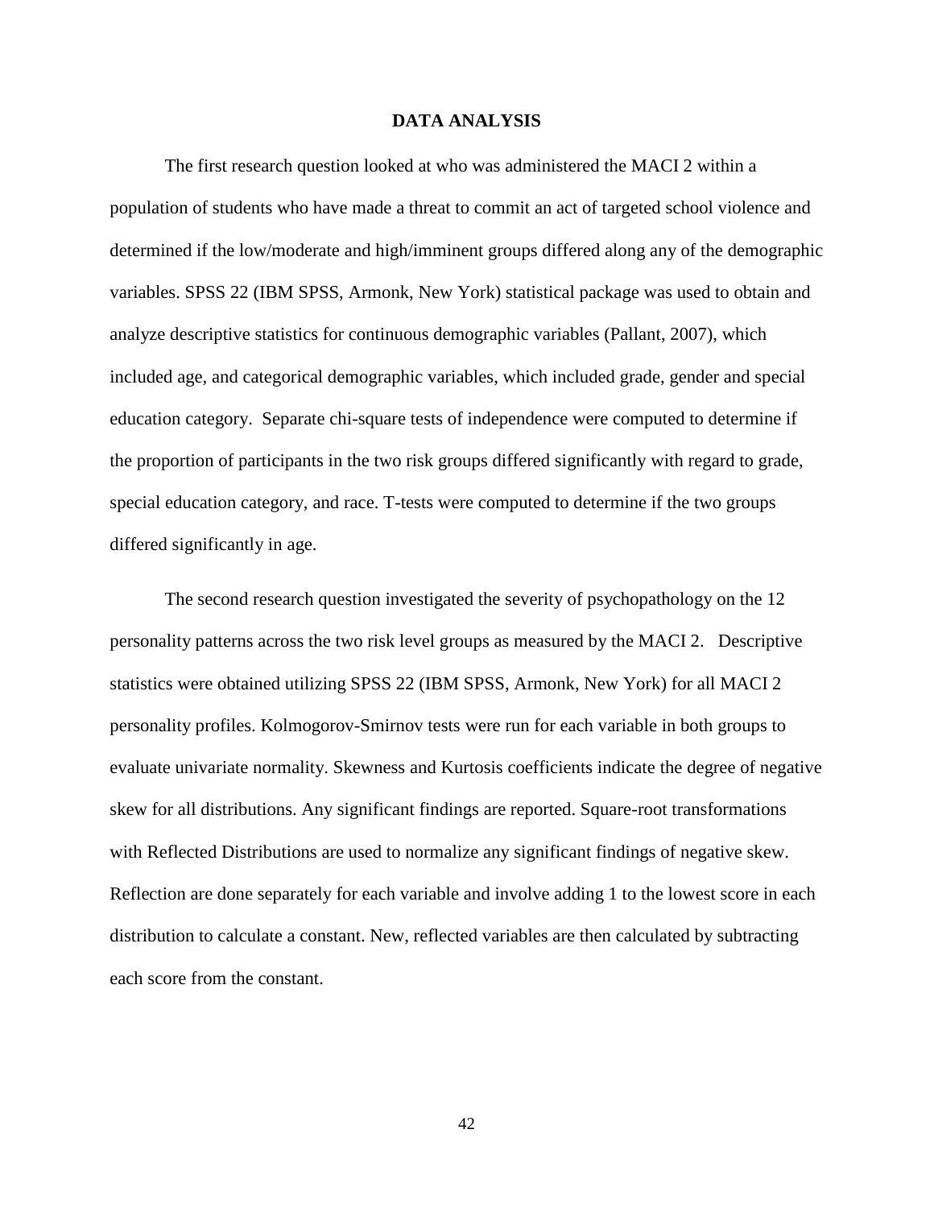## DATA ANALYSIS

The first research question looked at who was administered the MACI 2 within a population of students who have made a threat to commit an act of targeted school violence and determined if the low/moderate and high/imminent groups differed along any of the demographic variables. SPSS 22 (IBM SPSS, Armonk, New York) statistical package was used to obtain and analyze descriptive statistics for continuous demographic variables (Pallant, 2007), which included age, and categorical demographic variables, which included grade, gender and special education category. Separate chi-square tests of independence were computed to determine if the proportion of participants in the two risk groups differed significantly with regard to grade, special education category, and race. T-tests were computed to determine if the two groups differed significantly in age.

The second research question investigated the severity of psychopathology on the 12 personality patterns across the two risk level groups as measured by the MACI 2. Descriptive statistics were obtained utilizing SPSS 22 (IBM SPSS, Armonk, New York) for all MACI 2 personality profiles. Kolmogorov-Smirnov tests were run for each variable in both groups to evaluate univariate normality. Skewness and Kurtosis coefficients indicate the degree of negative skew for all distributions. Any significant findings are reported. Square-root transformations with Reflected Distributions are used to normalize any significant findings of negative skew. Reflection are done separately for each variable and involve adding 1 to the lowest score in each distribution to calculate a constant. New, reflected variables are then calculated by subtracting each score from the constant.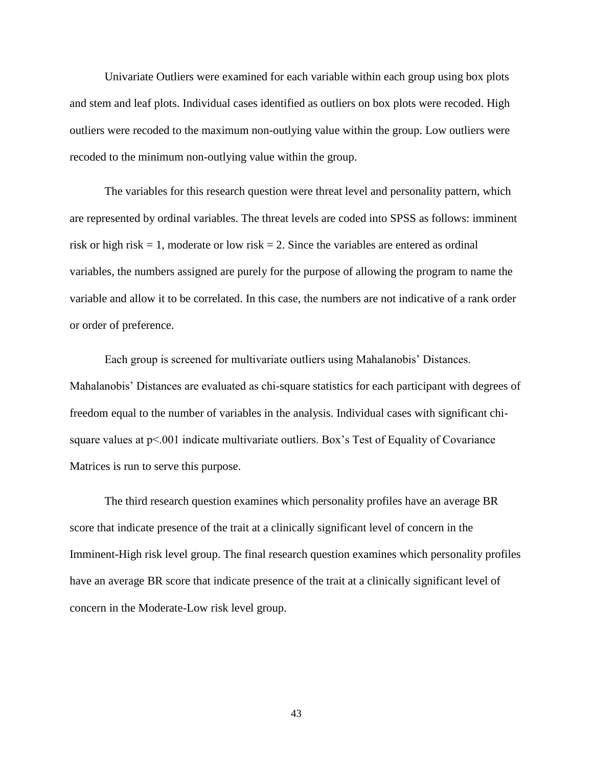Univariate Outliers were examined for each variable within each group using box plots and stem and leaf plots. Individual cases identified as outliers on box plots were recoded. High outliers were recoded to the maximum non-outlying value within the group. Low outliers were recoded to the minimum non-outlying value within the group.

The variables for this research question were threat level and personality pattern, which are represented by ordinal variables. The threat levels are coded into SPSS as follows: imminent risk or high risk = 1, moderate or low risk = 2. Since the variables are entered as ordinal variables, the numbers assigned are purely for the purpose of allowing the program to name the variable and allow it to be correlated. In this case, the numbers are not indicative of a rank order or order of preference.

Each group is screened for multivariate outliers using Mahalanobis' Distances. Mahalanobis' Distances are evaluated as chi-square statistics for each participant with degrees of freedom equal to the number of variables in the analysis. Individual cases with significant chi-square values at $p<.001$ indicate multivariate outliers. Box's Test of Equality of Covariance Matrices is run to serve this purpose.

The third research question examines which personality profiles have an average BR score that indicate presence of the trait at a clinically significant level of concern in the Imminent-High risk level group. The final research question examines which personality profiles have an average BR score that indicate presence of the trait at a clinically significant level of concern in the Moderate-Low risk level group.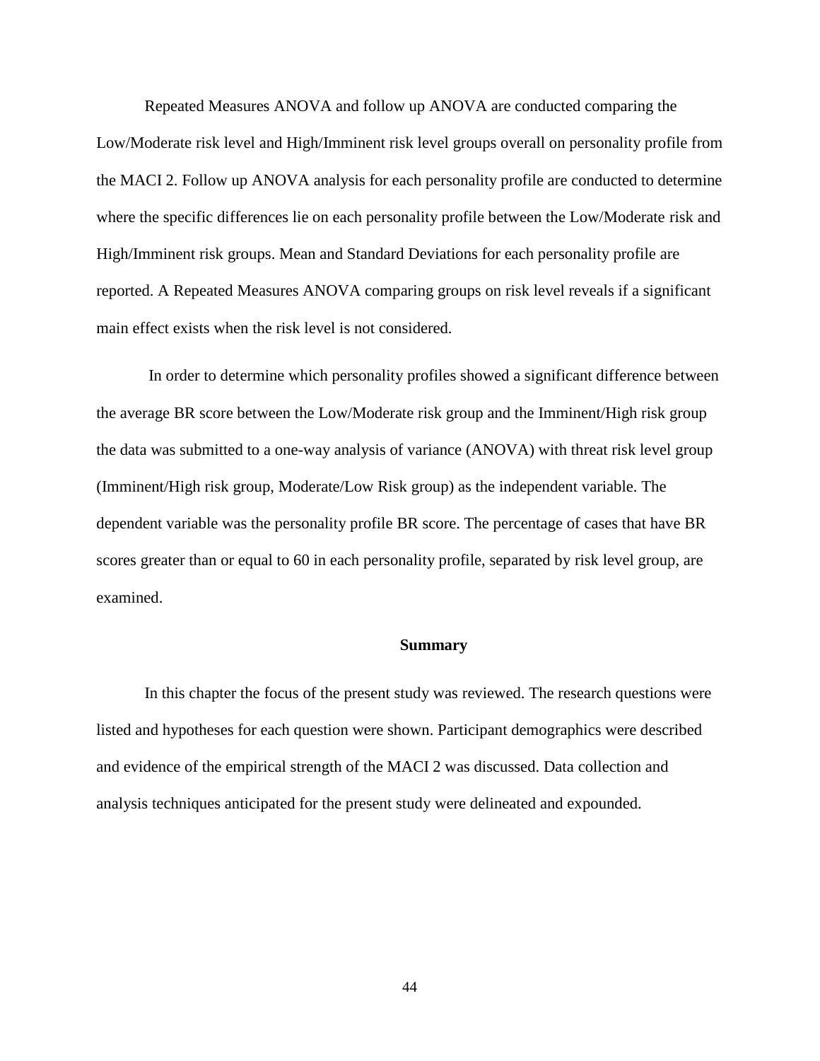Repeated Measures ANOVA and follow up ANOVA are conducted comparing the Low/Moderate risk level and High/Imminent risk level groups overall on personality profile from the MACI 2. Follow up ANOVA analysis for each personality profile are conducted to determine where the specific differences lie on each personality profile between the Low/Moderate risk and High/Imminent risk groups. Mean and Standard Deviations for each personality profile are reported. A Repeated Measures ANOVA comparing groups on risk level reveals if a significant main effect exists when the risk level is not considered.

In order to determine which personality profiles showed a significant difference between the average BR score between the Low/Moderate risk group and the Imminent/High risk group the data was submitted to a one-way analysis of variance (ANOVA) with threat risk level group (Imminent/High risk group, Moderate/Low Risk group) as the independent variable. The dependent variable was the personality profile BR score. The percentage of cases that have BR scores greater than or equal to 60 in each personality profile, separated by risk level group, are examined.

## Summary

In this chapter the focus of the present study was reviewed. The research questions were listed and hypotheses for each question were shown. Participant demographics were described and evidence of the empirical strength of the MACI 2 was discussed. Data collection and analysis techniques anticipated for the present study were delineated and expounded.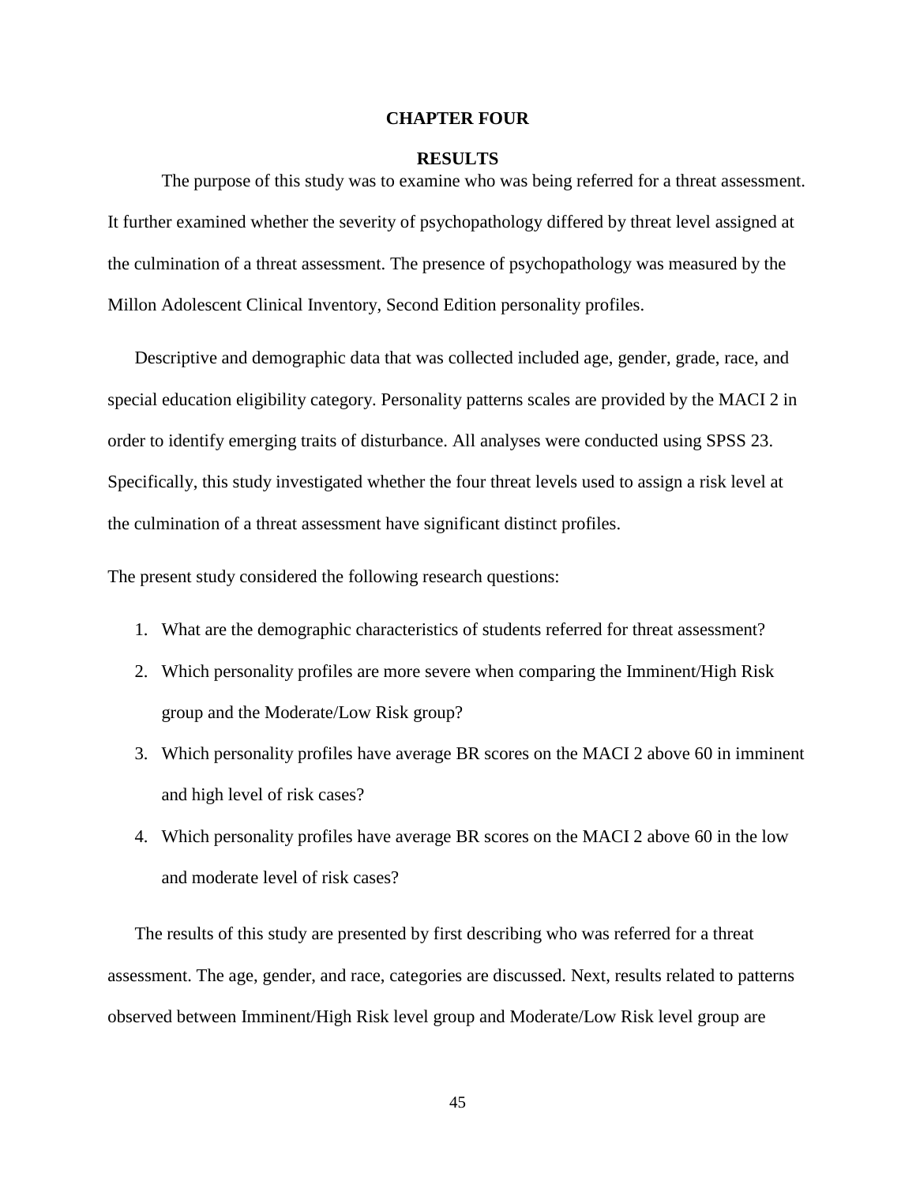# CHAPTER FOUR

## RESULTS

The purpose of this study was to examine who was being referred for a threat assessment. It further examined whether the severity of psychopathology differed by threat level assigned at the culmination of a threat assessment. The presence of psychopathology was measured by the Millon Adolescent Clinical Inventory, Second Edition personality profiles.

Descriptive and demographic data that was collected included age, gender, grade, race, and special education eligibility category. Personality patterns scales are provided by the MACI 2 in order to identify emerging traits of disturbance. All analyses were conducted using SPSS 23. Specifically, this study investigated whether the four threat levels used to assign a risk level at the culmination of a threat assessment have significant distinct profiles.

The present study considered the following research questions:

1. What are the demographic characteristics of students referred for threat assessment?
2. Which personality profiles are more severe when comparing the Imminent/High Risk group and the Moderate/Low Risk group?
3. Which personality profiles have average BR scores on the MACI 2 above 60 in imminent and high level of risk cases?
4. Which personality profiles have average BR scores on the MACI 2 above 60 in the low and moderate level of risk cases?

The results of this study are presented by first describing who was referred for a threat assessment. The age, gender, and race, categories are discussed. Next, results related to patterns observed between Imminent/High Risk level group and Moderate/Low Risk level group are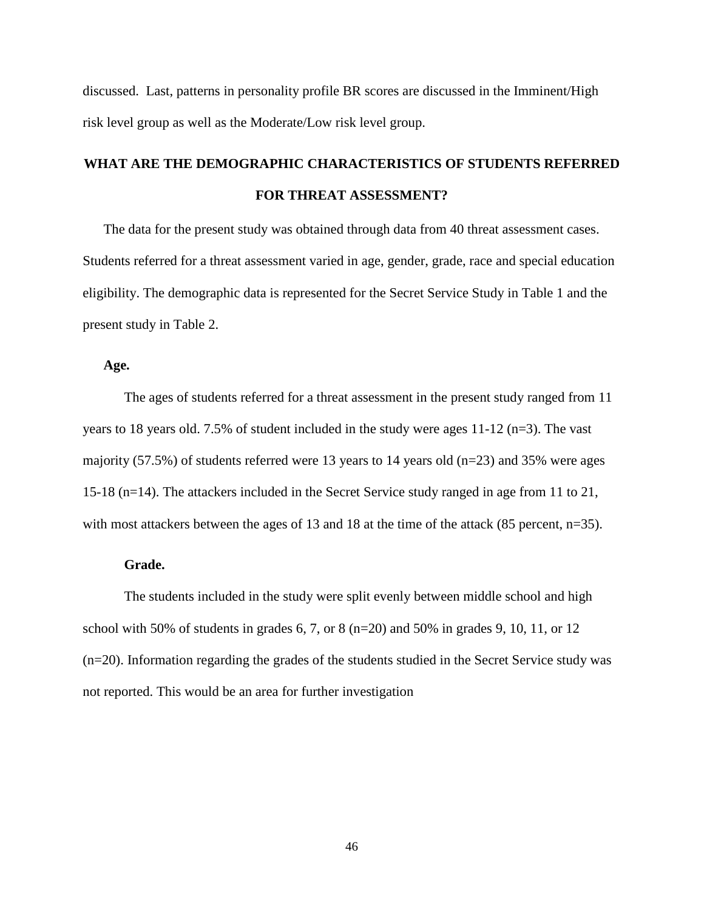discussed. Last, patterns in personality profile BR scores are discussed in the Imminent/High risk level group as well as the Moderate/Low risk level group.

## WHAT ARE THE DEMOGRAPHIC CHARACTERISTICS OF STUDENTS REFERRED FOR THREAT ASSESSMENT?

The data for the present study was obtained through data from 40 threat assessment cases. Students referred for a threat assessment varied in age, gender, grade, race and special education eligibility. The demographic data is represented for the Secret Service Study in Table 1 and the present study in Table 2.

### Age.

The ages of students referred for a threat assessment in the present study ranged from 11 years to 18 years old. 7.5% of student included in the study were ages 11-12 (n=3). The vast majority (57.5%) of students referred were 13 years to 14 years old (n=23) and 35% were ages 15-18 (n=14). The attackers included in the Secret Service study ranged in age from 11 to 21, with most attackers between the ages of 13 and 18 at the time of the attack (85 percent, n=35).

### Grade.

The students included in the study were split evenly between middle school and high school with 50% of students in grades 6, 7, or 8 (n=20) and 50% in grades 9, 10, 11, or 12 (n=20). Information regarding the grades of the students studied in the Secret Service study was not reported. This would be an area for further investigation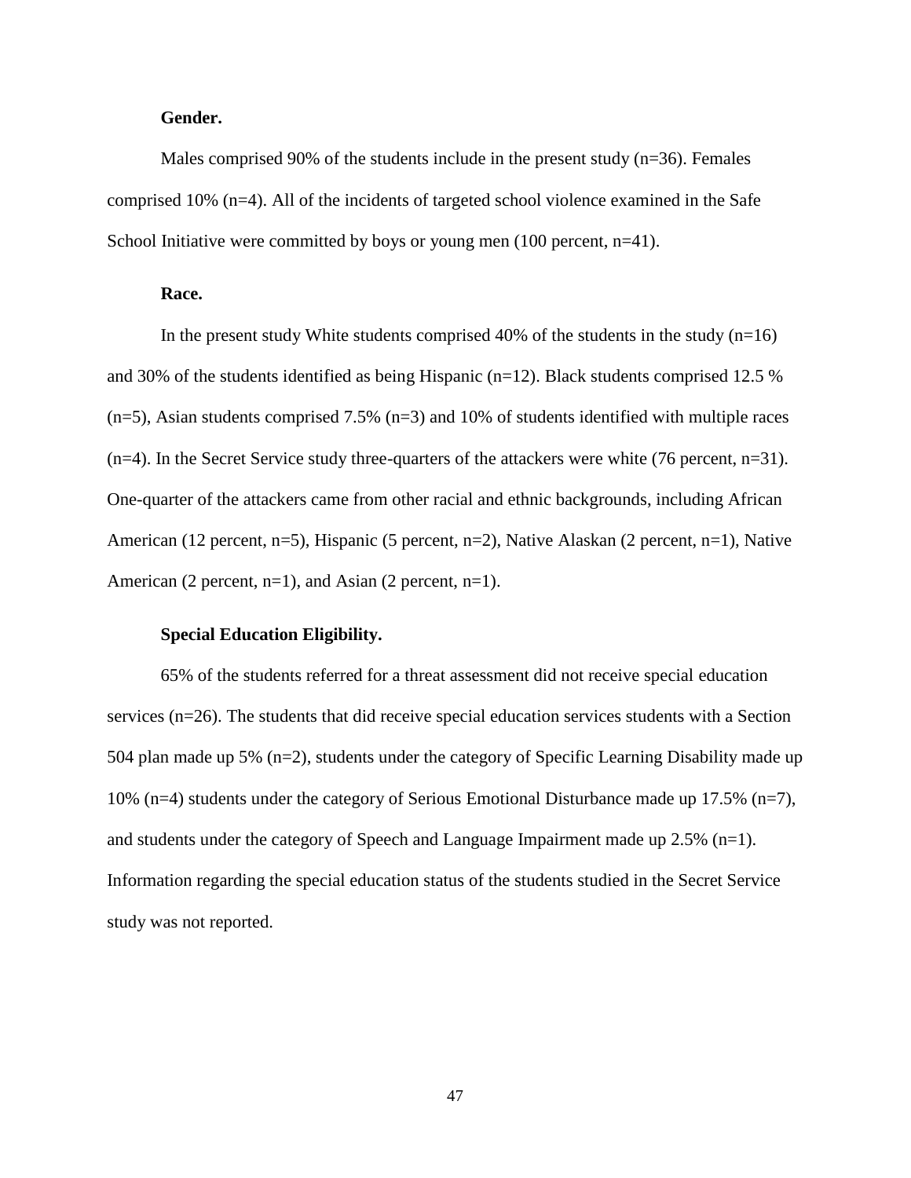### Gender.

Males comprised 90% of the students include in the present study (n=36). Females comprised 10% (n=4). All of the incidents of targeted school violence examined in the Safe School Initiative were committed by boys or young men (100 percent, n=41).

### Race.

In the present study White students comprised 40% of the students in the study (n=16) and 30% of the students identified as being Hispanic (n=12). Black students comprised 12.5 % (n=5), Asian students comprised 7.5% (n=3) and 10% of students identified with multiple races (n=4). In the Secret Service study three-quarters of the attackers were white (76 percent, n=31). One-quarter of the attackers came from other racial and ethnic backgrounds, including African American (12 percent, n=5), Hispanic (5 percent, n=2), Native Alaskan (2 percent, n=1), Native American (2 percent, n=1), and Asian (2 percent, n=1).

### Special Education Eligibility.

65% of the students referred for a threat assessment did not receive special education services (n=26). The students that did receive special education services students with a Section 504 plan made up 5% (n=2), students under the category of Specific Learning Disability made up 10% (n=4) students under the category of Serious Emotional Disturbance made up 17.5% (n=7), and students under the category of Speech and Language Impairment made up 2.5% (n=1). Information regarding the special education status of the students studied in the Secret Service study was not reported.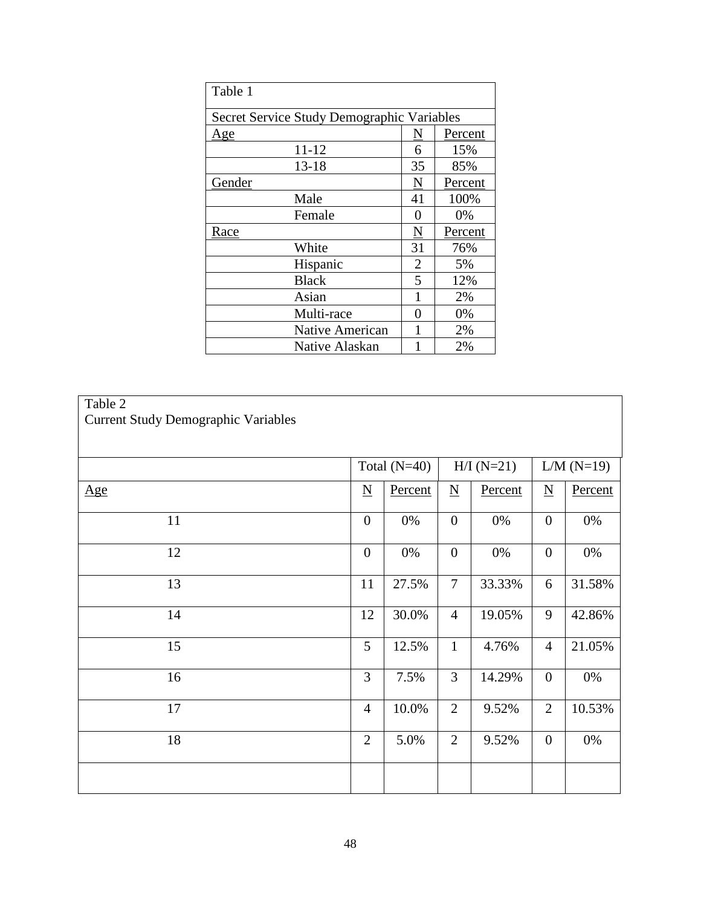Table 1

Secret Service Study Demographic Variables

| Age | N | Percent |
|---|---|---|
| 11-12 | 6 | 15% |
| 13-18 | 35 | 85% |
| **Gender** | **N** | **Percent** |
| Male | 41 | 100% |
| Female | 0 | 0% |
| **Race** | **N** | **Percent** |
| White | 31 | 76% |
| Hispanic | 2 | 5% |
| Black | 5 | 12% |
| Asian | 1 | 2% |
| Multi-race | 0 | 0% |
| Native American | 1 | 2% |
| Native Alaskan | 1 | 2% |

Table 2
Current Study Demographic Variables

| | Total (N=40) | | H/I (N=21) | | L/M (N=19) | |
|---|---|---|---|---|---|---|
| Age | N | Percent | N | Percent | N | Percent |
| 11 | 0 | 0% | 0 | 0% | 0 | 0% |
| 12 | 0 | 0% | 0 | 0% | 0 | 0% |
| 13 | 11 | 27.5% | 7 | 33.33% | 6 | 31.58% |
| 14 | 12 | 30.0% | 4 | 19.05% | 9 | 42.86% |
| 15 | 5 | 12.5% | 1 | 4.76% | 4 | 21.05% |
| 16 | 3 | 7.5% | 3 | 14.29% | 0 | 0% |
| 17 | 4 | 10.0% | 2 | 9.52% | 2 | 10.53% |
| 18 | 2 | 5.0% | 2 | 9.52% | 0 | 0% |
| | | | | | | |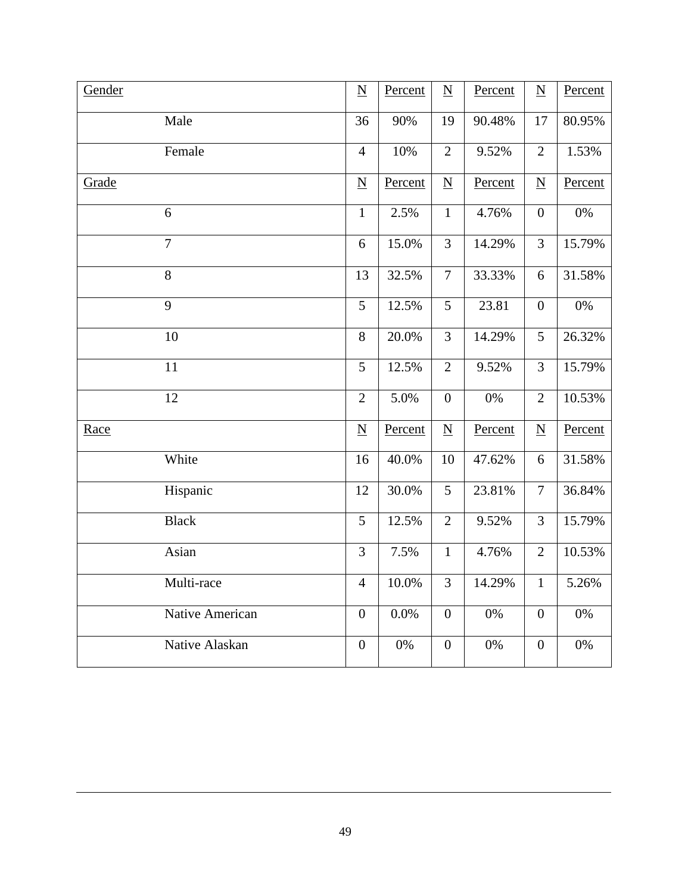| Gender | N | Percent | N | Percent | N | Percent |
|---|---|---|---|---|---|---|
| Male | 36 | 90% | 19 | 90.48% | 17 | 80.95% |
| Female | 4 | 10% | 2 | 9.52% | 2 | 1.53% |
| Grade | N | Percent | N | Percent | N | Percent |
| 6 | 1 | 2.5% | 1 | 4.76% | 0 | 0% |
| 7 | 6 | 15.0% | 3 | 14.29% | 3 | 15.79% |
| 8 | 13 | 32.5% | 7 | 33.33% | 6 | 31.58% |
| 9 | 5 | 12.5% | 5 | 23.81 | 0 | 0% |
| 10 | 8 | 20.0% | 3 | 14.29% | 5 | 26.32% |
| 11 | 5 | 12.5% | 2 | 9.52% | 3 | 15.79% |
| 12 | 2 | 5.0% | 0 | 0% | 2 | 10.53% |
| Race | N | Percent | N | Percent | N | Percent |
| White | 16 | 40.0% | 10 | 47.62% | 6 | 31.58% |
| Hispanic | 12 | 30.0% | 5 | 23.81% | 7 | 36.84% |
| Black | 5 | 12.5% | 2 | 9.52% | 3 | 15.79% |
| Asian | 3 | 7.5% | 1 | 4.76% | 2 | 10.53% |
| Multi-race | 4 | 10.0% | 3 | 14.29% | 1 | 5.26% |
| Native American | 0 | 0.0% | 0 | 0% | 0 | 0% |
| Native Alaskan | 0 | 0% | 0 | 0% | 0 | 0% |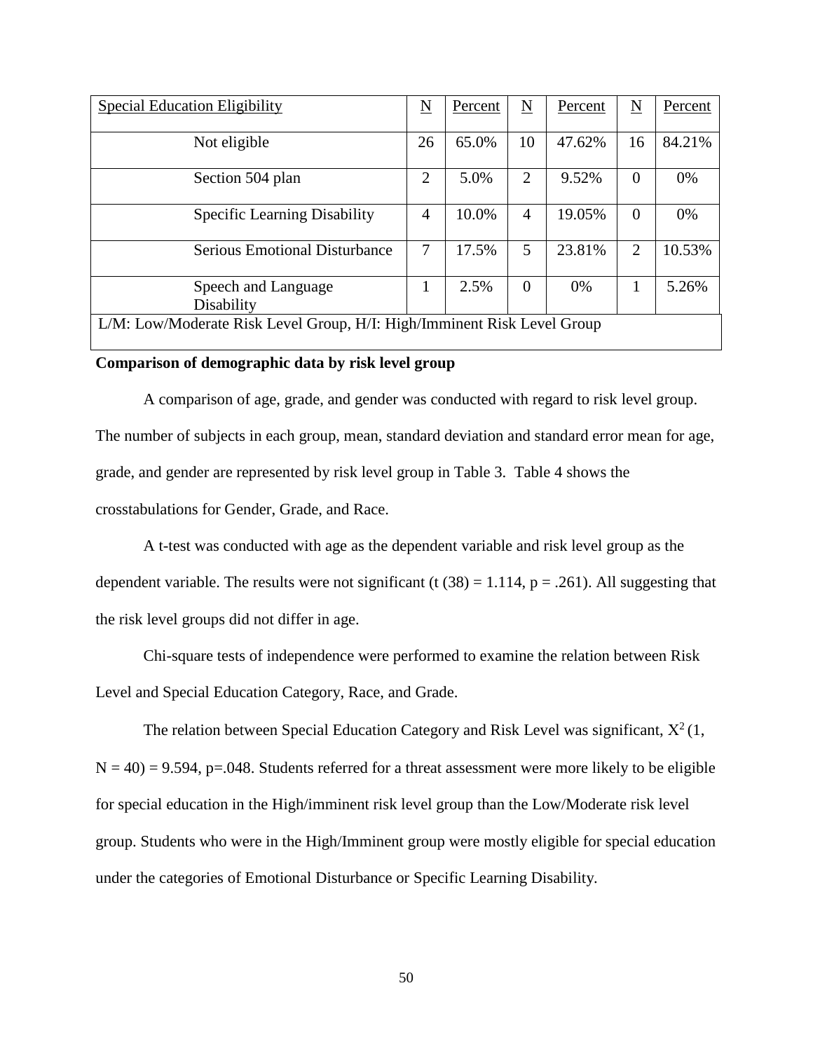| Special Education Eligibility | N | Percent | N | Percent | N | Percent |
|---|---|---|---|---|---|---|
| Not eligible | 26 | 65.0% | 10 | 47.62% | 16 | 84.21% |
| Section 504 plan | 2 | 5.0% | 2 | 9.52% | 0 | 0% |
| Specific Learning Disability | 4 | 10.0% | 4 | 19.05% | 0 | 0% |
| Serious Emotional Disturbance | 7 | 17.5% | 5 | 23.81% | 2 | 10.53% |
| Speech and Language Disability | 1 | 2.5% | 0 | 0% | 1 | 5.26% |

L/M: Low/Moderate Risk Level Group, H/I: High/Imminent Risk Level Group

**Comparison of demographic data by risk level group**

A comparison of age, grade, and gender was conducted with regard to risk level group. The number of subjects in each group, mean, standard deviation and standard error mean for age, grade, and gender are represented by risk level group in Table 3. Table 4 shows the crosstabulations for Gender, Grade, and Race.

A t-test was conducted with age as the dependent variable and risk level group as the dependent variable. The results were not significant ($t\ (38) = 1.114$, $p = .261$). All suggesting that the risk level groups did not differ in age.

Chi-square tests of independence were performed to examine the relation between Risk Level and Special Education Category, Race, and Grade.

The relation between Special Education Category and Risk Level was significant, $X^2\,(1, N = 40) = 9.594$, $p=.048$. Students referred for a threat assessment were more likely to be eligible for special education in the High/imminent risk level group than the Low/Moderate risk level group. Students who were in the High/Imminent group were mostly eligible for special education under the categories of Emotional Disturbance or Specific Learning Disability.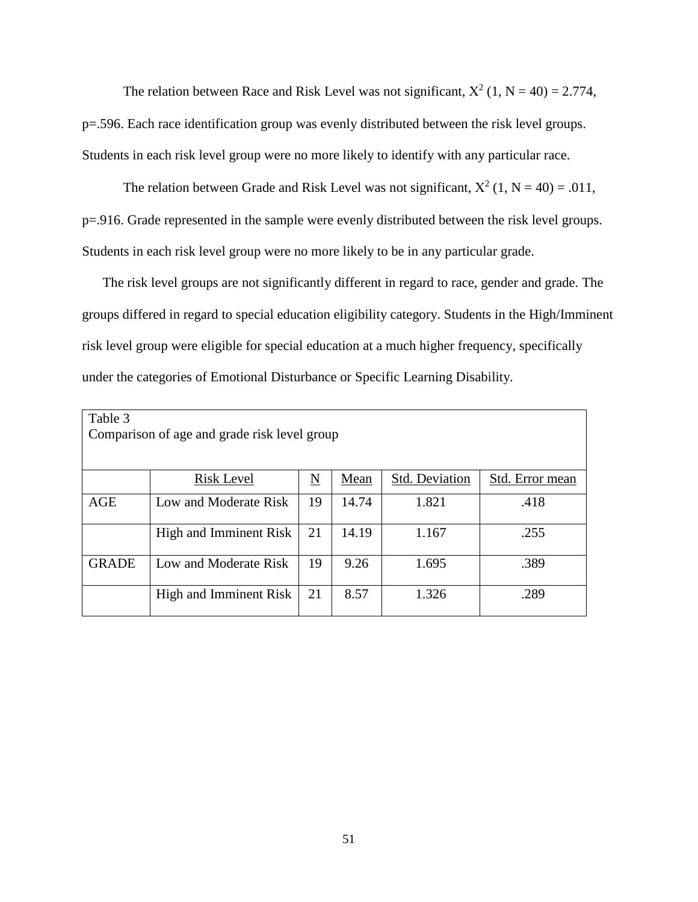The relation between Race and Risk Level was not significant, $X^2$ (1, N = 40) = 2.774, p=.596. Each race identification group was evenly distributed between the risk level groups. Students in each risk level group were no more likely to identify with any particular race.

The relation between Grade and Risk Level was not significant, $X^2$ (1, N = 40) = .011, p=.916. Grade represented in the sample were evenly distributed between the risk level groups. Students in each risk level group were no more likely to be in any particular grade.

The risk level groups are not significantly different in regard to race, gender and grade. The groups differed in regard to special education eligibility category. Students in the High/Imminent risk level group were eligible for special education at a much higher frequency, specifically under the categories of Emotional Disturbance or Specific Learning Disability.

Table 3
Comparison of age and grade risk level group

| | Risk Level | N | Mean | Std. Deviation | Std. Error mean |
|---|---|---|---|---|---|
| AGE | Low and Moderate Risk | 19 | 14.74 | 1.821 | .418 |
| | High and Imminent Risk | 21 | 14.19 | 1.167 | .255 |
| GRADE | Low and Moderate Risk | 19 | 9.26 | 1.695 | .389 |
| | High and Imminent Risk | 21 | 8.57 | 1.326 | .289 |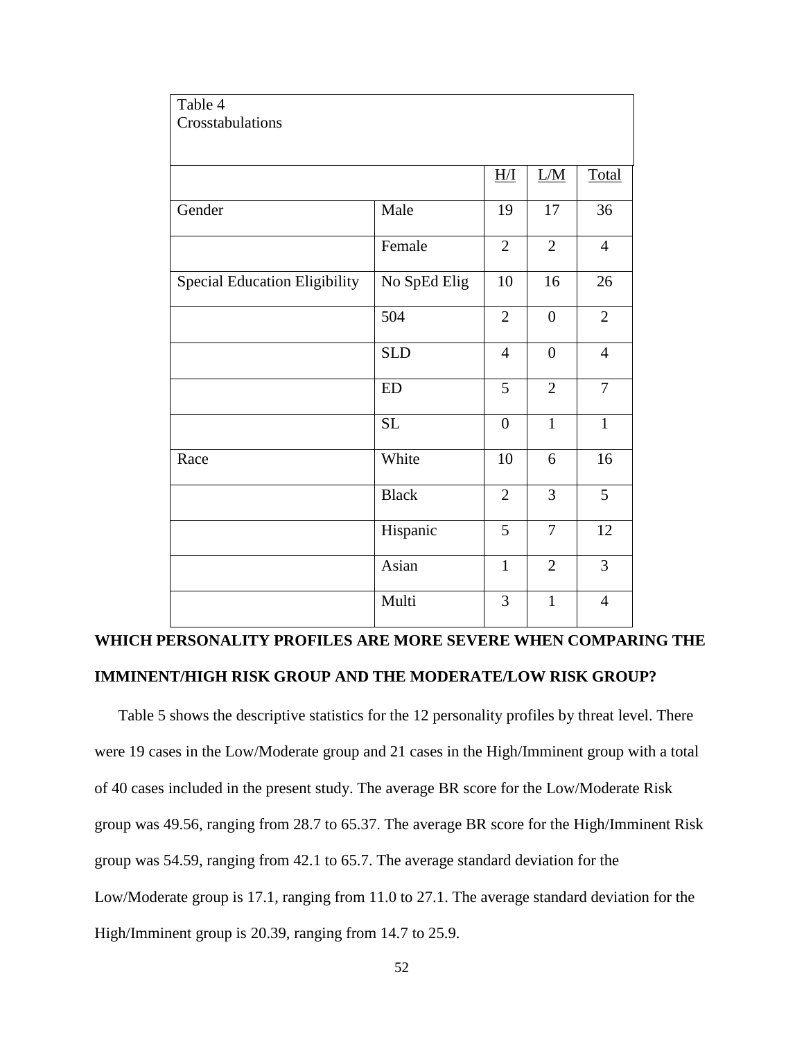Table 4
Crosstabulations

| | | H/I | L/M | Total |
|---|---|---|---|---|
| Gender | Male | 19 | 17 | 36 |
| | Female | 2 | 2 | 4 |
| Special Education Eligibility | No SpEd Elig | 10 | 16 | 26 |
| | 504 | 2 | 0 | 2 |
| | SLD | 4 | 0 | 4 |
| | ED | 5 | 2 | 7 |
| | SL | 0 | 1 | 1 |
| Race | White | 10 | 6 | 16 |
| | Black | 2 | 3 | 5 |
| | Hispanic | 5 | 7 | 12 |
| | Asian | 1 | 2 | 3 |
| | Multi | 3 | 1 | 4 |

## WHICH PERSONALITY PROFILES ARE MORE SEVERE WHEN COMPARING THE IMMINENT/HIGH RISK GROUP AND THE MODERATE/LOW RISK GROUP?

Table 5 shows the descriptive statistics for the 12 personality profiles by threat level. There were 19 cases in the Low/Moderate group and 21 cases in the High/Imminent group with a total of 40 cases included in the present study. The average BR score for the Low/Moderate Risk group was 49.56, ranging from 28.7 to 65.37. The average BR score for the High/Imminent Risk group was 54.59, ranging from 42.1 to 65.7. The average standard deviation for the Low/Moderate group is 17.1, ranging from 11.0 to 27.1. The average standard deviation for the High/Imminent group is 20.39, ranging from 14.7 to 25.9.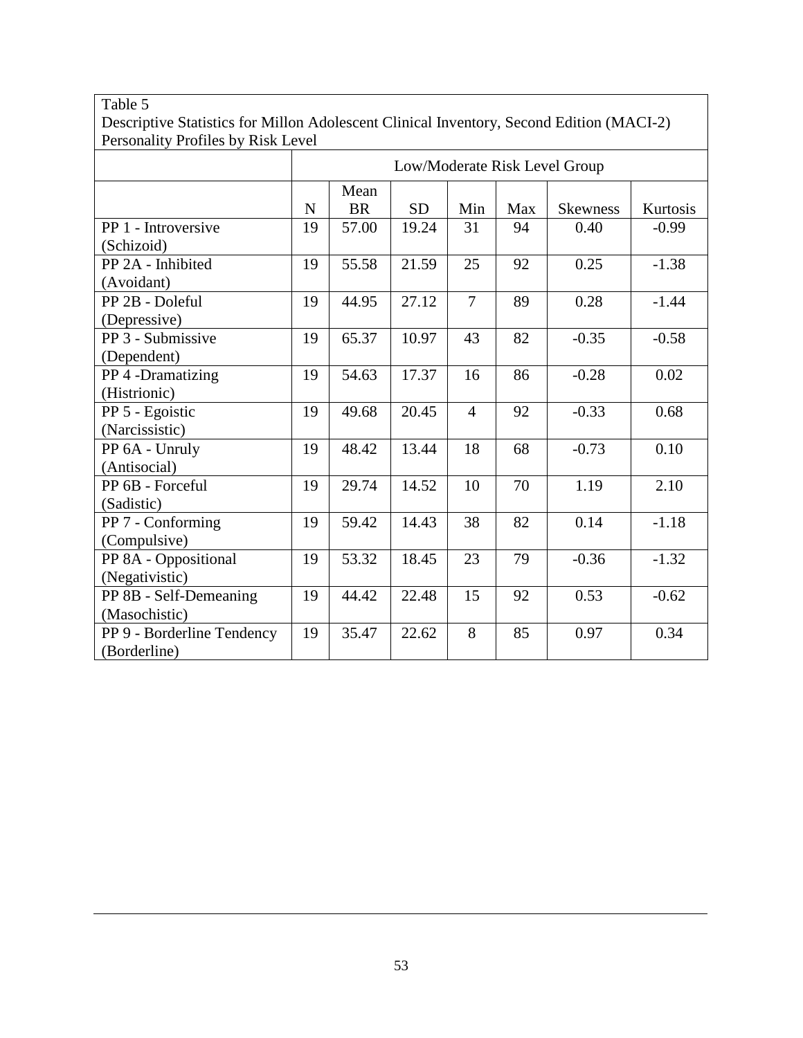Table 5
Descriptive Statistics for Millon Adolescent Clinical Inventory, Second Edition (MACI-2) Personality Profiles by Risk Level

| | Low/Moderate Risk Level Group | | | | | | |
|---|---|---|---|---|---|---|---|
| | N | Mean BR | SD | Min | Max | Skewness | Kurtosis |
| PP 1 - Introversive (Schizoid) | 19 | 57.00 | 19.24 | 31 | 94 | 0.40 | -0.99 |
| PP 2A - Inhibited (Avoidant) | 19 | 55.58 | 21.59 | 25 | 92 | 0.25 | -1.38 |
| PP 2B - Doleful (Depressive) | 19 | 44.95 | 27.12 | 7 | 89 | 0.28 | -1.44 |
| PP 3 - Submissive (Dependent) | 19 | 65.37 | 10.97 | 43 | 82 | -0.35 | -0.58 |
| PP 4 -Dramatizing (Histrionic) | 19 | 54.63 | 17.37 | 16 | 86 | -0.28 | 0.02 |
| PP 5 - Egoistic (Narcissistic) | 19 | 49.68 | 20.45 | 4 | 92 | -0.33 | 0.68 |
| PP 6A - Unruly (Antisocial) | 19 | 48.42 | 13.44 | 18 | 68 | -0.73 | 0.10 |
| PP 6B - Forceful (Sadistic) | 19 | 29.74 | 14.52 | 10 | 70 | 1.19 | 2.10 |
| PP 7 - Conforming (Compulsive) | 19 | 59.42 | 14.43 | 38 | 82 | 0.14 | -1.18 |
| PP 8A - Oppositional (Negativistic) | 19 | 53.32 | 18.45 | 23 | 79 | -0.36 | -1.32 |
| PP 8B - Self-Demeaning (Masochistic) | 19 | 44.42 | 22.48 | 15 | 92 | 0.53 | -0.62 |
| PP 9 - Borderline Tendency (Borderline) | 19 | 35.47 | 22.62 | 8 | 85 | 0.97 | 0.34 |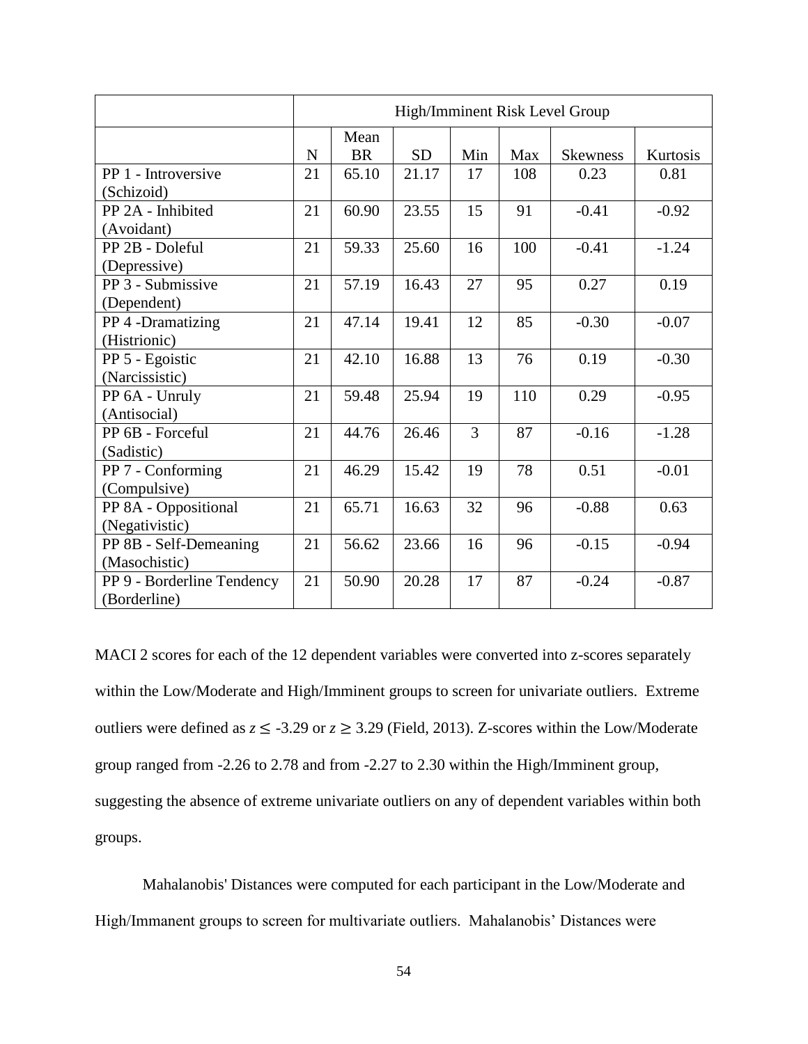| | High/Imminent Risk Level Group | | | | | | |
|---|---|---|---|---|---|---|---|
| | N | Mean BR | SD | Min | Max | Skewness | Kurtosis |
| PP 1 - Introversive (Schizoid) | 21 | 65.10 | 21.17 | 17 | 108 | 0.23 | 0.81 |
| PP 2A - Inhibited (Avoidant) | 21 | 60.90 | 23.55 | 15 | 91 | -0.41 | -0.92 |
| PP 2B - Doleful (Depressive) | 21 | 59.33 | 25.60 | 16 | 100 | -0.41 | -1.24 |
| PP 3 - Submissive (Dependent) | 21 | 57.19 | 16.43 | 27 | 95 | 0.27 | 0.19 |
| PP 4 -Dramatizing (Histrionic) | 21 | 47.14 | 19.41 | 12 | 85 | -0.30 | -0.07 |
| PP 5 - Egoistic (Narcissistic) | 21 | 42.10 | 16.88 | 13 | 76 | 0.19 | -0.30 |
| PP 6A - Unruly (Antisocial) | 21 | 59.48 | 25.94 | 19 | 110 | 0.29 | -0.95 |
| PP 6B - Forceful (Sadistic) | 21 | 44.76 | 26.46 | 3 | 87 | -0.16 | -1.28 |
| PP 7 - Conforming (Compulsive) | 21 | 46.29 | 15.42 | 19 | 78 | 0.51 | -0.01 |
| PP 8A - Oppositional (Negativistic) | 21 | 65.71 | 16.63 | 32 | 96 | -0.88 | 0.63 |
| PP 8B - Self-Demeaning (Masochistic) | 21 | 56.62 | 23.66 | 16 | 96 | -0.15 | -0.94 |
| PP 9 - Borderline Tendency (Borderline) | 21 | 50.90 | 20.28 | 17 | 87 | -0.24 | -0.87 |

MACI 2 scores for each of the 12 dependent variables were converted into z-scores separately within the Low/Moderate and High/Imminent groups to screen for univariate outliers. Extreme outliers were defined as $z \leq -3.29$ or $z \geq 3.29$ (Field, 2013). Z-scores within the Low/Moderate group ranged from -2.26 to 2.78 and from -2.27 to 2.30 within the High/Imminent group, suggesting the absence of extreme univariate outliers on any of dependent variables within both groups.

Mahalanobis' Distances were computed for each participant in the Low/Moderate and High/Immanent groups to screen for multivariate outliers. Mahalanobis' Distances were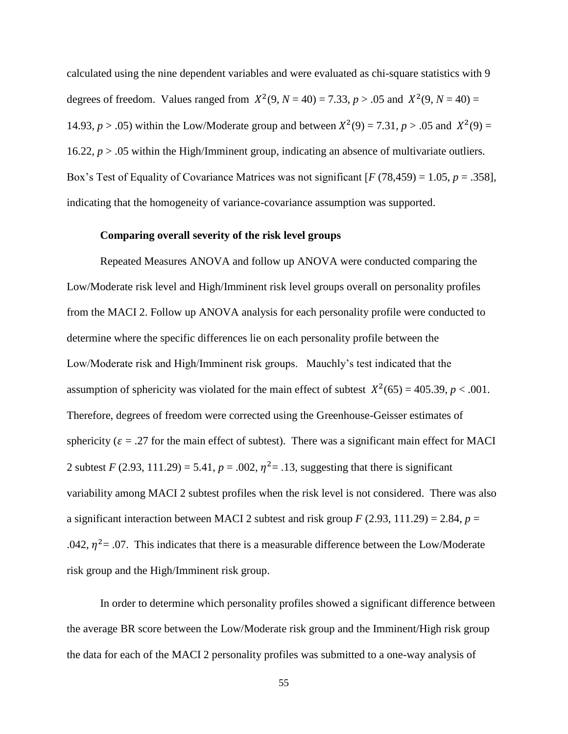calculated using the nine dependent variables and were evaluated as chi-square statistics with 9 degrees of freedom. Values ranged from $X^2(9, N = 40) = 7.33$, $p > .05$ and $X^2(9, N = 40) = 14.93$, $p > .05$) within the Low/Moderate group and between $X^2(9) = 7.31$, $p > .05$ and $X^2(9) = 16.22$, $p > .05$ within the High/Imminent group, indicating an absence of multivariate outliers. Box's Test of Equality of Covariance Matrices was not significant [$F$ (78,459) = 1.05, $p$ = .358], indicating that the homogeneity of variance-covariance assumption was supported.

### Comparing overall severity of the risk level groups

Repeated Measures ANOVA and follow up ANOVA were conducted comparing the Low/Moderate risk level and High/Imminent risk level groups overall on personality profiles from the MACI 2. Follow up ANOVA analysis for each personality profile were conducted to determine where the specific differences lie on each personality profile between the Low/Moderate risk and High/Imminent risk groups. Mauchly's test indicated that the assumption of sphericity was violated for the main effect of subtest $X^2(65) = 405.39$, $p < .001$. Therefore, degrees of freedom were corrected using the Greenhouse-Geisser estimates of sphericity ($\varepsilon$ = .27 for the main effect of subtest). There was a significant main effect for MACI 2 subtest $F$ (2.93, 111.29) = 5.41, $p$ = .002, $\eta^2$ = .13, suggesting that there is significant variability among MACI 2 subtest profiles when the risk level is not considered. There was also a significant interaction between MACI 2 subtest and risk group $F$ (2.93, 111.29) = 2.84, $p$ = .042, $\eta^2$ = .07. This indicates that there is a measurable difference between the Low/Moderate risk group and the High/Imminent risk group.

In order to determine which personality profiles showed a significant difference between the average BR score between the Low/Moderate risk group and the Imminent/High risk group the data for each of the MACI 2 personality profiles was submitted to a one-way analysis of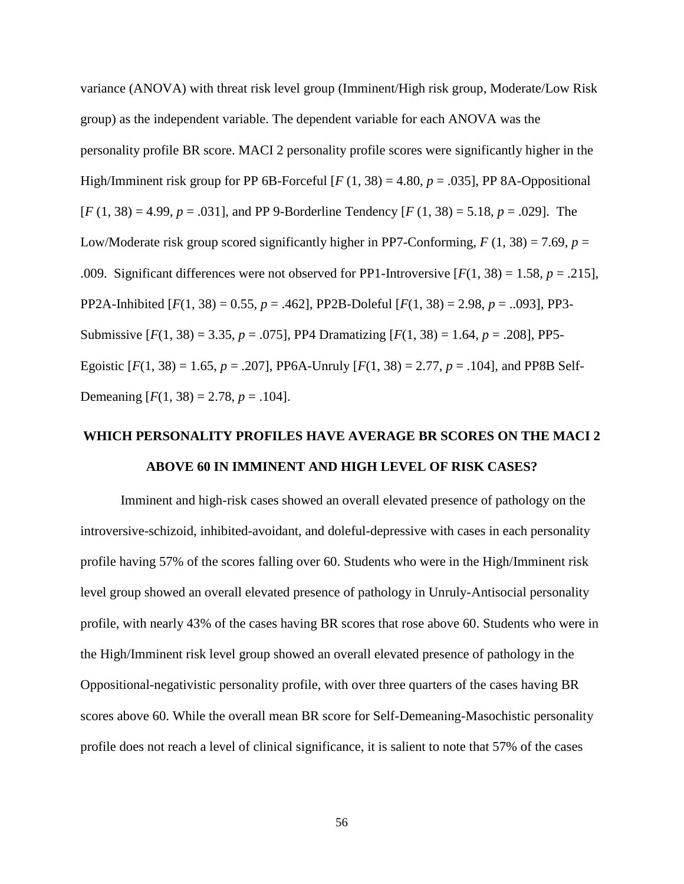variance (ANOVA) with threat risk level group (Imminent/High risk group, Moderate/Low Risk group) as the independent variable. The dependent variable for each ANOVA was the personality profile BR score. MACI 2 personality profile scores were significantly higher in the High/Imminent risk group for PP 6B-Forceful [$F$ (1, 38) = 4.80, $p$ = .035], PP 8A-Oppositional [$F$ (1, 38) = 4.99, $p$ = .031], and PP 9-Borderline Tendency [$F$ (1, 38) = 5.18, $p$ = .029]. The Low/Moderate risk group scored significantly higher in PP7-Conforming, $F$ (1, 38) = 7.69, $p$ = .009. Significant differences were not observed for PP1-Introversive [$F$(1, 38) = 1.58, $p$ = .215], PP2A-Inhibited [$F$(1, 38) = 0.55, $p$ = .462], PP2B-Doleful [$F$(1, 38) = 2.98, $p$ = ..093], PP3-Submissive [$F$(1, 38) = 3.35, $p$ = .075], PP4 Dramatizing [$F$(1, 38) = 1.64, $p$ = .208], PP5-Egoistic [$F$(1, 38) = 1.65, $p$ = .207], PP6A-Unruly [$F$(1, 38) = 2.77, $p$ = .104], and PP8B Self-Demeaning [$F$(1, 38) = 2.78, $p$ = .104].

## WHICH PERSONALITY PROFILES HAVE AVERAGE BR SCORES ON THE MACI 2 ABOVE 60 IN IMMINENT AND HIGH LEVEL OF RISK CASES?

Imminent and high-risk cases showed an overall elevated presence of pathology on the introversive-schizoid, inhibited-avoidant, and doleful-depressive with cases in each personality profile having 57% of the scores falling over 60. Students who were in the High/Imminent risk level group showed an overall elevated presence of pathology in Unruly-Antisocial personality profile, with nearly 43% of the cases having BR scores that rose above 60. Students who were in the High/Imminent risk level group showed an overall elevated presence of pathology in the Oppositional-negativistic personality profile, with over three quarters of the cases having BR scores above 60. While the overall mean BR score for Self-Demeaning-Masochistic personality profile does not reach a level of clinical significance, it is salient to note that 57% of the cases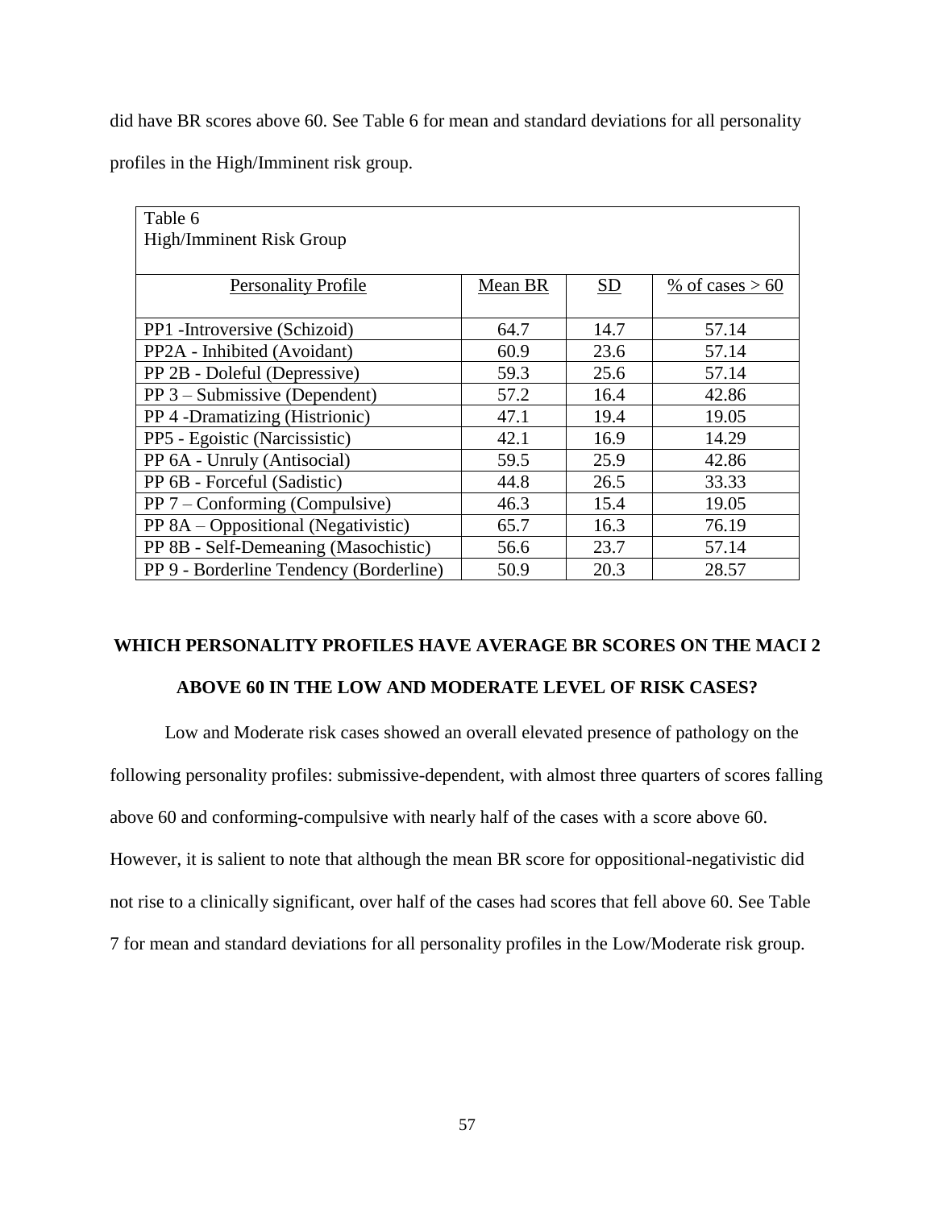did have BR scores above 60. See Table 6 for mean and standard deviations for all personality profiles in the High/Imminent risk group.

Table 6
High/Imminent Risk Group

| Personality Profile | Mean BR | SD | % of cases > 60 |
|---|---|---|---|
| PP1 -Introversive (Schizoid) | 64.7 | 14.7 | 57.14 |
| PP2A - Inhibited (Avoidant) | 60.9 | 23.6 | 57.14 |
| PP 2B - Doleful (Depressive) | 59.3 | 25.6 | 57.14 |
| PP 3 – Submissive (Dependent) | 57.2 | 16.4 | 42.86 |
| PP 4 -Dramatizing (Histrionic) | 47.1 | 19.4 | 19.05 |
| PP5 - Egoistic (Narcissistic) | 42.1 | 16.9 | 14.29 |
| PP 6A - Unruly (Antisocial) | 59.5 | 25.9 | 42.86 |
| PP 6B - Forceful (Sadistic) | 44.8 | 26.5 | 33.33 |
| PP 7 – Conforming (Compulsive) | 46.3 | 15.4 | 19.05 |
| PP 8A – Oppositional (Negativistic) | 65.7 | 16.3 | 76.19 |
| PP 8B - Self-Demeaning (Masochistic) | 56.6 | 23.7 | 57.14 |
| PP 9 - Borderline Tendency (Borderline) | 50.9 | 20.3 | 28.57 |

## WHICH PERSONALITY PROFILES HAVE AVERAGE BR SCORES ON THE MACI 2 ABOVE 60 IN THE LOW AND MODERATE LEVEL OF RISK CASES?

Low and Moderate risk cases showed an overall elevated presence of pathology on the following personality profiles: submissive-dependent, with almost three quarters of scores falling above 60 and conforming-compulsive with nearly half of the cases with a score above 60. However, it is salient to note that although the mean BR score for oppositional-negativistic did not rise to a clinically significant, over half of the cases had scores that fell above 60. See Table 7 for mean and standard deviations for all personality profiles in the Low/Moderate risk group.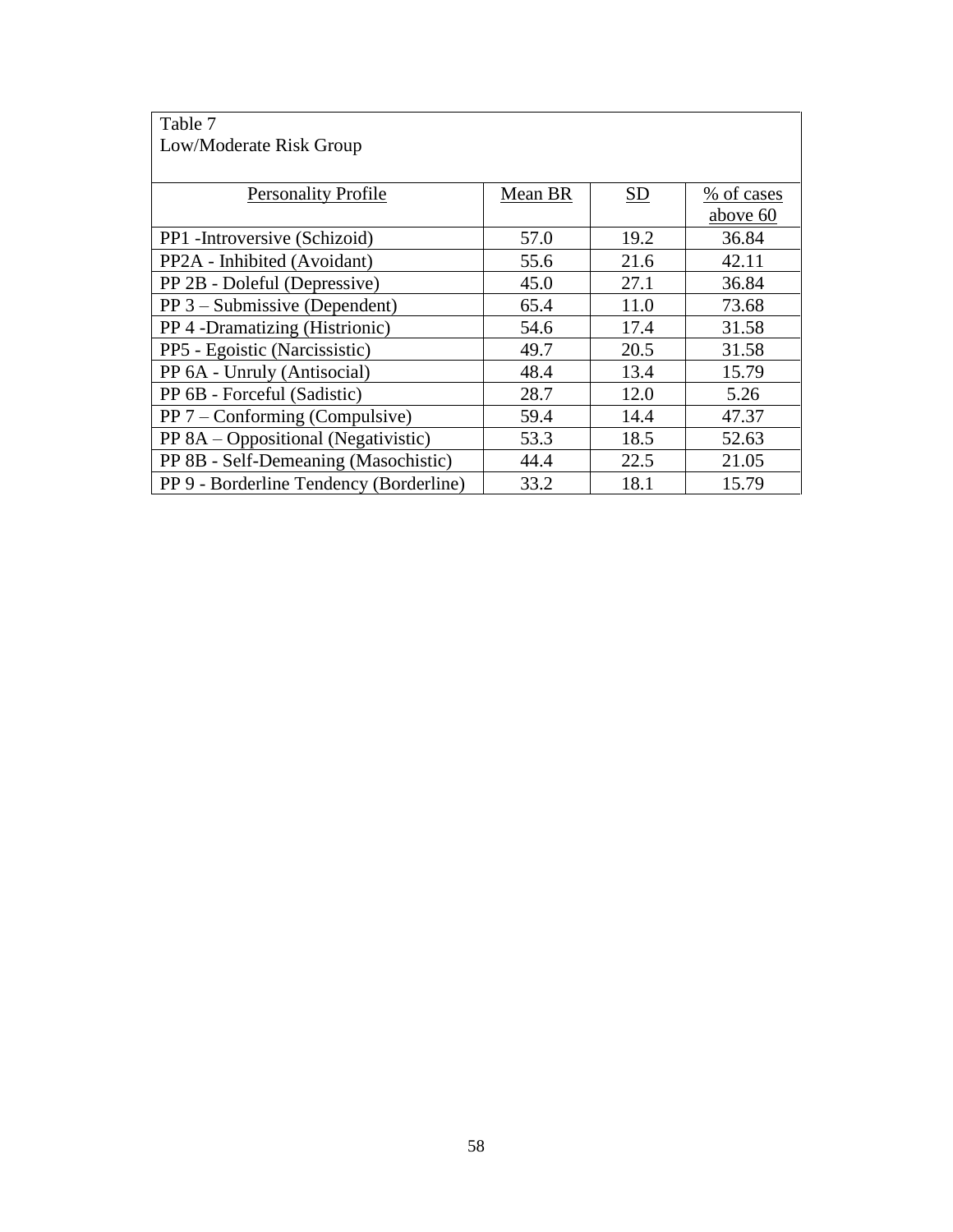Table 7
Low/Moderate Risk Group

| Personality Profile | Mean BR | SD | % of cases above 60 |
|---|---|---|---|
| PP1 -Introversive (Schizoid) | 57.0 | 19.2 | 36.84 |
| PP2A - Inhibited (Avoidant) | 55.6 | 21.6 | 42.11 |
| PP 2B - Doleful (Depressive) | 45.0 | 27.1 | 36.84 |
| PP 3 – Submissive (Dependent) | 65.4 | 11.0 | 73.68 |
| PP 4 -Dramatizing (Histrionic) | 54.6 | 17.4 | 31.58 |
| PP5 - Egoistic (Narcissistic) | 49.7 | 20.5 | 31.58 |
| PP 6A - Unruly (Antisocial) | 48.4 | 13.4 | 15.79 |
| PP 6B - Forceful (Sadistic) | 28.7 | 12.0 | 5.26 |
| PP 7 – Conforming (Compulsive) | 59.4 | 14.4 | 47.37 |
| PP 8A – Oppositional (Negativistic) | 53.3 | 18.5 | 52.63 |
| PP 8B - Self-Demeaning (Masochistic) | 44.4 | 22.5 | 21.05 |
| PP 9 - Borderline Tendency (Borderline) | 33.2 | 18.1 | 15.79 |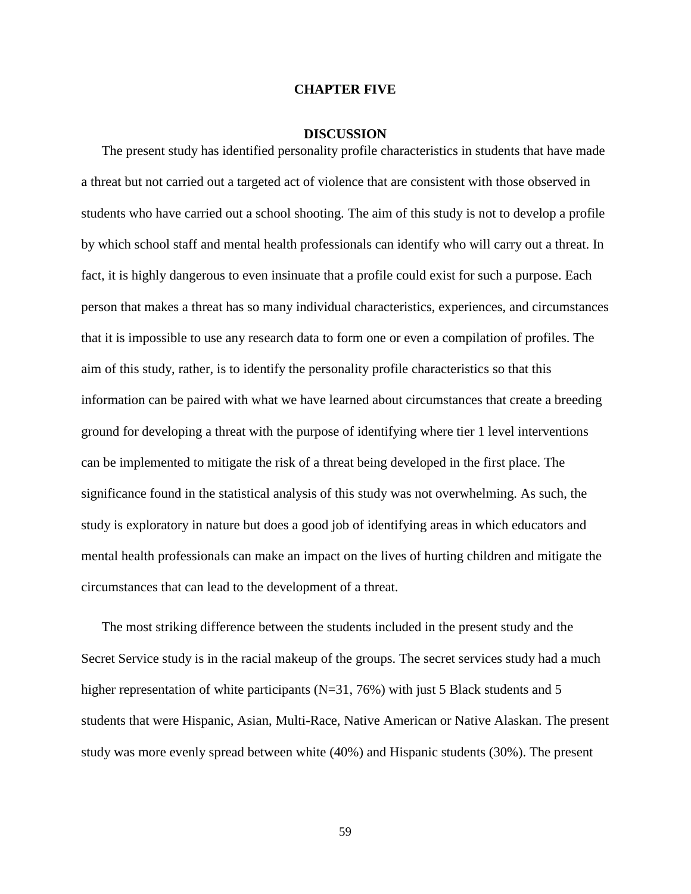# CHAPTER FIVE

## DISCUSSION

The present study has identified personality profile characteristics in students that have made a threat but not carried out a targeted act of violence that are consistent with those observed in students who have carried out a school shooting. The aim of this study is not to develop a profile by which school staff and mental health professionals can identify who will carry out a threat. In fact, it is highly dangerous to even insinuate that a profile could exist for such a purpose. Each person that makes a threat has so many individual characteristics, experiences, and circumstances that it is impossible to use any research data to form one or even a compilation of profiles. The aim of this study, rather, is to identify the personality profile characteristics so that this information can be paired with what we have learned about circumstances that create a breeding ground for developing a threat with the purpose of identifying where tier 1 level interventions can be implemented to mitigate the risk of a threat being developed in the first place. The significance found in the statistical analysis of this study was not overwhelming. As such, the study is exploratory in nature but does a good job of identifying areas in which educators and mental health professionals can make an impact on the lives of hurting children and mitigate the circumstances that can lead to the development of a threat.

The most striking difference between the students included in the present study and the Secret Service study is in the racial makeup of the groups. The secret services study had a much higher representation of white participants (N=31, 76%) with just 5 Black students and 5 students that were Hispanic, Asian, Multi-Race, Native American or Native Alaskan. The present study was more evenly spread between white (40%) and Hispanic students (30%). The present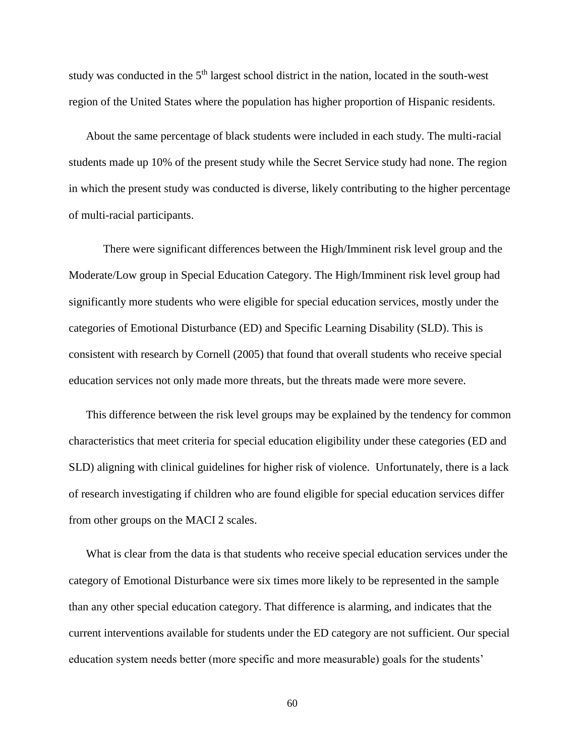study was conducted in the 5th largest school district in the nation, located in the south-west region of the United States where the population has higher proportion of Hispanic residents.

About the same percentage of black students were included in each study. The multi-racial students made up 10% of the present study while the Secret Service study had none. The region in which the present study was conducted is diverse, likely contributing to the higher percentage of multi-racial participants.

There were significant differences between the High/Imminent risk level group and the Moderate/Low group in Special Education Category. The High/Imminent risk level group had significantly more students who were eligible for special education services, mostly under the categories of Emotional Disturbance (ED) and Specific Learning Disability (SLD). This is consistent with research by Cornell (2005) that found that overall students who receive special education services not only made more threats, but the threats made were more severe.

This difference between the risk level groups may be explained by the tendency for common characteristics that meet criteria for special education eligibility under these categories (ED and SLD) aligning with clinical guidelines for higher risk of violence. Unfortunately, there is a lack of research investigating if children who are found eligible for special education services differ from other groups on the MACI 2 scales.

What is clear from the data is that students who receive special education services under the category of Emotional Disturbance were six times more likely to be represented in the sample than any other special education category. That difference is alarming, and indicates that the current interventions available for students under the ED category are not sufficient. Our special education system needs better (more specific and more measurable) goals for the students'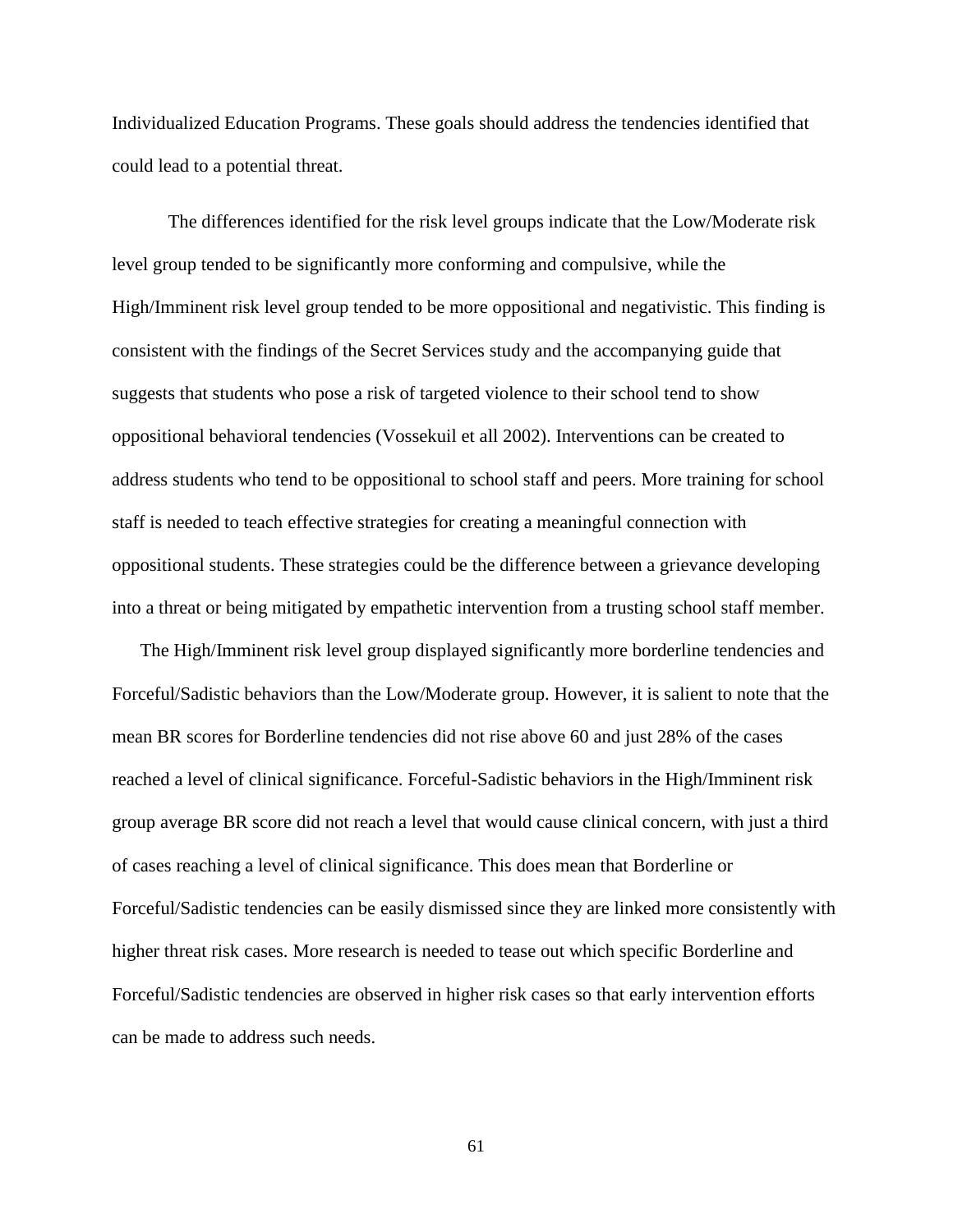Individualized Education Programs. These goals should address the tendencies identified that could lead to a potential threat.

The differences identified for the risk level groups indicate that the Low/Moderate risk level group tended to be significantly more conforming and compulsive, while the High/Imminent risk level group tended to be more oppositional and negativistic. This finding is consistent with the findings of the Secret Services study and the accompanying guide that suggests that students who pose a risk of targeted violence to their school tend to show oppositional behavioral tendencies (Vossekuil et all 2002). Interventions can be created to address students who tend to be oppositional to school staff and peers. More training for school staff is needed to teach effective strategies for creating a meaningful connection with oppositional students. These strategies could be the difference between a grievance developing into a threat or being mitigated by empathetic intervention from a trusting school staff member.

The High/Imminent risk level group displayed significantly more borderline tendencies and Forceful/Sadistic behaviors than the Low/Moderate group. However, it is salient to note that the mean BR scores for Borderline tendencies did not rise above 60 and just 28% of the cases reached a level of clinical significance. Forceful-Sadistic behaviors in the High/Imminent risk group average BR score did not reach a level that would cause clinical concern, with just a third of cases reaching a level of clinical significance. This does mean that Borderline or Forceful/Sadistic tendencies can be easily dismissed since they are linked more consistently with higher threat risk cases. More research is needed to tease out which specific Borderline and Forceful/Sadistic tendencies are observed in higher risk cases so that early intervention efforts can be made to address such needs.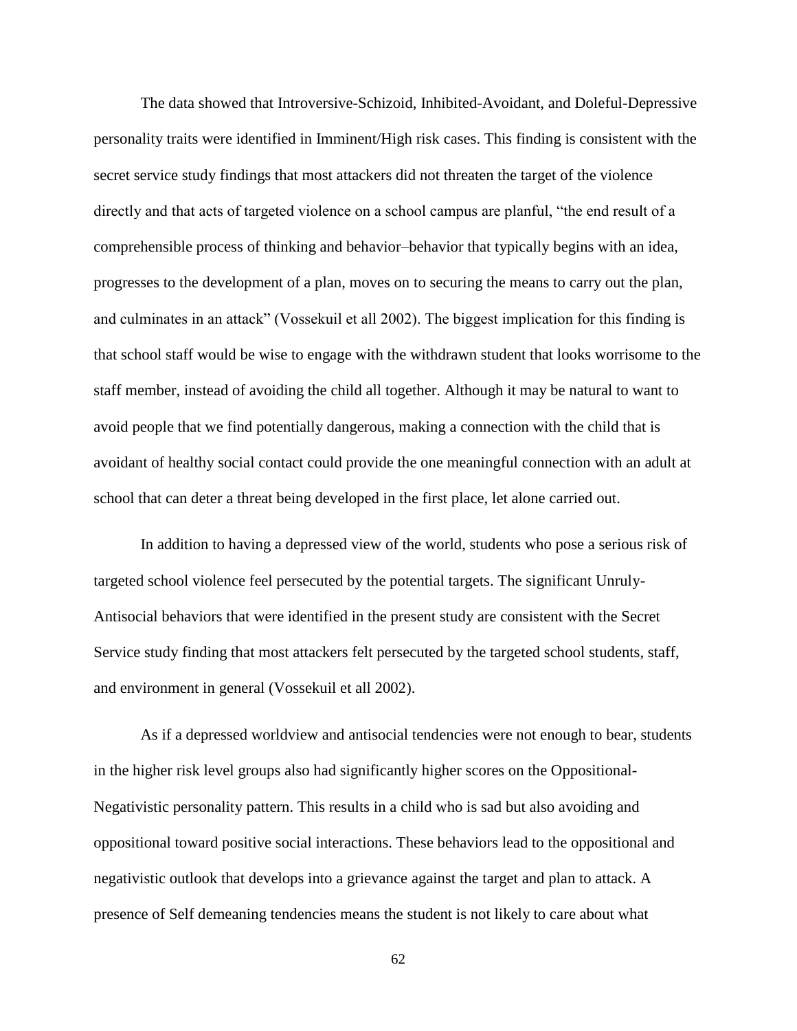The data showed that Introversive-Schizoid, Inhibited-Avoidant, and Doleful-Depressive personality traits were identified in Imminent/High risk cases. This finding is consistent with the secret service study findings that most attackers did not threaten the target of the violence directly and that acts of targeted violence on a school campus are planful, "the end result of a comprehensible process of thinking and behavior–behavior that typically begins with an idea, progresses to the development of a plan, moves on to securing the means to carry out the plan, and culminates in an attack" (Vossekuil et all 2002). The biggest implication for this finding is that school staff would be wise to engage with the withdrawn student that looks worrisome to the staff member, instead of avoiding the child all together. Although it may be natural to want to avoid people that we find potentially dangerous, making a connection with the child that is avoidant of healthy social contact could provide the one meaningful connection with an adult at school that can deter a threat being developed in the first place, let alone carried out.

In addition to having a depressed view of the world, students who pose a serious risk of targeted school violence feel persecuted by the potential targets. The significant Unruly-Antisocial behaviors that were identified in the present study are consistent with the Secret Service study finding that most attackers felt persecuted by the targeted school students, staff, and environment in general (Vossekuil et all 2002).

As if a depressed worldview and antisocial tendencies were not enough to bear, students in the higher risk level groups also had significantly higher scores on the Oppositional-Negativistic personality pattern. This results in a child who is sad but also avoiding and oppositional toward positive social interactions. These behaviors lead to the oppositional and negativistic outlook that develops into a grievance against the target and plan to attack. A presence of Self demeaning tendencies means the student is not likely to care about what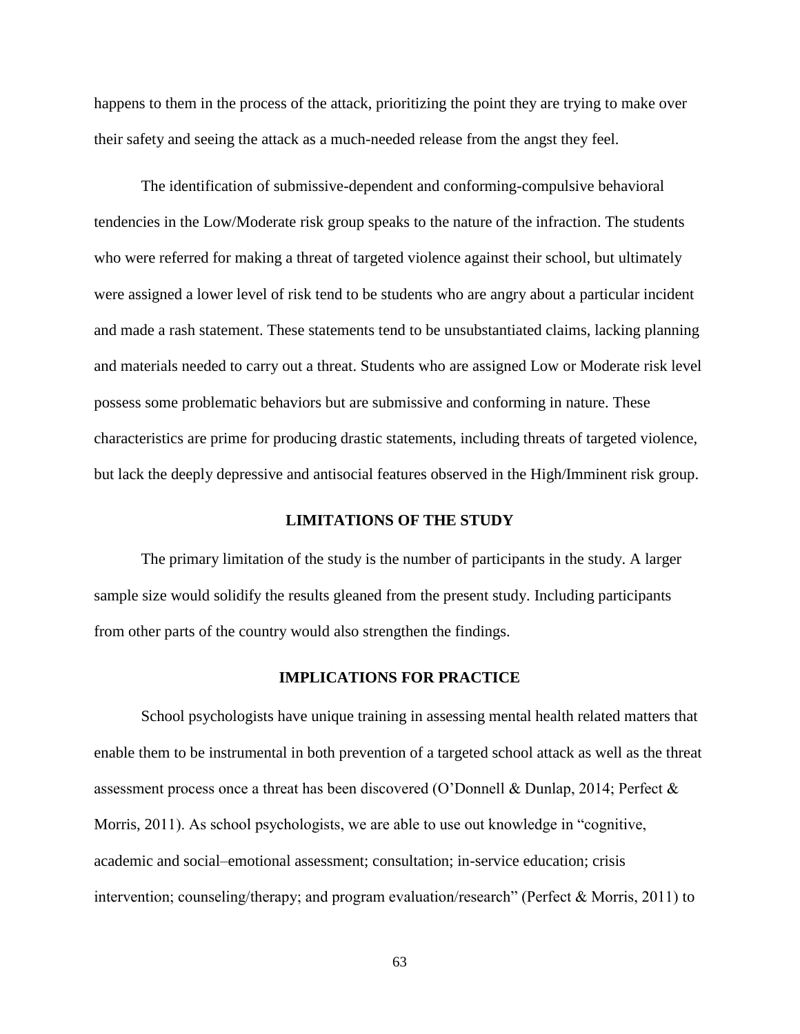happens to them in the process of the attack, prioritizing the point they are trying to make over their safety and seeing the attack as a much-needed release from the angst they feel.

The identification of submissive-dependent and conforming-compulsive behavioral tendencies in the Low/Moderate risk group speaks to the nature of the infraction. The students who were referred for making a threat of targeted violence against their school, but ultimately were assigned a lower level of risk tend to be students who are angry about a particular incident and made a rash statement. These statements tend to be unsubstantiated claims, lacking planning and materials needed to carry out a threat. Students who are assigned Low or Moderate risk level possess some problematic behaviors but are submissive and conforming in nature. These characteristics are prime for producing drastic statements, including threats of targeted violence, but lack the deeply depressive and antisocial features observed in the High/Imminent risk group.

## LIMITATIONS OF THE STUDY

The primary limitation of the study is the number of participants in the study. A larger sample size would solidify the results gleaned from the present study. Including participants from other parts of the country would also strengthen the findings.

## IMPLICATIONS FOR PRACTICE

School psychologists have unique training in assessing mental health related matters that enable them to be instrumental in both prevention of a targeted school attack as well as the threat assessment process once a threat has been discovered (O'Donnell & Dunlap, 2014; Perfect & Morris, 2011). As school psychologists, we are able to use out knowledge in "cognitive, academic and social–emotional assessment; consultation; in-service education; crisis intervention; counseling/therapy; and program evaluation/research" (Perfect & Morris, 2011) to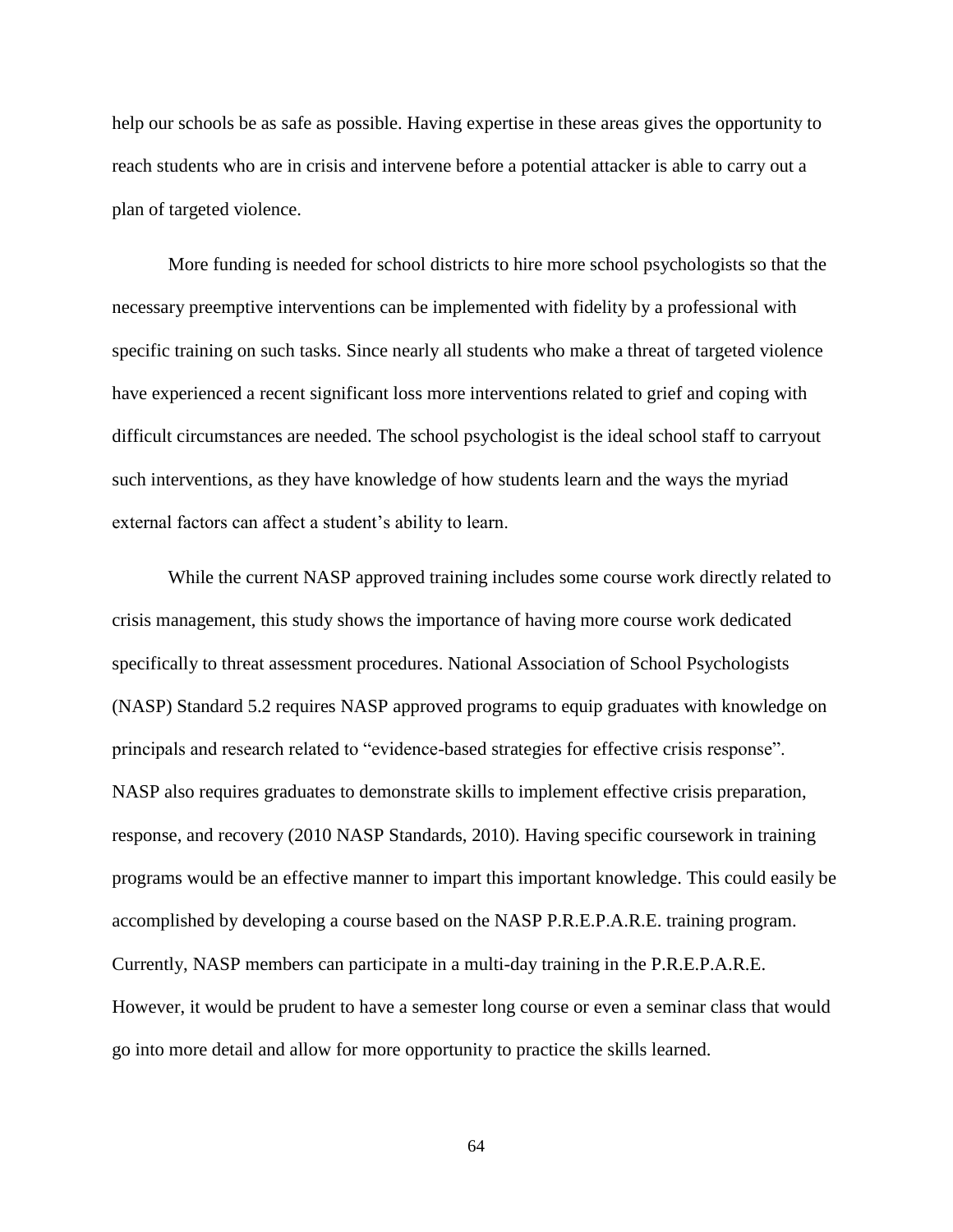help our schools be as safe as possible. Having expertise in these areas gives the opportunity to reach students who are in crisis and intervene before a potential attacker is able to carry out a plan of targeted violence.

More funding is needed for school districts to hire more school psychologists so that the necessary preemptive interventions can be implemented with fidelity by a professional with specific training on such tasks. Since nearly all students who make a threat of targeted violence have experienced a recent significant loss more interventions related to grief and coping with difficult circumstances are needed. The school psychologist is the ideal school staff to carryout such interventions, as they have knowledge of how students learn and the ways the myriad external factors can affect a student's ability to learn.

While the current NASP approved training includes some course work directly related to crisis management, this study shows the importance of having more course work dedicated specifically to threat assessment procedures. National Association of School Psychologists (NASP) Standard 5.2 requires NASP approved programs to equip graduates with knowledge on principals and research related to "evidence-based strategies for effective crisis response". NASP also requires graduates to demonstrate skills to implement effective crisis preparation, response, and recovery (2010 NASP Standards, 2010). Having specific coursework in training programs would be an effective manner to impart this important knowledge. This could easily be accomplished by developing a course based on the NASP P.R.E.P.A.R.E. training program. Currently, NASP members can participate in a multi-day training in the P.R.E.P.A.R.E. However, it would be prudent to have a semester long course or even a seminar class that would go into more detail and allow for more opportunity to practice the skills learned.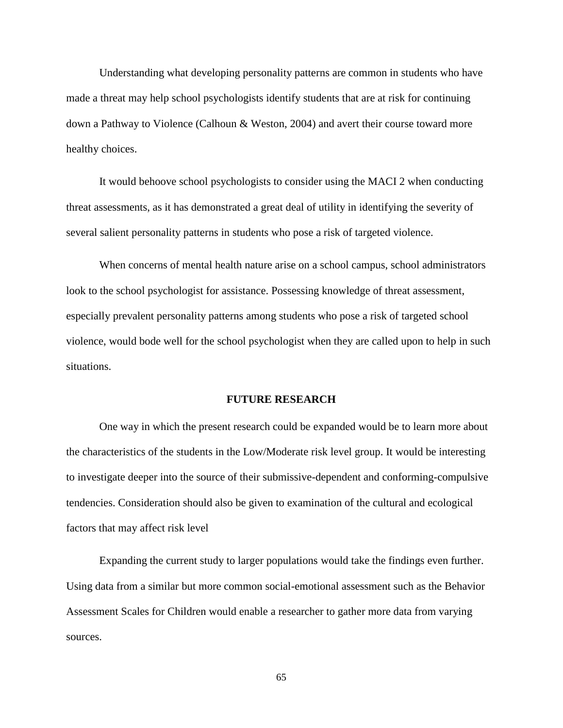Understanding what developing personality patterns are common in students who have made a threat may help school psychologists identify students that are at risk for continuing down a Pathway to Violence (Calhoun & Weston, 2004) and avert their course toward more healthy choices.

It would behoove school psychologists to consider using the MACI 2 when conducting threat assessments, as it has demonstrated a great deal of utility in identifying the severity of several salient personality patterns in students who pose a risk of targeted violence.

When concerns of mental health nature arise on a school campus, school administrators look to the school psychologist for assistance. Possessing knowledge of threat assessment, especially prevalent personality patterns among students who pose a risk of targeted school violence, would bode well for the school psychologist when they are called upon to help in such situations.

## FUTURE RESEARCH

One way in which the present research could be expanded would be to learn more about the characteristics of the students in the Low/Moderate risk level group. It would be interesting to investigate deeper into the source of their submissive-dependent and conforming-compulsive tendencies. Consideration should also be given to examination of the cultural and ecological factors that may affect risk level

Expanding the current study to larger populations would take the findings even further. Using data from a similar but more common social-emotional assessment such as the Behavior Assessment Scales for Children would enable a researcher to gather more data from varying sources.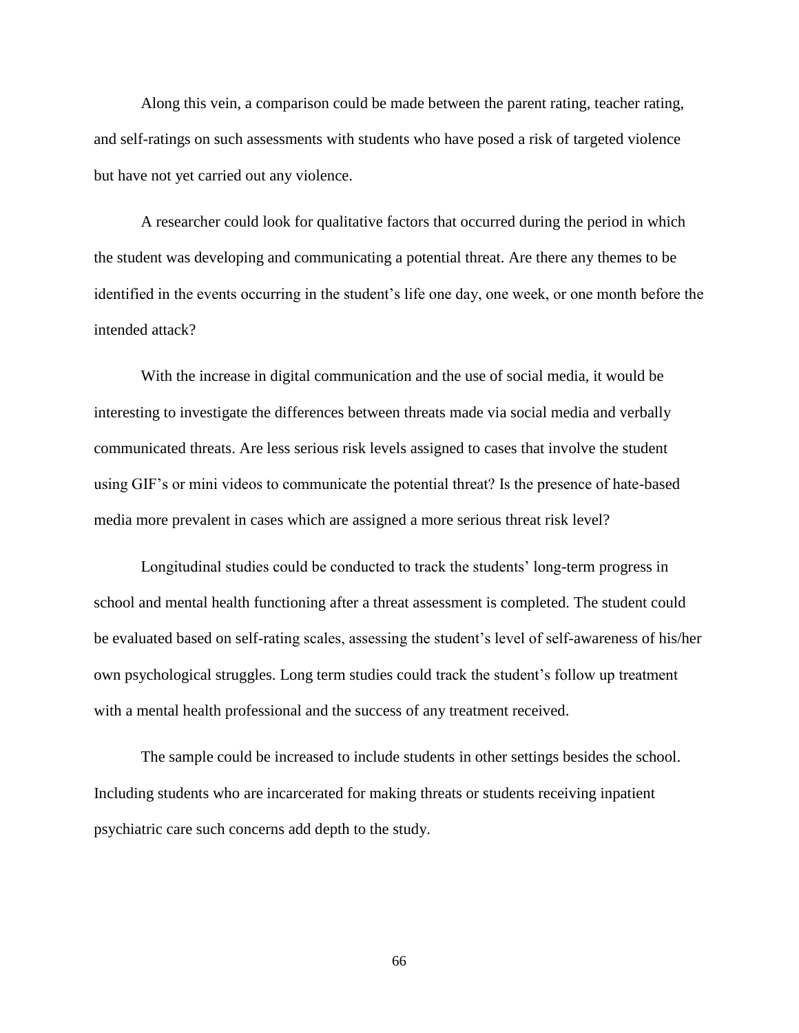Along this vein, a comparison could be made between the parent rating, teacher rating, and self-ratings on such assessments with students who have posed a risk of targeted violence but have not yet carried out any violence.

A researcher could look for qualitative factors that occurred during the period in which the student was developing and communicating a potential threat. Are there any themes to be identified in the events occurring in the student's life one day, one week, or one month before the intended attack?

With the increase in digital communication and the use of social media, it would be interesting to investigate the differences between threats made via social media and verbally communicated threats. Are less serious risk levels assigned to cases that involve the student using GIF's or mini videos to communicate the potential threat? Is the presence of hate-based media more prevalent in cases which are assigned a more serious threat risk level?

Longitudinal studies could be conducted to track the students' long-term progress in school and mental health functioning after a threat assessment is completed. The student could be evaluated based on self-rating scales, assessing the student's level of self-awareness of his/her own psychological struggles. Long term studies could track the student's follow up treatment with a mental health professional and the success of any treatment received.

The sample could be increased to include students in other settings besides the school. Including students who are incarcerated for making threats or students receiving inpatient psychiatric care such concerns add depth to the study.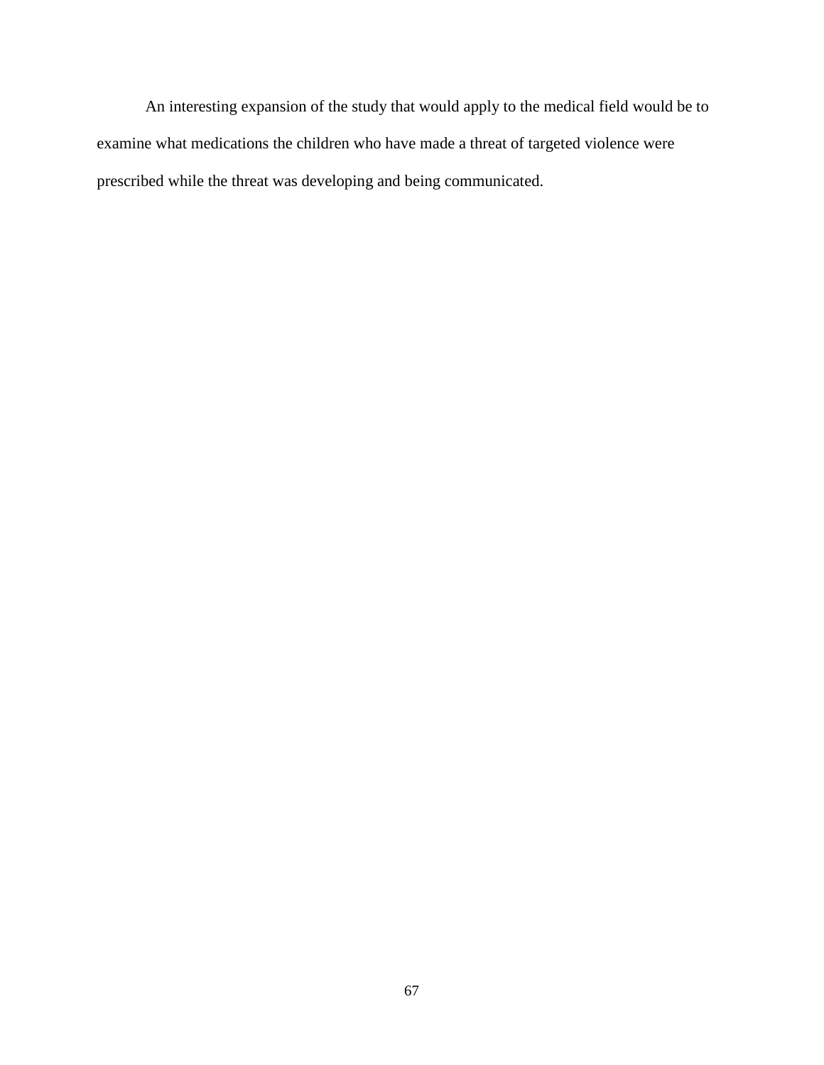An interesting expansion of the study that would apply to the medical field would be to examine what medications the children who have made a threat of targeted violence were prescribed while the threat was developing and being communicated.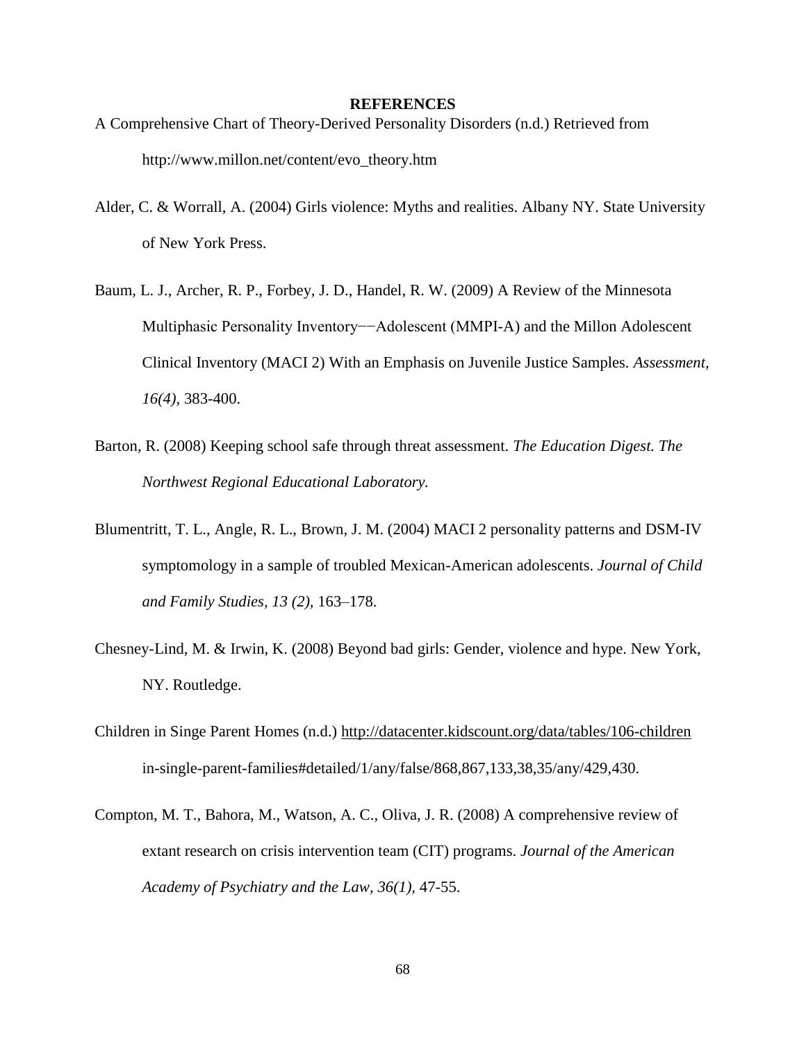# REFERENCES

A Comprehensive Chart of Theory-Derived Personality Disorders (n.d.) Retrieved from http://www.millon.net/content/evo_theory.htm

Alder, C. & Worrall, A. (2004) Girls violence: Myths and realities. Albany NY. State University of New York Press.

Baum, L. J., Archer, R. P., Forbey, J. D., Handel, R. W. (2009) A Review of the Minnesota Multiphasic Personality Inventory−−Adolescent (MMPI-A) and the Millon Adolescent Clinical Inventory (MACI 2) With an Emphasis on Juvenile Justice Samples. *Assessment, 16(4),* 383-400.

Barton, R. (2008) Keeping school safe through threat assessment. *The Education Digest. The Northwest Regional Educational Laboratory.*

Blumentritt, T. L., Angle, R. L., Brown, J. M. (2004) MACI 2 personality patterns and DSM-IV symptomology in a sample of troubled Mexican-American adolescents. *Journal of Child and Family Studies, 13 (2),* 163–178.

Chesney-Lind, M. & Irwin, K. (2008) Beyond bad girls: Gender, violence and hype. New York, NY. Routledge.

Children in Singe Parent Homes (n.d.) http://datacenter.kidscount.org/data/tables/106-children in-single-parent-families#detailed/1/any/false/868,867,133,38,35/any/429,430.

Compton, M. T., Bahora, M., Watson, A. C., Oliva, J. R. (2008) A comprehensive review of extant research on crisis intervention team (CIT) programs. *Journal of the American Academy of Psychiatry and the Law, 36(1),* 47-55.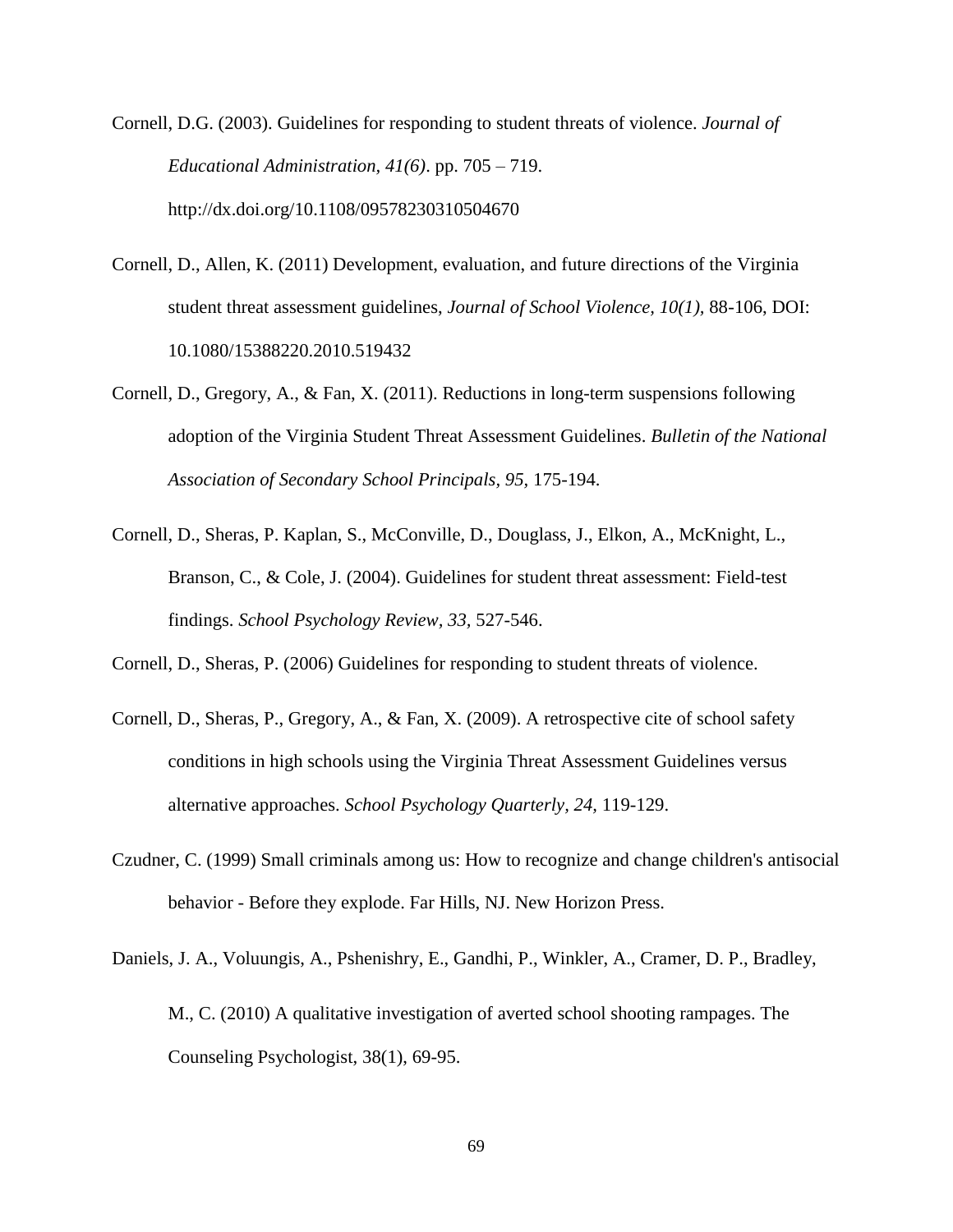Cornell, D.G. (2003). Guidelines for responding to student threats of violence. *Journal of Educational Administration, 41(6)*. pp. 705 – 719. http://dx.doi.org/10.1108/09578230310504670

Cornell, D., Allen, K. (2011) Development, evaluation, and future directions of the Virginia student threat assessment guidelines, *Journal of School Violence, 10(1),* 88-106, DOI: 10.1080/15388220.2010.519432

Cornell, D., Gregory, A., & Fan, X. (2011). Reductions in long-term suspensions following adoption of the Virginia Student Threat Assessment Guidelines. *Bulletin of the National Association of Secondary School Principals, 95,* 175-194.

Cornell, D., Sheras, P. Kaplan, S., McConville, D., Douglass, J., Elkon, A., McKnight, L., Branson, C., & Cole, J. (2004). Guidelines for student threat assessment: Field-test findings. *School Psychology Review, 33,* 527-546.

Cornell, D., Sheras, P. (2006) Guidelines for responding to student threats of violence.

Cornell, D., Sheras, P., Gregory, A., & Fan, X. (2009). A retrospective cite of school safety conditions in high schools using the Virginia Threat Assessment Guidelines versus alternative approaches. *School Psychology Quarterly, 24,* 119-129.

Czudner, C. (1999) Small criminals among us: How to recognize and change children's antisocial behavior - Before they explode. Far Hills, NJ. New Horizon Press.

Daniels, J. A., Voluungis, A., Pshenishry, E., Gandhi, P., Winkler, A., Cramer, D. P., Bradley, M., C. (2010) A qualitative investigation of averted school shooting rampages. The Counseling Psychologist, 38(1), 69-95.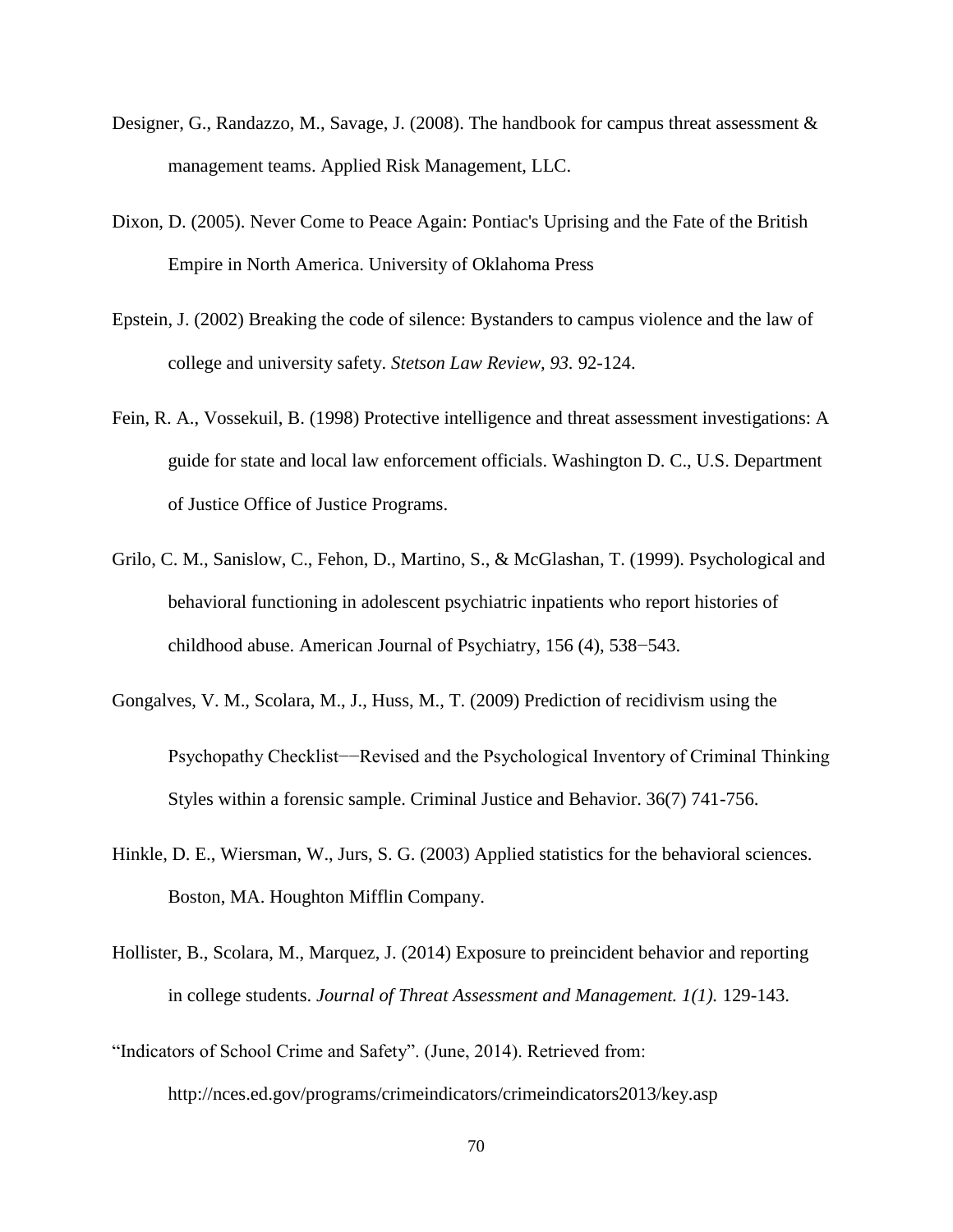Designer, G., Randazzo, M., Savage, J. (2008). The handbook for campus threat assessment & management teams. Applied Risk Management, LLC.

Dixon, D. (2005). Never Come to Peace Again: Pontiac's Uprising and the Fate of the British Empire in North America. University of Oklahoma Press

Epstein, J. (2002) Breaking the code of silence: Bystanders to campus violence and the law of college and university safety. *Stetson Law Review, 93.* 92-124.

Fein, R. A., Vossekuil, B. (1998) Protective intelligence and threat assessment investigations: A guide for state and local law enforcement officials. Washington D. C., U.S. Department of Justice Office of Justice Programs.

Grilo, C. M., Sanislow, C., Fehon, D., Martino, S., & McGlashan, T. (1999). Psychological and behavioral functioning in adolescent psychiatric inpatients who report histories of childhood abuse. American Journal of Psychiatry, 156 (4), 538−543.

Gongalves, V. M., Scolara, M., J., Huss, M., T. (2009) Prediction of recidivism using the Psychopathy Checklist−−Revised and the Psychological Inventory of Criminal Thinking Styles within a forensic sample. Criminal Justice and Behavior. 36(7) 741-756.

Hinkle, D. E., Wiersman, W., Jurs, S. G. (2003) Applied statistics for the behavioral sciences. Boston, MA. Houghton Mifflin Company.

Hollister, B., Scolara, M., Marquez, J. (2014) Exposure to preincident behavior and reporting in college students. *Journal of Threat Assessment and Management. 1(1).* 129-143.

"Indicators of School Crime and Safety". (June, 2014). Retrieved from: http://nces.ed.gov/programs/crimeindicators/crimeindicators2013/key.asp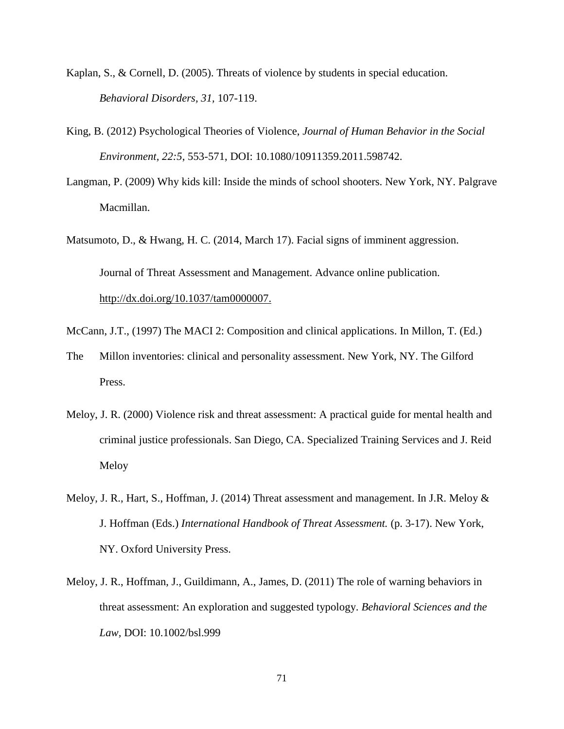Kaplan, S., & Cornell, D. (2005). Threats of violence by students in special education. *Behavioral Disorders, 31,* 107-119.

King, B. (2012) Psychological Theories of Violence, *Journal of Human Behavior in the Social Environment, 22:5*, 553-571, DOI: 10.1080/10911359.2011.598742.

Langman, P. (2009) Why kids kill: Inside the minds of school shooters. New York, NY. Palgrave Macmillan.

Matsumoto, D., & Hwang, H. C. (2014, March 17). Facial signs of imminent aggression.

Journal of Threat Assessment and Management. Advance online publication. http://dx.doi.org/10.1037/tam0000007.

McCann, J.T., (1997) The MACI 2: Composition and clinical applications. In Millon, T. (Ed.) The Millon inventories: clinical and personality assessment. New York, NY. The Gilford Press.

Meloy, J. R. (2000) Violence risk and threat assessment: A practical guide for mental health and criminal justice professionals. San Diego, CA. Specialized Training Services and J. Reid Meloy

Meloy, J. R., Hart, S., Hoffman, J. (2014) Threat assessment and management. In J.R. Meloy & J. Hoffman (Eds.) *International Handbook of Threat Assessment.* (p. 3-17). New York, NY. Oxford University Press.

Meloy, J. R., Hoffman, J., Guildimann, A., James, D. (2011) The role of warning behaviors in threat assessment: An exploration and suggested typology. *Behavioral Sciences and the Law*, DOI: 10.1002/bsl.999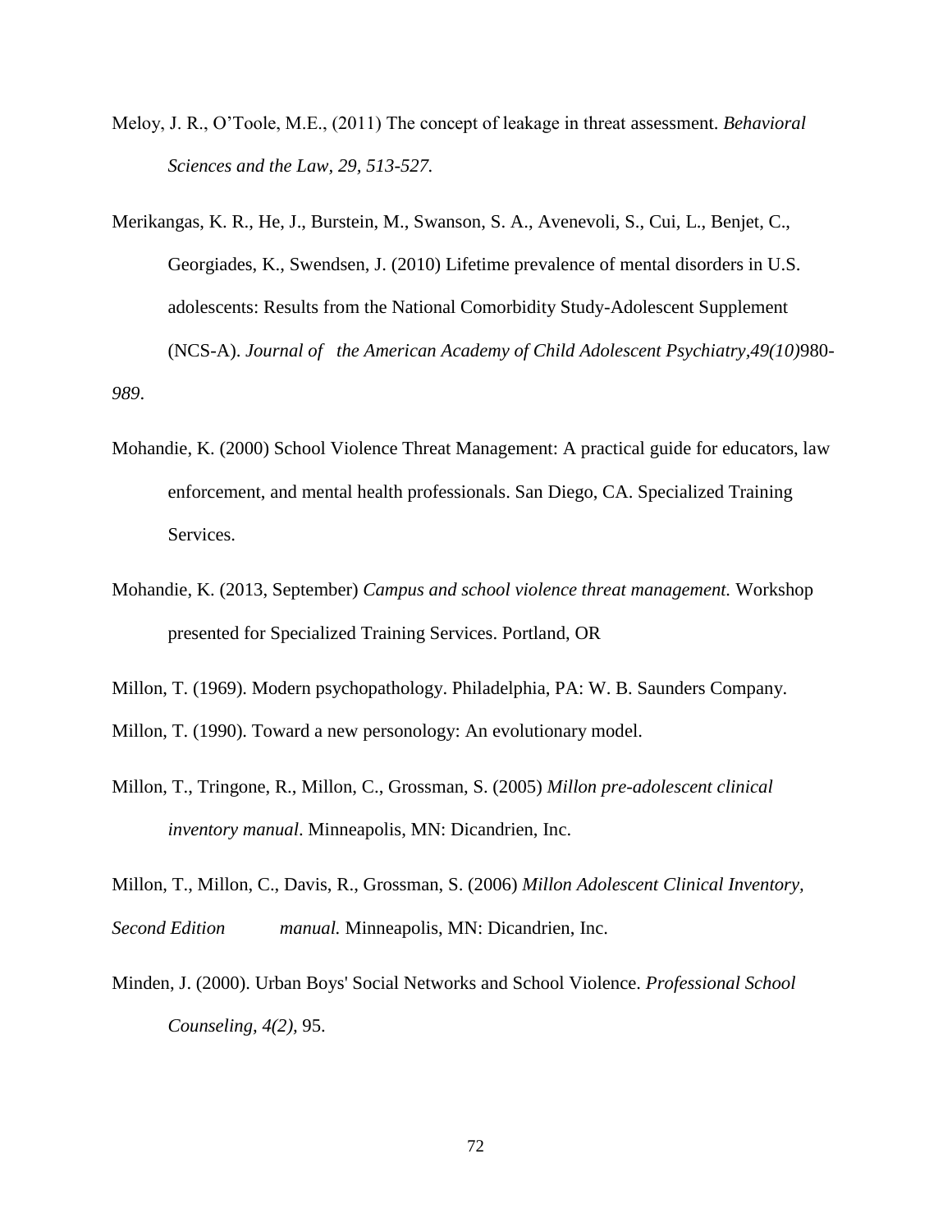Meloy, J. R., O'Toole, M.E., (2011) The concept of leakage in threat assessment. *Behavioral Sciences and the Law, 29, 513-527.*

Merikangas, K. R., He, J., Burstein, M., Swanson, S. A., Avenevoli, S., Cui, L., Benjet, C., Georgiades, K., Swendsen, J. (2010) Lifetime prevalence of mental disorders in U.S. adolescents: Results from the National Comorbidity Study-Adolescent Supplement (NCS-A). *Journal of the American Academy of Child Adolescent Psychiatry,49(10)*980-*989*.

Mohandie, K. (2000) School Violence Threat Management: A practical guide for educators, law enforcement, and mental health professionals. San Diego, CA. Specialized Training Services.

Mohandie, K. (2013, September) *Campus and school violence threat management.* Workshop presented for Specialized Training Services. Portland, OR

Millon, T. (1969). Modern psychopathology. Philadelphia, PA: W. B. Saunders Company.

Millon, T. (1990). Toward a new personology: An evolutionary model.

Millon, T., Tringone, R., Millon, C., Grossman, S. (2005) *Millon pre-adolescent clinical inventory manual*. Minneapolis, MN: Dicandrien, Inc.

Millon, T., Millon, C., Davis, R., Grossman, S. (2006) *Millon Adolescent Clinical Inventory, Second Edition manual.* Minneapolis, MN: Dicandrien, Inc.

Minden, J. (2000). Urban Boys' Social Networks and School Violence. *Professional School Counseling, 4(2),* 95.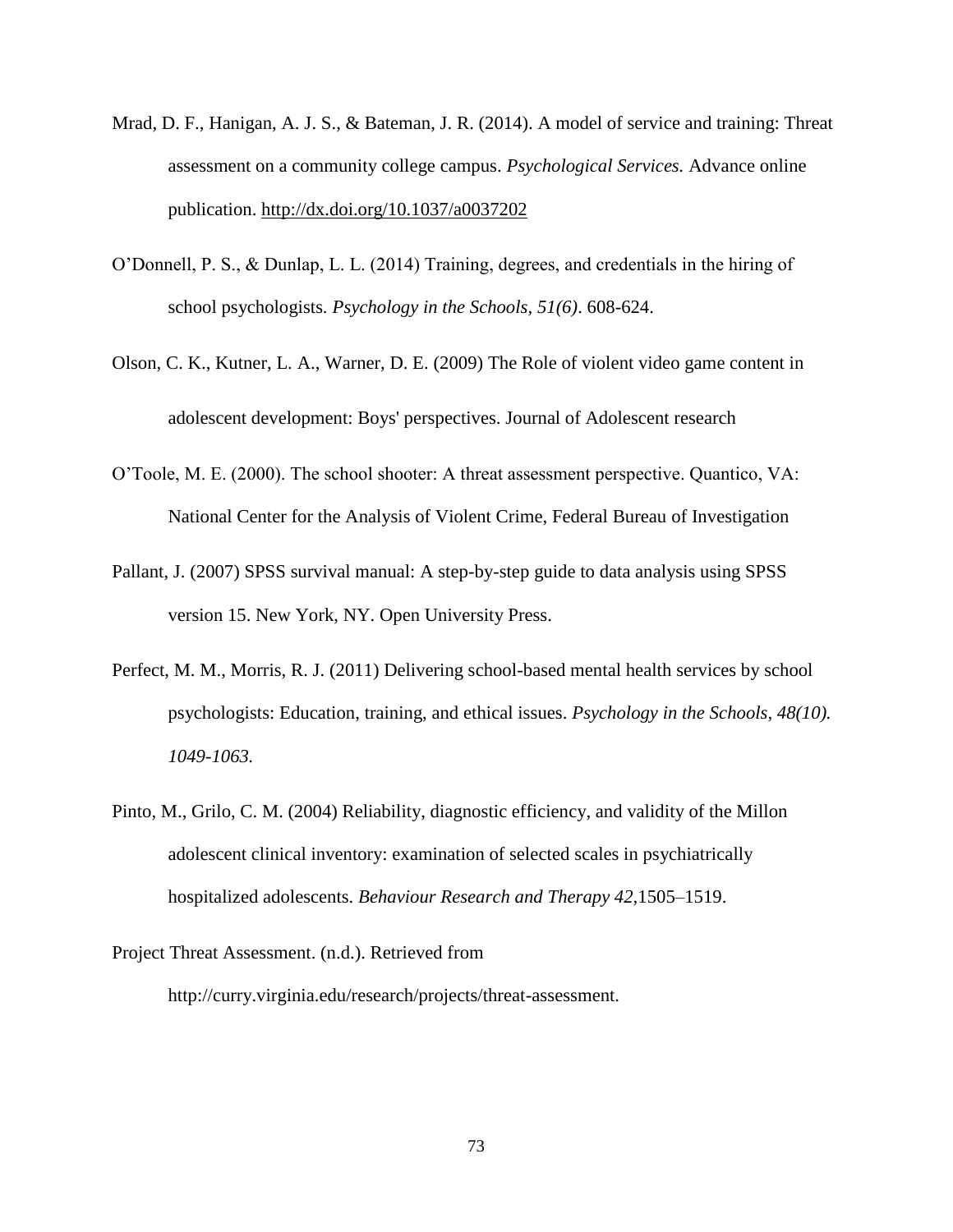Mrad, D. F., Hanigan, A. J. S., & Bateman, J. R. (2014). A model of service and training: Threat assessment on a community college campus. *Psychological Services.* Advance online publication. http://dx.doi.org/10.1037/a0037202

O'Donnell, P. S., & Dunlap, L. L. (2014) Training, degrees, and credentials in the hiring of school psychologists. *Psychology in the Schools, 51(6)*. 608-624.

Olson, C. K., Kutner, L. A., Warner, D. E. (2009) The Role of violent video game content in adolescent development: Boys' perspectives. Journal of Adolescent research

O'Toole, M. E. (2000). The school shooter: A threat assessment perspective. Quantico, VA: National Center for the Analysis of Violent Crime, Federal Bureau of Investigation

Pallant, J. (2007) SPSS survival manual: A step-by-step guide to data analysis using SPSS version 15. New York, NY. Open University Press.

Perfect, M. M., Morris, R. J. (2011) Delivering school-based mental health services by school psychologists: Education, training, and ethical issues. *Psychology in the Schools, 48(10). 1049-1063.*

Pinto, M., Grilo, C. M. (2004) Reliability, diagnostic efficiency, and validity of the Millon adolescent clinical inventory: examination of selected scales in psychiatrically hospitalized adolescents. *Behaviour Research and Therapy 42,*1505–1519.

Project Threat Assessment. (n.d.). Retrieved from http://curry.virginia.edu/research/projects/threat-assessment.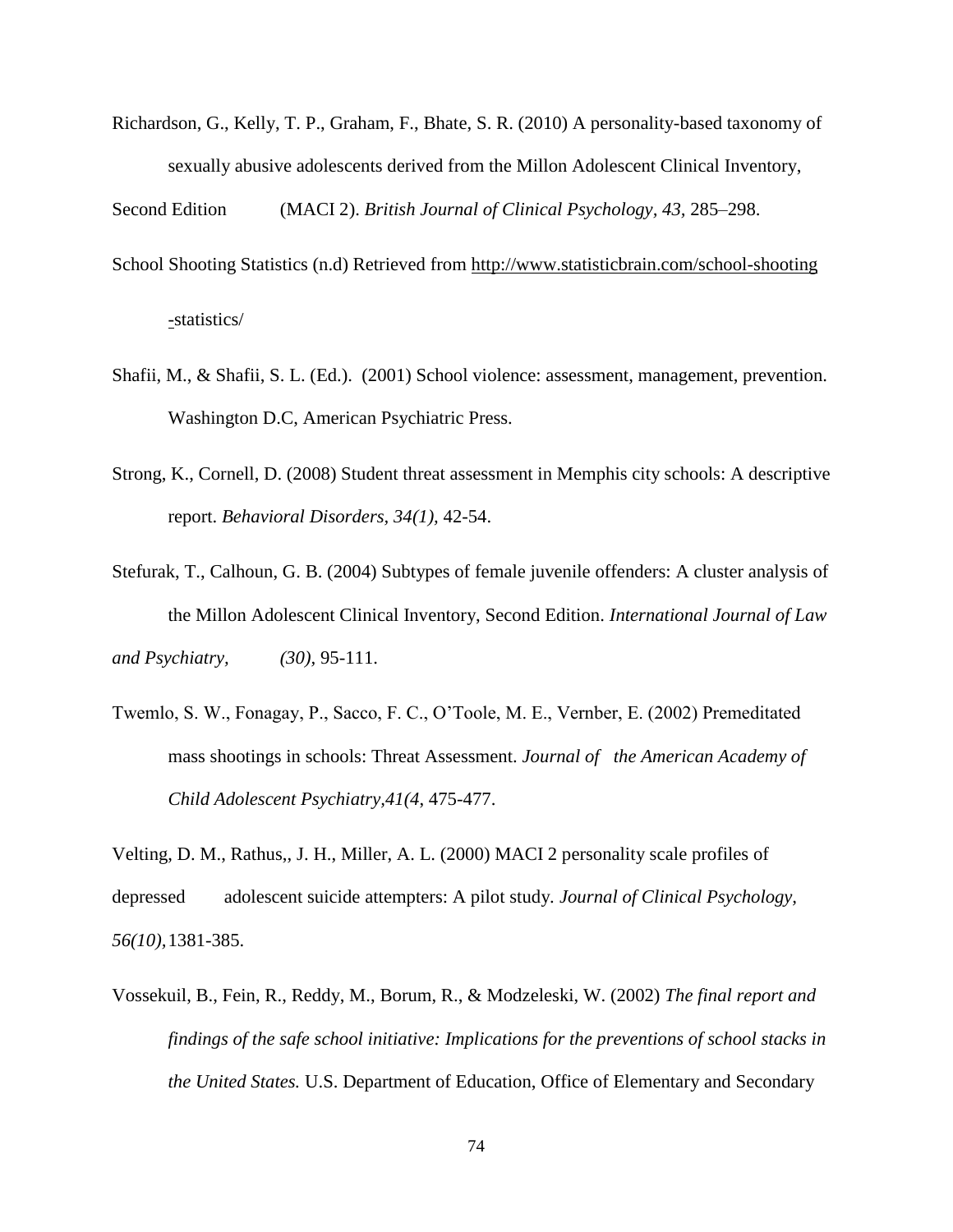Richardson, G., Kelly, T. P., Graham, F., Bhate, S. R. (2010) A personality-based taxonomy of sexually abusive adolescents derived from the Millon Adolescent Clinical Inventory, Second Edition (MACI 2). *British Journal of Clinical Psychology, 43*, 285–298.

School Shooting Statistics (n.d) Retrieved from http://www.statisticbrain.com/school-shooting -statistics/

Shafii, M., & Shafii, S. L. (Ed.). (2001) School violence: assessment, management, prevention. Washington D.C, American Psychiatric Press.

Strong, K., Cornell, D. (2008) Student threat assessment in Memphis city schools: A descriptive report. *Behavioral Disorders, 34(1)*, 42-54.

Stefurak, T., Calhoun, G. B. (2004) Subtypes of female juvenile offenders: A cluster analysis of the Millon Adolescent Clinical Inventory, Second Edition. *International Journal of Law and Psychiatry, (30)*, 95-111.

Twemlo, S. W., Fonagay, P., Sacco, F. C., O'Toole, M. E., Vernber, E. (2002) Premeditated mass shootings in schools: Threat Assessment. *Journal of the American Academy of Child Adolescent Psychiatry,41(4*, 475-477.

Velting, D. M., Rathus,, J. H., Miller, A. L. (2000) MACI 2 personality scale profiles of depressed adolescent suicide attempters: A pilot study. *Journal of Clinical Psychology, 56(10),*1381-385.

Vossekuil, B., Fein, R., Reddy, M., Borum, R., & Modzeleski, W. (2002) *The final report and findings of the safe school initiative: Implications for the preventions of school stacks in the United States.* U.S. Department of Education, Office of Elementary and Secondary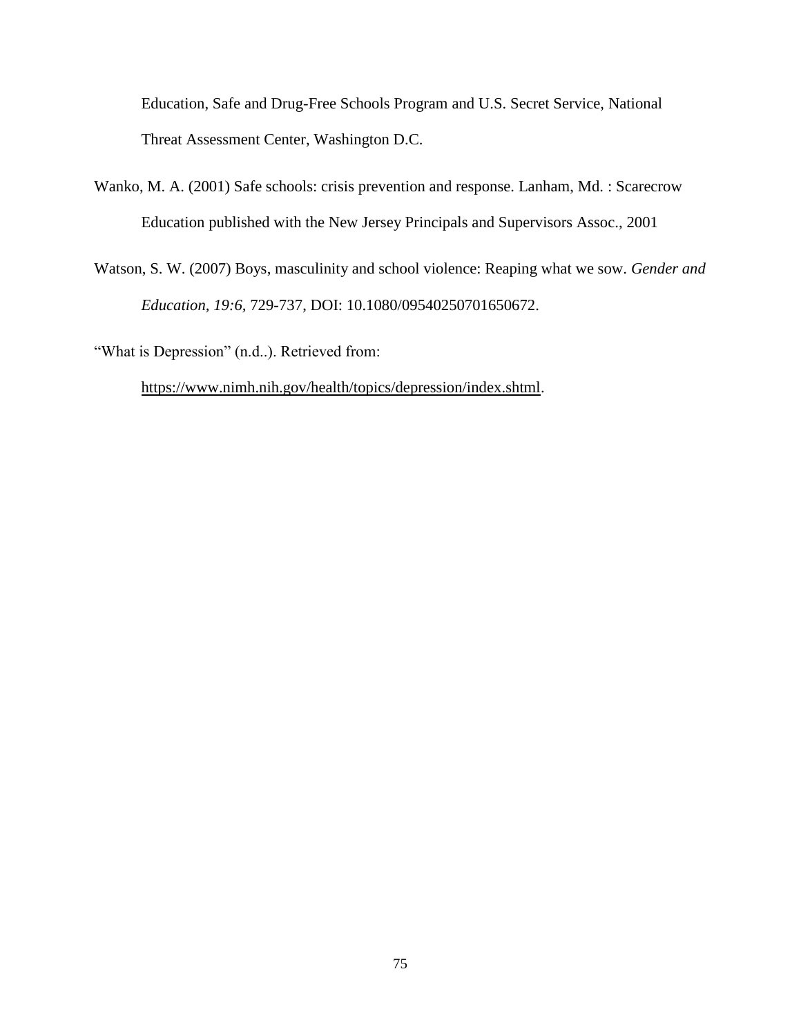Education, Safe and Drug-Free Schools Program and U.S. Secret Service, National Threat Assessment Center, Washington D.C.

Wanko, M. A. (2001) Safe schools: crisis prevention and response. Lanham, Md. : Scarecrow Education published with the New Jersey Principals and Supervisors Assoc., 2001

Watson, S. W. (2007) Boys, masculinity and school violence: Reaping what we sow. *Gender and Education, 19:6,* 729-737, DOI: 10.1080/09540250701650672.

"What is Depression" (n.d..). Retrieved from: https://www.nimh.nih.gov/health/topics/depression/index.shtml.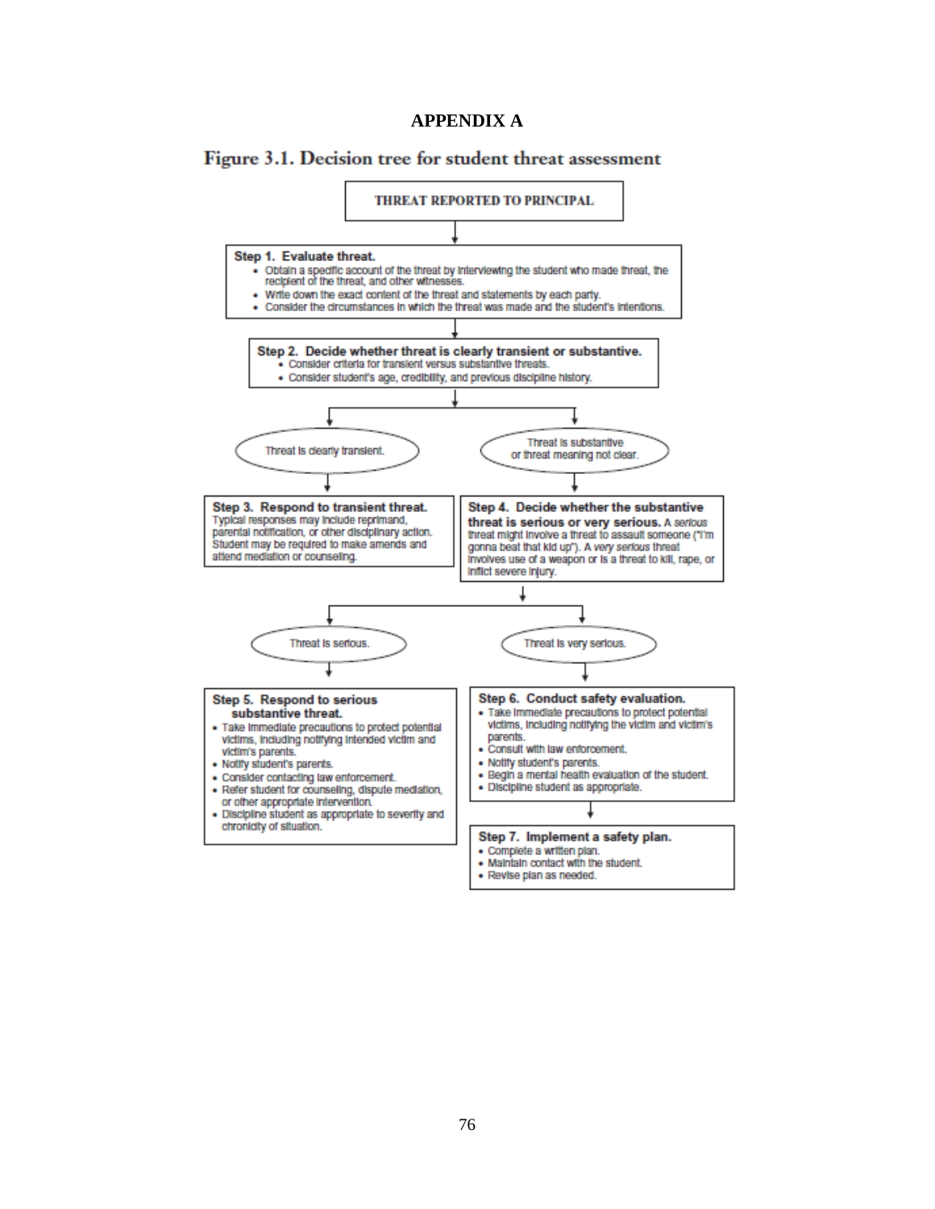## APPENDIX A

**Figure 3.1. Decision tree for student threat assessment**

**THREAT REPORTED TO PRINCIPAL**

**Step 1. Evaluate threat.**

- Obtain a specific account of the threat by interviewing the student who made threat, the recipient of the threat, and other witnesses.
- Write down the exact content of the threat and statements by each party.
- Consider the circumstances in which the threat was made and the student's intentions.

**Step 2. Decide whether threat is clearly transient or substantive.**

- Consider criteria for transient versus substantive threats.
- Consider student's age, credibility, and previous discipline history.

Threat is clearly transient.

Threat is substantive or threat meaning not clear.

**Step 3. Respond to transient threat.** Typical responses may include reprimand, parental notification, or other disciplinary action. Student may be required to make amends and attend mediation or counseling.

**Step 4. Decide whether the substantive threat is serious or very serious.** A *serious* threat might involve a threat to assault someone ("I'm gonna beat that kid up"). A *very serious* threat involves use of a weapon or is a threat to kill, rape, or inflict severe injury.

Threat is serious.

Threat is very serious.

**Step 5. Respond to serious substantive threat.**

- Take immediate precautions to protect potential victims, including notifying intended victim and victim's parents.
- Notify student's parents.
- Consider contacting law enforcement.
- Refer student for counseling, dispute mediation, or other appropriate intervention.
- Discipline student as appropriate to severity and chronicity of situation.

**Step 6. Conduct safety evaluation.**

- Take immediate precautions to protect potential victims, including notifying the victim and victim's parents.
- Consult with law enforcement.
- Notify student's parents.
- Begin a mental health evaluation of the student.
- Discipline student as appropriate.

**Step 7. Implement a safety plan.**

- Complete a written plan.
- Maintain contact with the student.
- Revise plan as needed.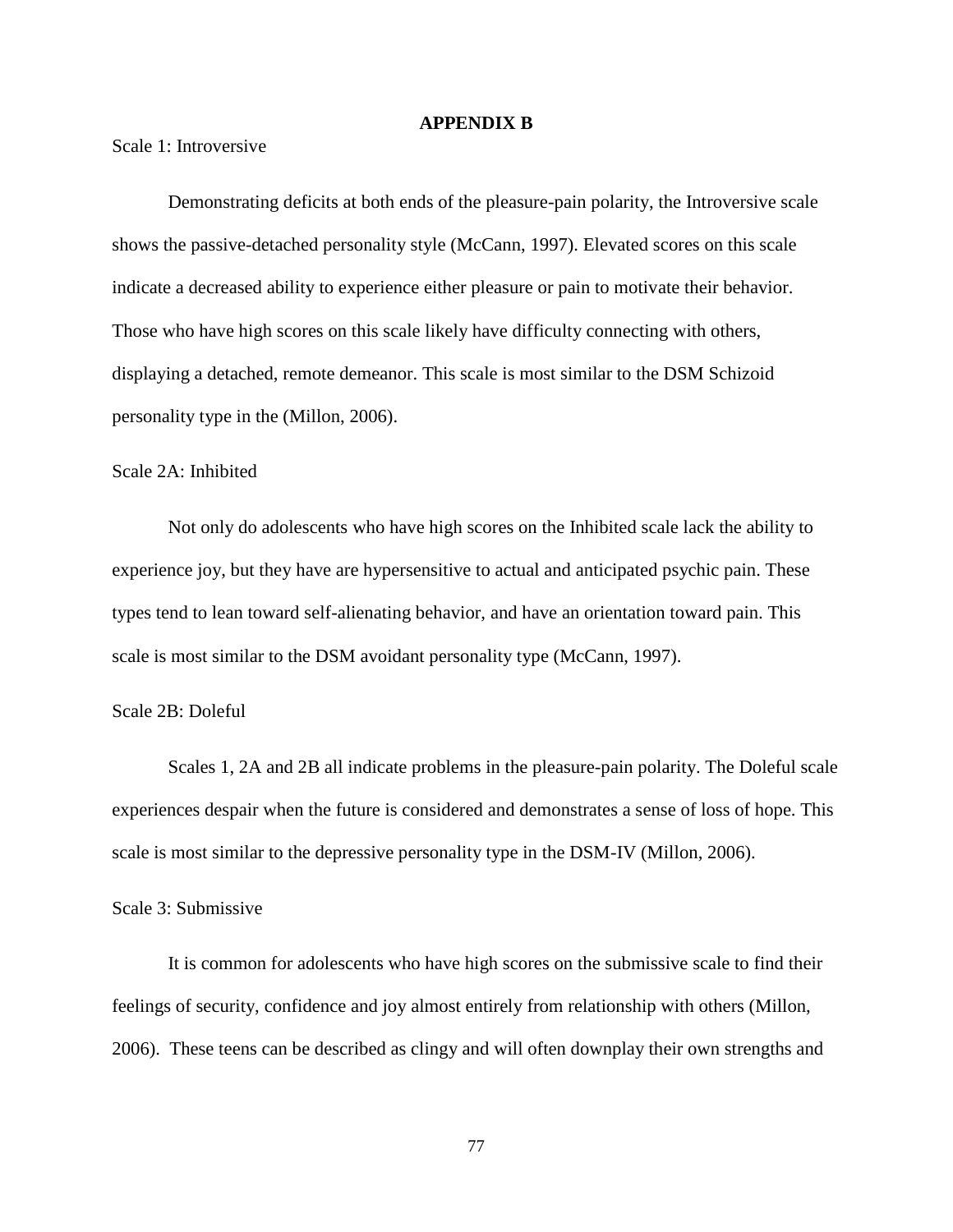# APPENDIX B

Scale 1: Introversive

Demonstrating deficits at both ends of the pleasure-pain polarity, the Introversive scale shows the passive-detached personality style (McCann, 1997). Elevated scores on this scale indicate a decreased ability to experience either pleasure or pain to motivate their behavior. Those who have high scores on this scale likely have difficulty connecting with others, displaying a detached, remote demeanor. This scale is most similar to the DSM Schizoid personality type in the (Millon, 2006).

Scale 2A: Inhibited

Not only do adolescents who have high scores on the Inhibited scale lack the ability to experience joy, but they have are hypersensitive to actual and anticipated psychic pain. These types tend to lean toward self-alienating behavior, and have an orientation toward pain. This scale is most similar to the DSM avoidant personality type (McCann, 1997).

Scale 2B: Doleful

Scales 1, 2A and 2B all indicate problems in the pleasure-pain polarity. The Doleful scale experiences despair when the future is considered and demonstrates a sense of loss of hope. This scale is most similar to the depressive personality type in the DSM-IV (Millon, 2006).

Scale 3: Submissive

It is common for adolescents who have high scores on the submissive scale to find their feelings of security, confidence and joy almost entirely from relationship with others (Millon, 2006). These teens can be described as clingy and will often downplay their own strengths and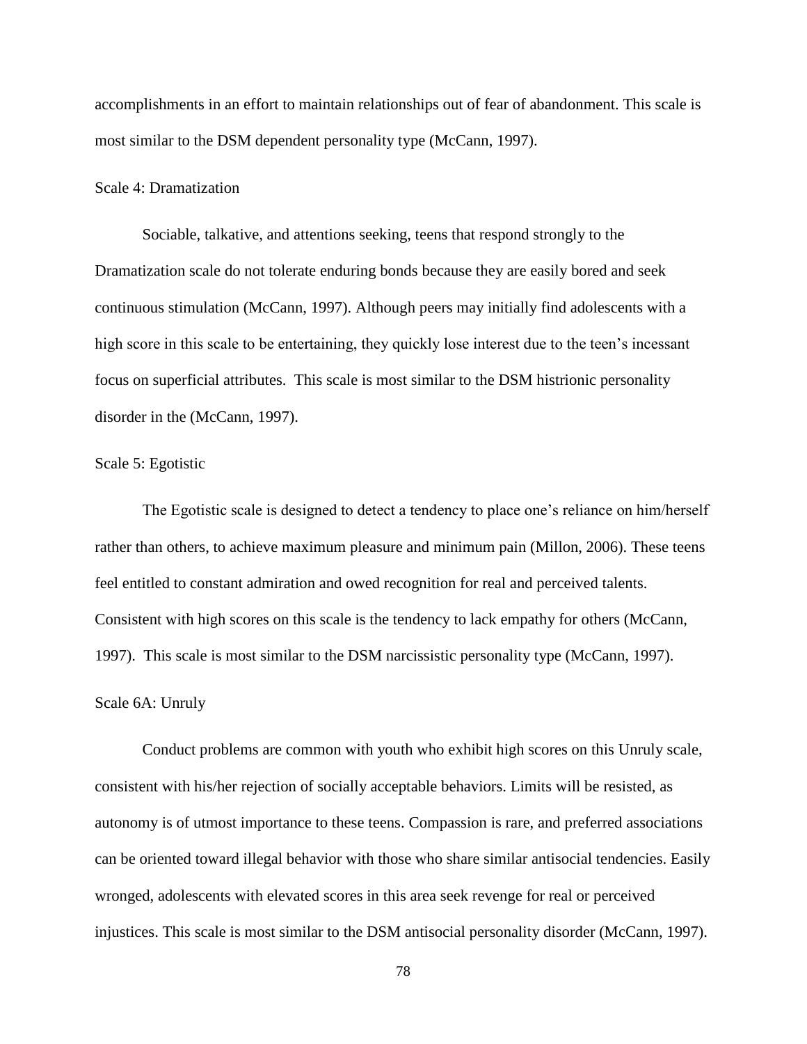accomplishments in an effort to maintain relationships out of fear of abandonment. This scale is most similar to the DSM dependent personality type (McCann, 1997).

Scale 4: Dramatization

Sociable, talkative, and attentions seeking, teens that respond strongly to the Dramatization scale do not tolerate enduring bonds because they are easily bored and seek continuous stimulation (McCann, 1997). Although peers may initially find adolescents with a high score in this scale to be entertaining, they quickly lose interest due to the teen's incessant focus on superficial attributes. This scale is most similar to the DSM histrionic personality disorder in the (McCann, 1997).

Scale 5: Egotistic

The Egotistic scale is designed to detect a tendency to place one's reliance on him/herself rather than others, to achieve maximum pleasure and minimum pain (Millon, 2006). These teens feel entitled to constant admiration and owed recognition for real and perceived talents. Consistent with high scores on this scale is the tendency to lack empathy for others (McCann, 1997). This scale is most similar to the DSM narcissistic personality type (McCann, 1997).

Scale 6A: Unruly

Conduct problems are common with youth who exhibit high scores on this Unruly scale, consistent with his/her rejection of socially acceptable behaviors. Limits will be resisted, as autonomy is of utmost importance to these teens. Compassion is rare, and preferred associations can be oriented toward illegal behavior with those who share similar antisocial tendencies. Easily wronged, adolescents with elevated scores in this area seek revenge for real or perceived injustices. This scale is most similar to the DSM antisocial personality disorder (McCann, 1997).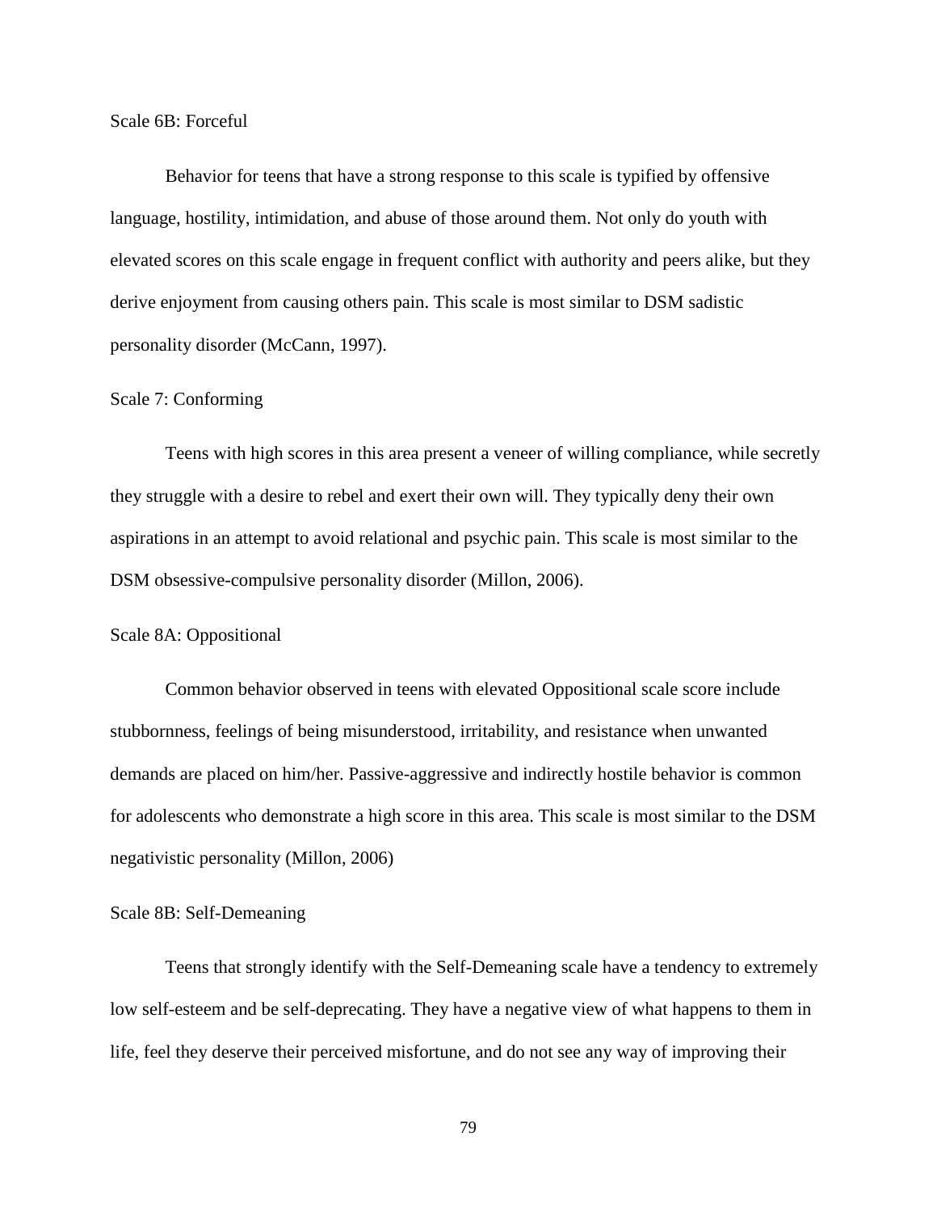Scale 6B: Forceful

Behavior for teens that have a strong response to this scale is typified by offensive language, hostility, intimidation, and abuse of those around them. Not only do youth with elevated scores on this scale engage in frequent conflict with authority and peers alike, but they derive enjoyment from causing others pain. This scale is most similar to DSM sadistic personality disorder (McCann, 1997).

Scale 7: Conforming

Teens with high scores in this area present a veneer of willing compliance, while secretly they struggle with a desire to rebel and exert their own will. They typically deny their own aspirations in an attempt to avoid relational and psychic pain. This scale is most similar to the DSM obsessive-compulsive personality disorder (Millon, 2006).

Scale 8A: Oppositional

Common behavior observed in teens with elevated Oppositional scale score include stubbornness, feelings of being misunderstood, irritability, and resistance when unwanted demands are placed on him/her. Passive-aggressive and indirectly hostile behavior is common for adolescents who demonstrate a high score in this area. This scale is most similar to the DSM negativistic personality (Millon, 2006)

Scale 8B: Self-Demeaning

Teens that strongly identify with the Self-Demeaning scale have a tendency to extremely low self-esteem and be self-deprecating. They have a negative view of what happens to them in life, feel they deserve their perceived misfortune, and do not see any way of improving their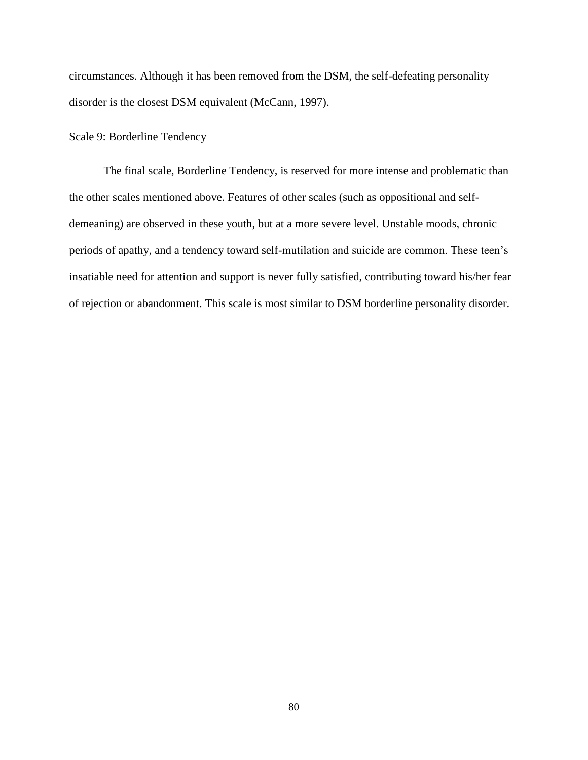circumstances. Although it has been removed from the DSM, the self-defeating personality disorder is the closest DSM equivalent (McCann, 1997).

### Scale 9: Borderline Tendency

The final scale, Borderline Tendency, is reserved for more intense and problematic than the other scales mentioned above. Features of other scales (such as oppositional and self-demeaning) are observed in these youth, but at a more severe level. Unstable moods, chronic periods of apathy, and a tendency toward self-mutilation and suicide are common. These teen's insatiable need for attention and support is never fully satisfied, contributing toward his/her fear of rejection or abandonment. This scale is most similar to DSM borderline personality disorder.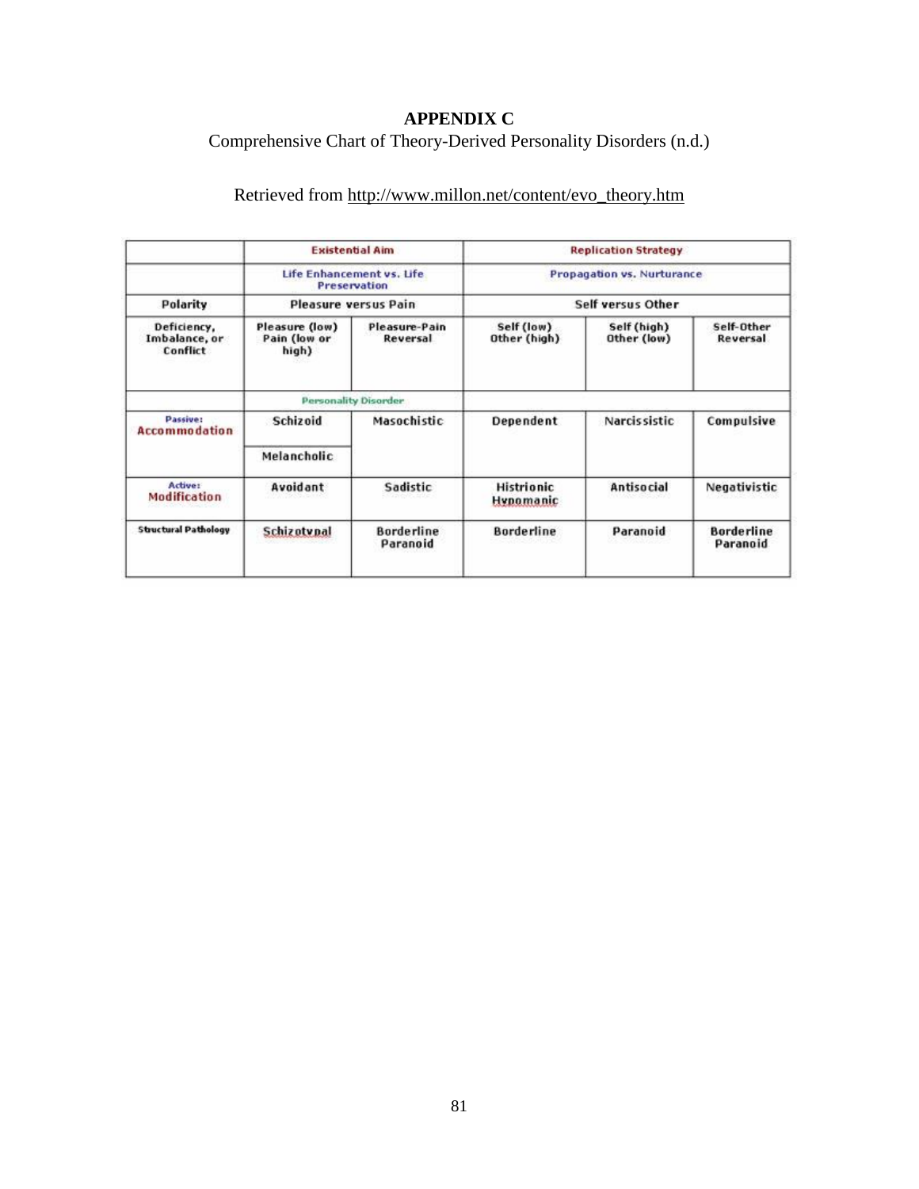# APPENDIX C

Comprehensive Chart of Theory-Derived Personality Disorders (n.d.)

Retrieved from http://www.millon.net/content/evo_theory.htm

| | Existential Aim | | Replication Strategy | | |
|---|---|---|---|---|---|
| | Life Enhancement vs. Life Preservation | | Propagation vs. Nurturance | | |
| Polarity | Pleasure versus Pain | | Self versus Other | | |
| Deficiency, Imbalance, or Conflict | Pleasure (low) Pain (low or high) | Pleasure-Pain Reversal | Self (low) Other (high) | Self (high) Other (low) | Self-Other Reversal |
| | Personality Disorder | | | | |
| Passive: Accommodation | Schizoid<br>Melancholic | Masochistic | Dependent | Narcissistic | Compulsive |
| Active: Modification | Avoidant | Sadistic | Histrionic Hypomanic | Antisocial | Negativistic |
| Structural Pathology | Schizotypal | Borderline Paranoid | Borderline | Paranoid | Borderline Paranoid |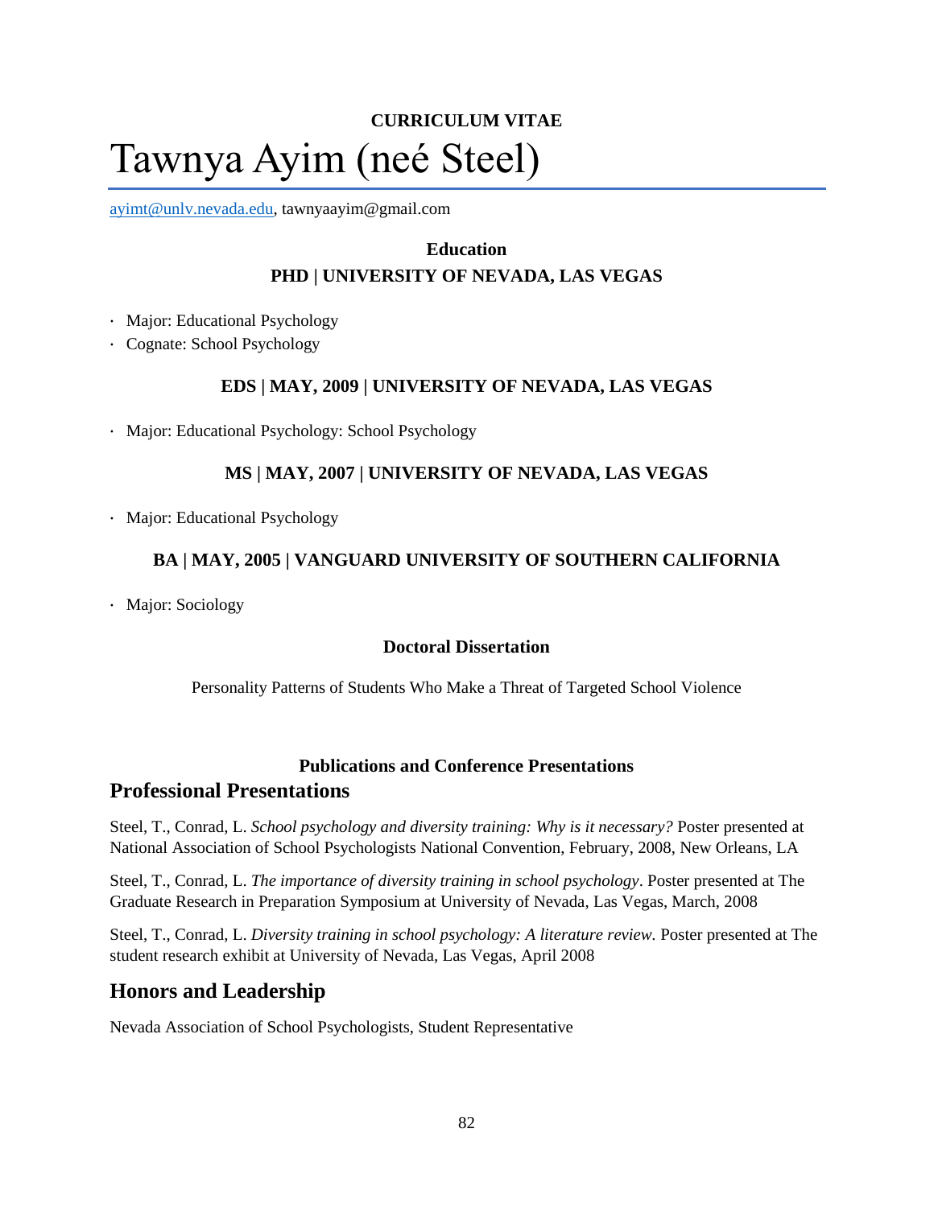**CURRICULUM VITAE**

# Tawnya Ayim (neé Steel)

ayimt@unlv.nevada.edu, tawnyaayim@gmail.com

### Education

### PHD | UNIVERSITY OF NEVADA, LAS VEGAS

- Major: Educational Psychology
- Cognate: School Psychology

### EDS | MAY, 2009 | UNIVERSITY OF NEVADA, LAS VEGAS

- Major: Educational Psychology: School Psychology

### MS | MAY, 2007 | UNIVERSITY OF NEVADA, LAS VEGAS

- Major: Educational Psychology

### BA | MAY, 2005 | VANGUARD UNIVERSITY OF SOUTHERN CALIFORNIA

- Major: Sociology

### Doctoral Dissertation

Personality Patterns of Students Who Make a Threat of Targeted School Violence

### Publications and Conference Presentations

## Professional Presentations

Steel, T., Conrad, L. *School psychology and diversity training: Why is it necessary?* Poster presented at National Association of School Psychologists National Convention, February, 2008, New Orleans, LA

Steel, T., Conrad, L. *The importance of diversity training in school psychology*. Poster presented at The Graduate Research in Preparation Symposium at University of Nevada, Las Vegas, March, 2008

Steel, T., Conrad, L. *Diversity training in school psychology: A literature review.* Poster presented at The student research exhibit at University of Nevada, Las Vegas, April 2008

## Honors and Leadership

Nevada Association of School Psychologists, Student Representative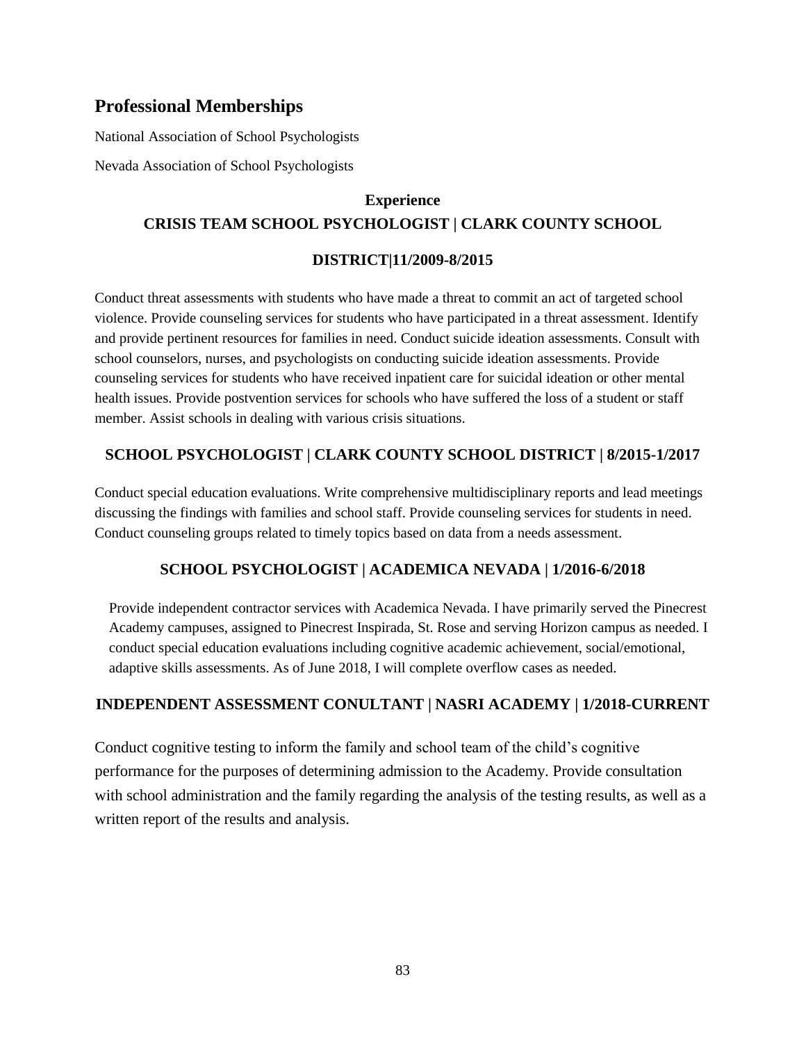## Professional Memberships

National Association of School Psychologists

Nevada Association of School Psychologists

### Experience

### CRISIS TEAM SCHOOL PSYCHOLOGIST | CLARK COUNTY SCHOOL DISTRICT|11/2009-8/2015

Conduct threat assessments with students who have made a threat to commit an act of targeted school violence. Provide counseling services for students who have participated in a threat assessment. Identify and provide pertinent resources for families in need. Conduct suicide ideation assessments. Consult with school counselors, nurses, and psychologists on conducting suicide ideation assessments. Provide counseling services for students who have received inpatient care for suicidal ideation or other mental health issues. Provide postvention services for schools who have suffered the loss of a student or staff member. Assist schools in dealing with various crisis situations.

### SCHOOL PSYCHOLOGIST | CLARK COUNTY SCHOOL DISTRICT | 8/2015-1/2017

Conduct special education evaluations. Write comprehensive multidisciplinary reports and lead meetings discussing the findings with families and school staff. Provide counseling services for students in need. Conduct counseling groups related to timely topics based on data from a needs assessment.

### SCHOOL PSYCHOLOGIST | ACADEMICA NEVADA | 1/2016-6/2018

Provide independent contractor services with Academica Nevada. I have primarily served the Pinecrest Academy campuses, assigned to Pinecrest Inspirada, St. Rose and serving Horizon campus as needed. I conduct special education evaluations including cognitive academic achievement, social/emotional, adaptive skills assessments. As of June 2018, I will complete overflow cases as needed.

### INDEPENDENT ASSESSMENT CONULTANT | NASRI ACADEMY | 1/2018-CURRENT

Conduct cognitive testing to inform the family and school team of the child's cognitive performance for the purposes of determining admission to the Academy. Provide consultation with school administration and the family regarding the analysis of the testing results, as well as a written report of the results and analysis.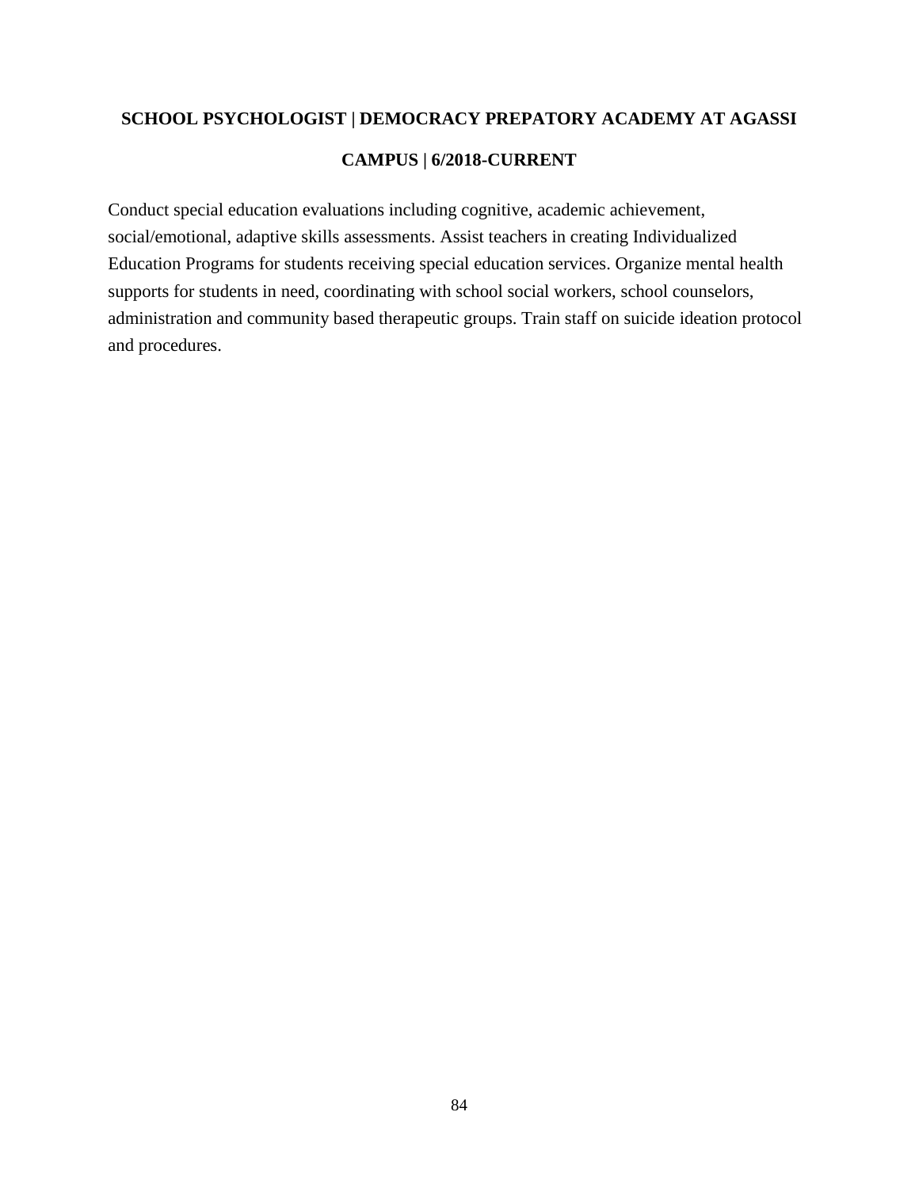**SCHOOL PSYCHOLOGIST | DEMOCRACY PREPATORY ACADEMY AT AGASSI CAMPUS | 6/2018-CURRENT**

Conduct special education evaluations including cognitive, academic achievement, social/emotional, adaptive skills assessments. Assist teachers in creating Individualized Education Programs for students receiving special education services. Organize mental health supports for students in need, coordinating with school social workers, school counselors, administration and community based therapeutic groups. Train staff on suicide ideation protocol and procedures.